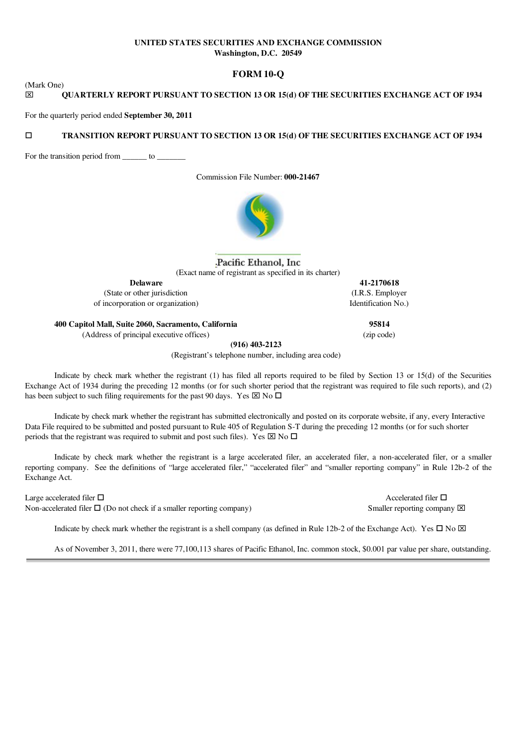**UNITED STATES SECURITIES AND EXCHANGE COMMISSION**
**Washington, D.C. 20549**

# FORM 10-Q

(Mark One)

☒ **QUARTERLY REPORT PURSUANT TO SECTION 13 OR 15(d) OF THE SECURITIES EXCHANGE ACT OF 1934**

For the quarterly period ended **September 30, 2011**

☐ **TRANSITION REPORT PURSUANT TO SECTION 13 OR 15(d) OF THE SECURITIES EXCHANGE ACT OF 1934**

For the transition period from ______ to _______

Commission File Number: **000-21467**

Pacific Ethanol, Inc
(Exact name of registrant as specified in its charter)

| | |
|---|---|
| **Delaware** | **41-2170618** |
| (State or other jurisdiction of incorporation or organization) | (I.R.S. Employer Identification No.) |
| **400 Capitol Mall, Suite 2060, Sacramento, California** | **95814** |
| (Address of principal executive offices) | (zip code) |

**(916) 403-2123**
(Registrant's telephone number, including area code)

Indicate by check mark whether the registrant (1) has filed all reports required to be filed by Section 13 or 15(d) of the Securities Exchange Act of 1934 during the preceding 12 months (or for such shorter period that the registrant was required to file such reports), and (2) has been subject to such filing requirements for the past 90 days. Yes ☒ No ☐

Indicate by check mark whether the registrant has submitted electronically and posted on its corporate website, if any, every Interactive Data File required to be submitted and posted pursuant to Rule 405 of Regulation S-T during the preceding 12 months (or for such shorter periods that the registrant was required to submit and post such files). Yes ☒ No ☐

Indicate by check mark whether the registrant is a large accelerated filer, an accelerated filer, a non-accelerated filer, or a smaller reporting company. See the definitions of "large accelerated filer," "accelerated filer" and "smaller reporting company" in Rule 12b-2 of the Exchange Act.

| | |
|---|---|
| Large accelerated filer ☐ | Accelerated filer ☐ |
| Non-accelerated filer ☐ (Do not check if a smaller reporting company) | Smaller reporting company ☒ |

Indicate by check mark whether the registrant is a shell company (as defined in Rule 12b-2 of the Exchange Act). Yes ☐ No ☒

As of November 3, 2011, there were 77,100,113 shares of Pacific Ethanol, Inc. common stock, $0.001 par value per share, outstanding.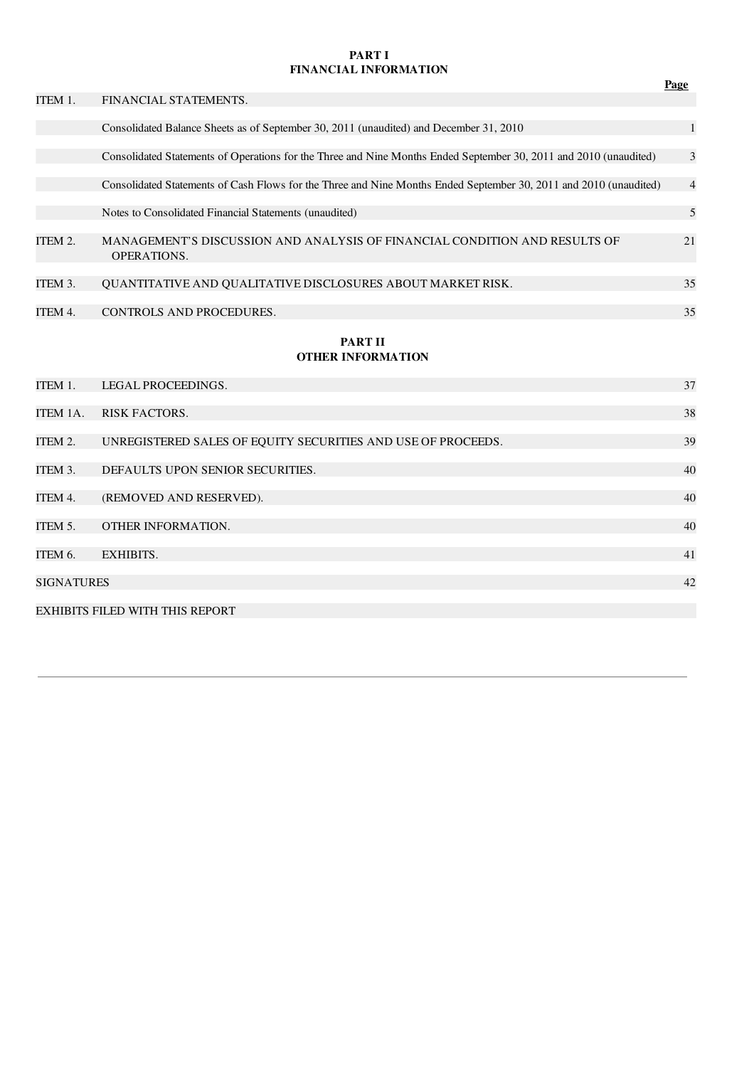## PART I
## FINANCIAL INFORMATION

| | | Page |
|---|---|---|
| ITEM 1. | FINANCIAL STATEMENTS. | |
| | Consolidated Balance Sheets as of September 30, 2011 (unaudited) and December 31, 2010 | 1 |
| | Consolidated Statements of Operations for the Three and Nine Months Ended September 30, 2011 and 2010 (unaudited) | 3 |
| | Consolidated Statements of Cash Flows for the Three and Nine Months Ended September 30, 2011 and 2010 (unaudited) | 4 |
| | Notes to Consolidated Financial Statements (unaudited) | 5 |
| ITEM 2. | MANAGEMENT'S DISCUSSION AND ANALYSIS OF FINANCIAL CONDITION AND RESULTS OF OPERATIONS. | 21 |
| ITEM 3. | QUANTITATIVE AND QUALITATIVE DISCLOSURES ABOUT MARKET RISK. | 35 |
| ITEM 4. | CONTROLS AND PROCEDURES. | 35 |

## PART II
## OTHER INFORMATION

| | | |
|---|---|---|
| ITEM 1. | LEGAL PROCEEDINGS. | 37 |
| ITEM 1A. | RISK FACTORS. | 38 |
| ITEM 2. | UNREGISTERED SALES OF EQUITY SECURITIES AND USE OF PROCEEDS. | 39 |
| ITEM 3. | DEFAULTS UPON SENIOR SECURITIES. | 40 |
| ITEM 4. | (REMOVED AND RESERVED). | 40 |
| ITEM 5. | OTHER INFORMATION. | 40 |
| ITEM 6. | EXHIBITS. | 41 |
| SIGNATURES | | 42 |
| EXHIBITS FILED WITH THIS REPORT | | |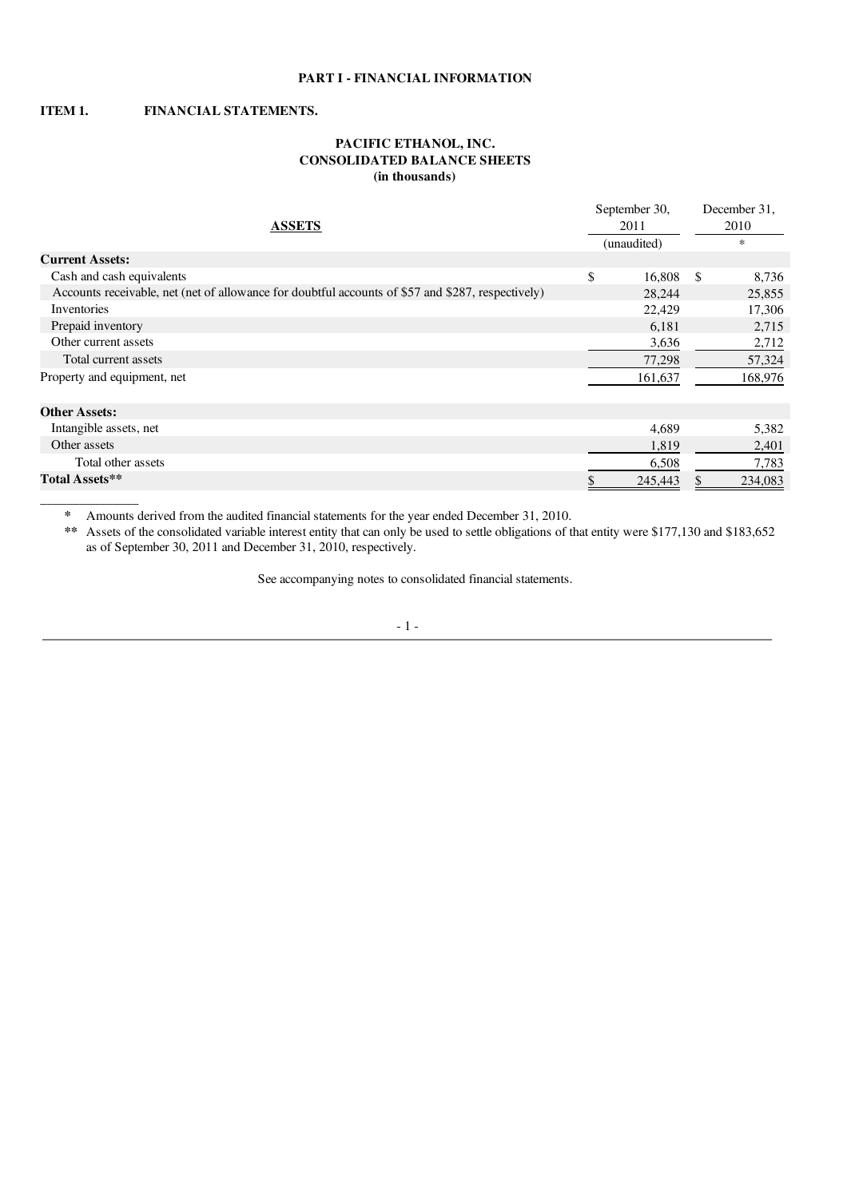**PART I - FINANCIAL INFORMATION**

**ITEM 1. FINANCIAL STATEMENTS.**

**PACIFIC ETHANOL, INC.**
**CONSOLIDATED BALANCE SHEETS**
**(in thousands)**

| ASSETS | September 30, 2011 (unaudited) | December 31, 2010 * |
|---|---|---|
| **Current Assets:** | | |
| Cash and cash equivalents | $ 16,808 | $ 8,736 |
| Accounts receivable, net (net of allowance for doubtful accounts of $57 and $287, respectively) | 28,244 | 25,855 |
| Inventories | 22,429 | 17,306 |
| Prepaid inventory | 6,181 | 2,715 |
| Other current assets | 3,636 | 2,712 |
| Total current assets | 77,298 | 57,324 |
| Property and equipment, net | 161,637 | 168,976 |
| **Other Assets:** | | |
| Intangible assets, net | 4,689 | 5,382 |
| Other assets | 1,819 | 2,401 |
| Total other assets | 6,508 | 7,783 |
| **Total Assets**** | $ 245,443 | $ 234,083 |

\* Amounts derived from the audited financial statements for the year ended December 31, 2010.

** Assets of the consolidated variable interest entity that can only be used to settle obligations of that entity were $177,130 and $183,652 as of September 30, 2011 and December 31, 2010, respectively.

See accompanying notes to consolidated financial statements.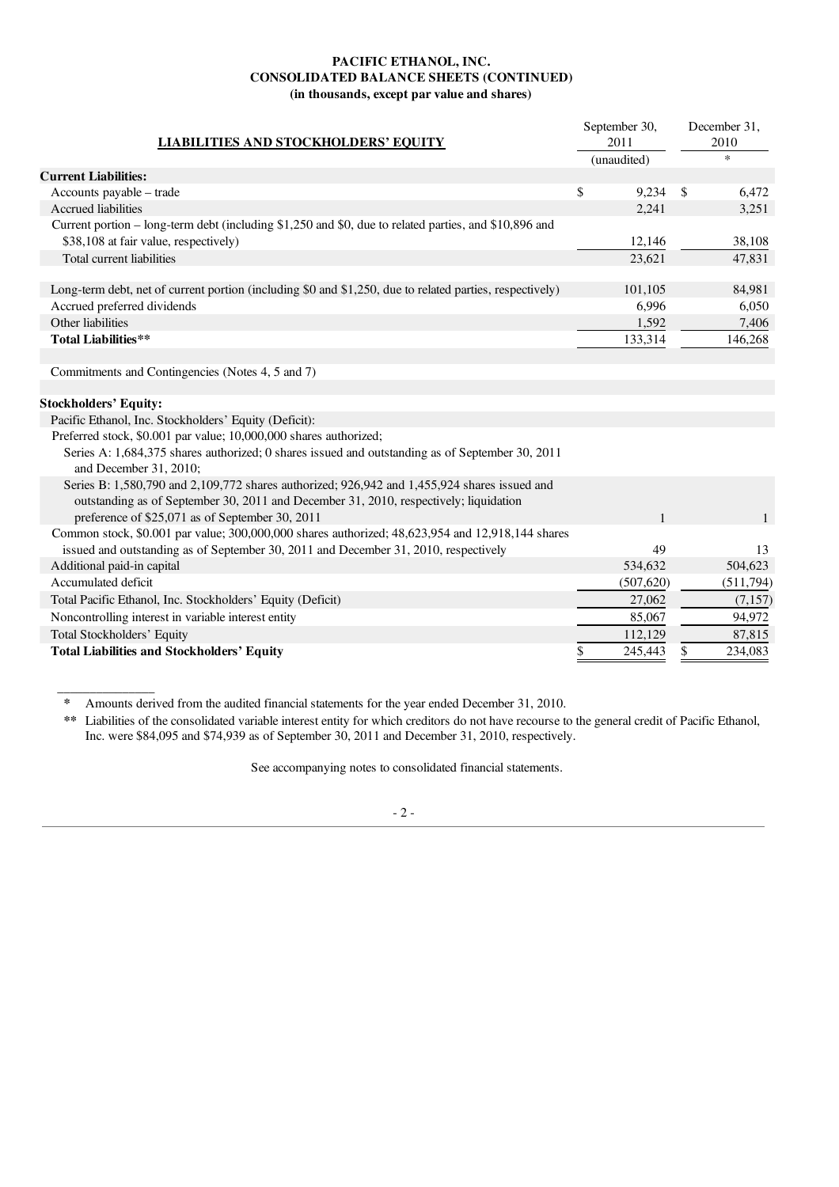**PACIFIC ETHANOL, INC.**
**CONSOLIDATED BALANCE SHEETS (CONTINUED)**
**(in thousands, except par value and shares)**

| LIABILITIES AND STOCKHOLDERS' EQUITY | September 30, 2011 | December 31, 2010 |
|---|---|---|
| | (unaudited) | * |
| **Current Liabilities:** | | |
| Accounts payable – trade | $ 9,234 | $ 6,472 |
| Accrued liabilities | 2,241 | 3,251 |
| Current portion – long-term debt (including $1,250 and $0, due to related parties, and $10,896 and $38,108 at fair value, respectively) | 12,146 | 38,108 |
| Total current liabilities | 23,621 | 47,831 |
| | | |
| Long-term debt, net of current portion (including $0 and $1,250, due to related parties, respectively) | 101,105 | 84,981 |
| Accrued preferred dividends | 6,996 | 6,050 |
| Other liabilities | 1,592 | 7,406 |
| **Total Liabilities**** | 133,314 | 146,268 |
| | | |
| Commitments and Contingencies (Notes 4, 5 and 7) | | |
| | | |
| **Stockholders' Equity:** | | |
| Pacific Ethanol, Inc. Stockholders' Equity (Deficit): | | |
| Preferred stock, $0.001 par value; 10,000,000 shares authorized; | | |
| Series A: 1,684,375 shares authorized; 0 shares issued and outstanding as of September 30, 2011 and December 31, 2010; | | |
| Series B: 1,580,790 and 2,109,772 shares authorized; 926,942 and 1,455,924 shares issued and outstanding as of September 30, 2011 and December 31, 2010, respectively; liquidation preference of $25,071 as of September 30, 2011 | 1 | 1 |
| Common stock, $0.001 par value; 300,000,000 shares authorized; 48,623,954 and 12,918,144 shares issued and outstanding as of September 30, 2011 and December 31, 2010, respectively | 49 | 13 |
| Additional paid-in capital | 534,632 | 504,623 |
| Accumulated deficit | (507,620) | (511,794) |
| Total Pacific Ethanol, Inc. Stockholders' Equity (Deficit) | 27,062 | (7,157) |
| Noncontrolling interest in variable interest entity | 85,067 | 94,972 |
| Total Stockholders' Equity | 112,129 | 87,815 |
| **Total Liabilities and Stockholders' Equity** | $ 245,443 | $ 234,083 |

\* Amounts derived from the audited financial statements for the year ended December 31, 2010.

** Liabilities of the consolidated variable interest entity for which creditors do not have recourse to the general credit of Pacific Ethanol, Inc. were $84,095 and $74,939 as of September 30, 2011 and December 31, 2010, respectively.

See accompanying notes to consolidated financial statements.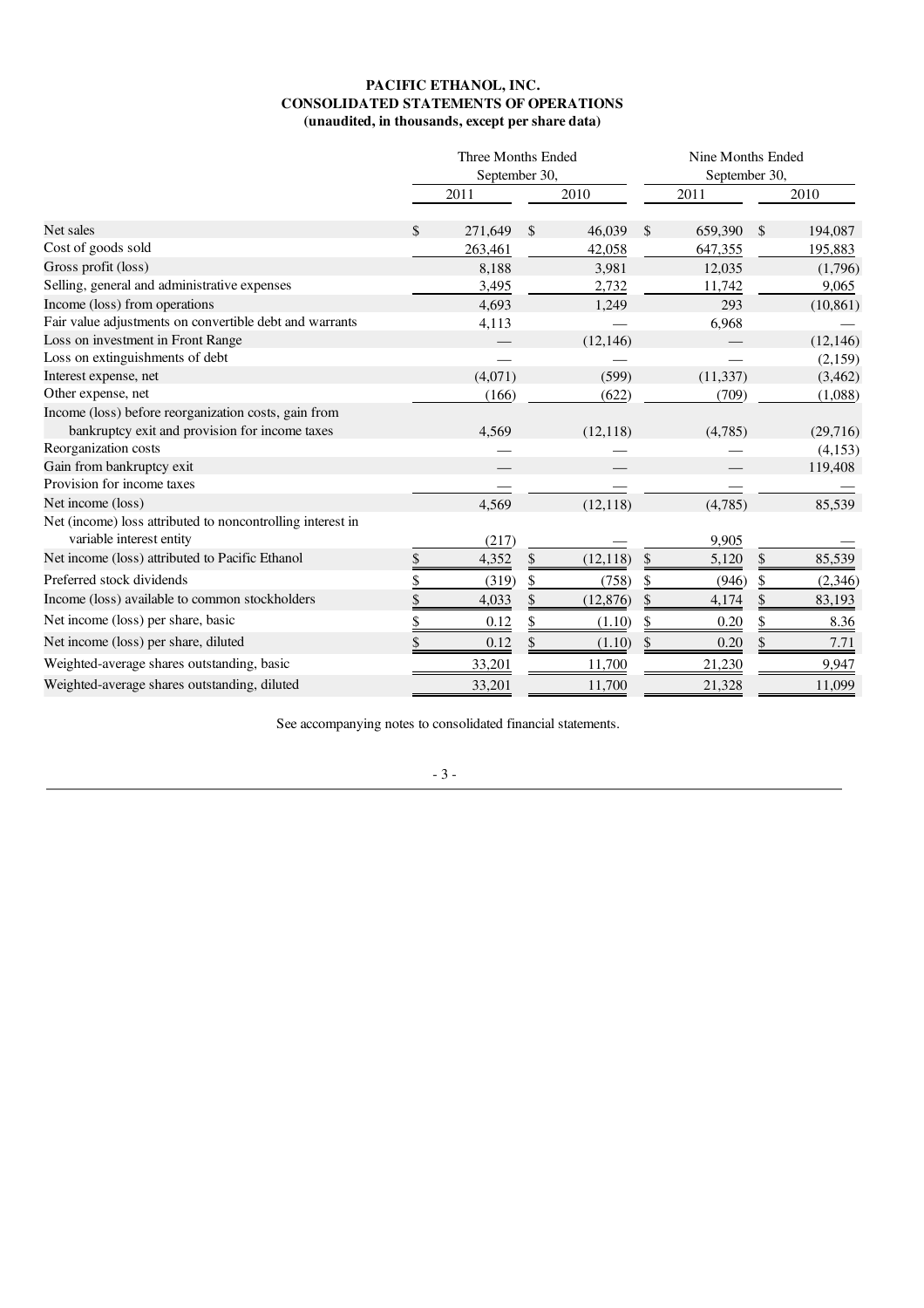**PACIFIC ETHANOL, INC.**
**CONSOLIDATED STATEMENTS OF OPERATIONS**
**(unaudited, in thousands, except per share data)**

| | Three Months Ended September 30, | | Nine Months Ended September 30, | |
|---|---|---|---|---|
| | 2011 | 2010 | 2011 | 2010 |
| Net sales | $ 271,649 | $ 46,039 | $ 659,390 | $ 194,087 |
| Cost of goods sold | 263,461 | 42,058 | 647,355 | 195,883 |
| Gross profit (loss) | 8,188 | 3,981 | 12,035 | (1,796) |
| Selling, general and administrative expenses | 3,495 | 2,732 | 11,742 | 9,065 |
| Income (loss) from operations | 4,693 | 1,249 | 293 | (10,861) |
| Fair value adjustments on convertible debt and warrants | 4,113 | — | 6,968 | — |
| Loss on investment in Front Range | — | (12,146) | — | (12,146) |
| Loss on extinguishments of debt | — | — | — | (2,159) |
| Interest expense, net | (4,071) | (599) | (11,337) | (3,462) |
| Other expense, net | (166) | (622) | (709) | (1,088) |
| Income (loss) before reorganization costs, gain from bankruptcy exit and provision for income taxes | 4,569 | (12,118) | (4,785) | (29,716) |
| Reorganization costs | — | — | — | (4,153) |
| Gain from bankruptcy exit | — | — | — | 119,408 |
| Provision for income taxes | — | — | — | — |
| Net income (loss) | 4,569 | (12,118) | (4,785) | 85,539 |
| Net (income) loss attributed to noncontrolling interest in variable interest entity | (217) | — | 9,905 | — |
| Net income (loss) attributed to Pacific Ethanol | $ 4,352 | $ (12,118) | $ 5,120 | $ 85,539 |
| Preferred stock dividends | $ (319) | $ (758) | $ (946) | $ (2,346) |
| Income (loss) available to common stockholders | $ 4,033 | $ (12,876) | $ 4,174 | $ 83,193 |
| Net income (loss) per share, basic | $ 0.12 | $ (1.10) | $ 0.20 | $ 8.36 |
| Net income (loss) per share, diluted | $ 0.12 | $ (1.10) | $ 0.20 | $ 7.71 |
| Weighted-average shares outstanding, basic | 33,201 | 11,700 | 21,230 | 9,947 |
| Weighted-average shares outstanding, diluted | 33,201 | 11,700 | 21,328 | 11,099 |

See accompanying notes to consolidated financial statements.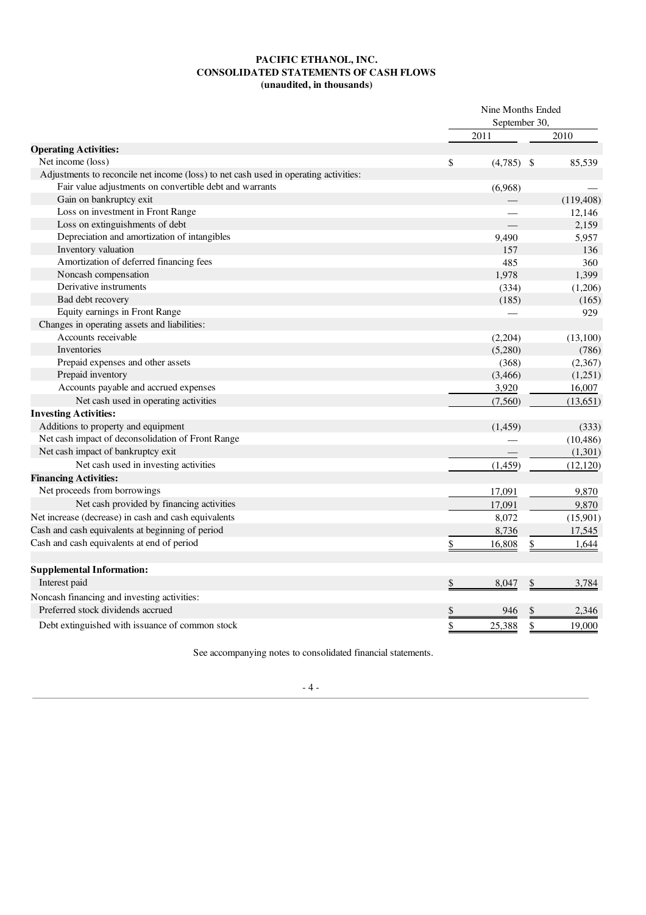**PACIFIC ETHANOL, INC.**
**CONSOLIDATED STATEMENTS OF CASH FLOWS**
**(unaudited, in thousands)**

| | Nine Months Ended September 30, | |
|---|---|---|
| | 2011 | 2010 |
| **Operating Activities:** | | |
| Net income (loss) | $ (4,785) | $ 85,539 |
| Adjustments to reconcile net income (loss) to net cash used in operating activities: | | |
| Fair value adjustments on convertible debt and warrants | (6,968) | — |
| Gain on bankruptcy exit | — | (119,408) |
| Loss on investment in Front Range | — | 12,146 |
| Loss on extinguishments of debt | — | 2,159 |
| Depreciation and amortization of intangibles | 9,490 | 5,957 |
| Inventory valuation | 157 | 136 |
| Amortization of deferred financing fees | 485 | 360 |
| Noncash compensation | 1,978 | 1,399 |
| Derivative instruments | (334) | (1,206) |
| Bad debt recovery | (185) | (165) |
| Equity earnings in Front Range | — | 929 |
| Changes in operating assets and liabilities: | | |
| Accounts receivable | (2,204) | (13,100) |
| Inventories | (5,280) | (786) |
| Prepaid expenses and other assets | (368) | (2,367) |
| Prepaid inventory | (3,466) | (1,251) |
| Accounts payable and accrued expenses | 3,920 | 16,007 |
| Net cash used in operating activities | (7,560) | (13,651) |
| **Investing Activities:** | | |
| Additions to property and equipment | (1,459) | (333) |
| Net cash impact of deconsolidation of Front Range | — | (10,486) |
| Net cash impact of bankruptcy exit | — | (1,301) |
| Net cash used in investing activities | (1,459) | (12,120) |
| **Financing Activities:** | | |
| Net proceeds from borrowings | 17,091 | 9,870 |
| Net cash provided by financing activities | 17,091 | 9,870 |
| Net increase (decrease) in cash and cash equivalents | 8,072 | (15,901) |
| Cash and cash equivalents at beginning of period | 8,736 | 17,545 |
| Cash and cash equivalents at end of period | $ 16,808 | $ 1,644 |
| | | |
| **Supplemental Information:** | | |
| Interest paid | $ 8,047 | $ 3,784 |
| Noncash financing and investing activities: | | |
| Preferred stock dividends accrued | $ 946 | $ 2,346 |
| Debt extinguished with issuance of common stock | $ 25,388 | $ 19,000 |

See accompanying notes to consolidated financial statements.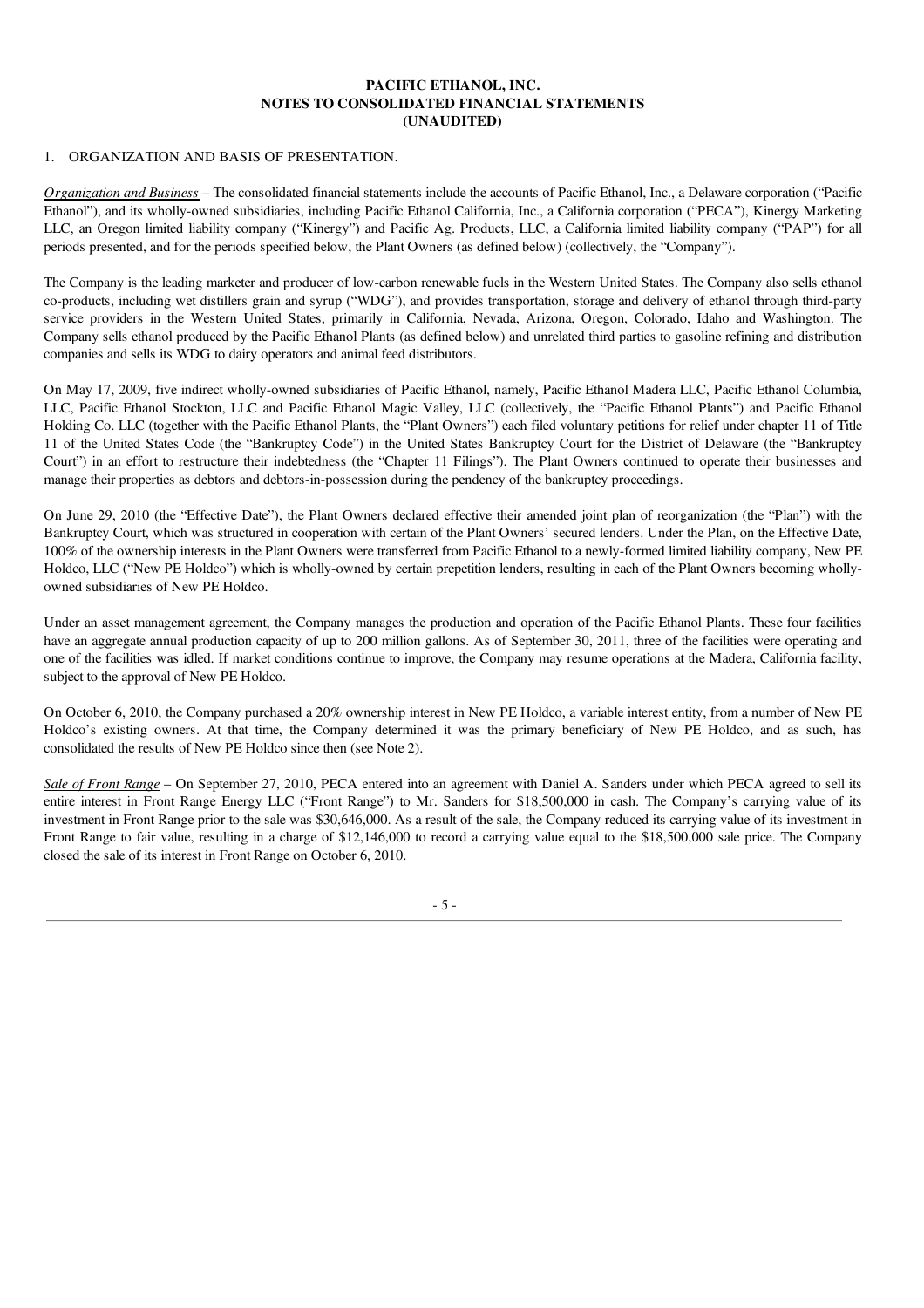**PACIFIC ETHANOL, INC.**
**NOTES TO CONSOLIDATED FINANCIAL STATEMENTS**
**(UNAUDITED)**

1. ORGANIZATION AND BASIS OF PRESENTATION.

*Organization and Business* – The consolidated financial statements include the accounts of Pacific Ethanol, Inc., a Delaware corporation ("Pacific Ethanol"), and its wholly-owned subsidiaries, including Pacific Ethanol California, Inc., a California corporation ("PECA"), Kinergy Marketing LLC, an Oregon limited liability company ("Kinergy") and Pacific Ag. Products, LLC, a California limited liability company ("PAP") for all periods presented, and for the periods specified below, the Plant Owners (as defined below) (collectively, the "Company").

The Company is the leading marketer and producer of low-carbon renewable fuels in the Western United States. The Company also sells ethanol co-products, including wet distillers grain and syrup ("WDG"), and provides transportation, storage and delivery of ethanol through third-party service providers in the Western United States, primarily in California, Nevada, Arizona, Oregon, Colorado, Idaho and Washington. The Company sells ethanol produced by the Pacific Ethanol Plants (as defined below) and unrelated third parties to gasoline refining and distribution companies and sells its WDG to dairy operators and animal feed distributors.

On May 17, 2009, five indirect wholly-owned subsidiaries of Pacific Ethanol, namely, Pacific Ethanol Madera LLC, Pacific Ethanol Columbia, LLC, Pacific Ethanol Stockton, LLC and Pacific Ethanol Magic Valley, LLC (collectively, the "Pacific Ethanol Plants") and Pacific Ethanol Holding Co. LLC (together with the Pacific Ethanol Plants, the "Plant Owners") each filed voluntary petitions for relief under chapter 11 of Title 11 of the United States Code (the "Bankruptcy Code") in the United States Bankruptcy Court for the District of Delaware (the "Bankruptcy Court") in an effort to restructure their indebtedness (the "Chapter 11 Filings"). The Plant Owners continued to operate their businesses and manage their properties as debtors and debtors-in-possession during the pendency of the bankruptcy proceedings.

On June 29, 2010 (the "Effective Date"), the Plant Owners declared effective their amended joint plan of reorganization (the "Plan") with the Bankruptcy Court, which was structured in cooperation with certain of the Plant Owners' secured lenders. Under the Plan, on the Effective Date, 100% of the ownership interests in the Plant Owners were transferred from Pacific Ethanol to a newly-formed limited liability company, New PE Holdco, LLC ("New PE Holdco") which is wholly-owned by certain prepetition lenders, resulting in each of the Plant Owners becoming wholly-owned subsidiaries of New PE Holdco.

Under an asset management agreement, the Company manages the production and operation of the Pacific Ethanol Plants. These four facilities have an aggregate annual production capacity of up to 200 million gallons. As of September 30, 2011, three of the facilities were operating and one of the facilities was idled. If market conditions continue to improve, the Company may resume operations at the Madera, California facility, subject to the approval of New PE Holdco.

On October 6, 2010, the Company purchased a 20% ownership interest in New PE Holdco, a variable interest entity, from a number of New PE Holdco's existing owners. At that time, the Company determined it was the primary beneficiary of New PE Holdco, and as such, has consolidated the results of New PE Holdco since then (see Note 2).

*Sale of Front Range* – On September 27, 2010, PECA entered into an agreement with Daniel A. Sanders under which PECA agreed to sell its entire interest in Front Range Energy LLC ("Front Range") to Mr. Sanders for $18,500,000 in cash. The Company's carrying value of its investment in Front Range prior to the sale was $30,646,000. As a result of the sale, the Company reduced its carrying value of its investment in Front Range to fair value, resulting in a charge of $12,146,000 to record a carrying value equal to the $18,500,000 sale price. The Company closed the sale of its interest in Front Range on October 6, 2010.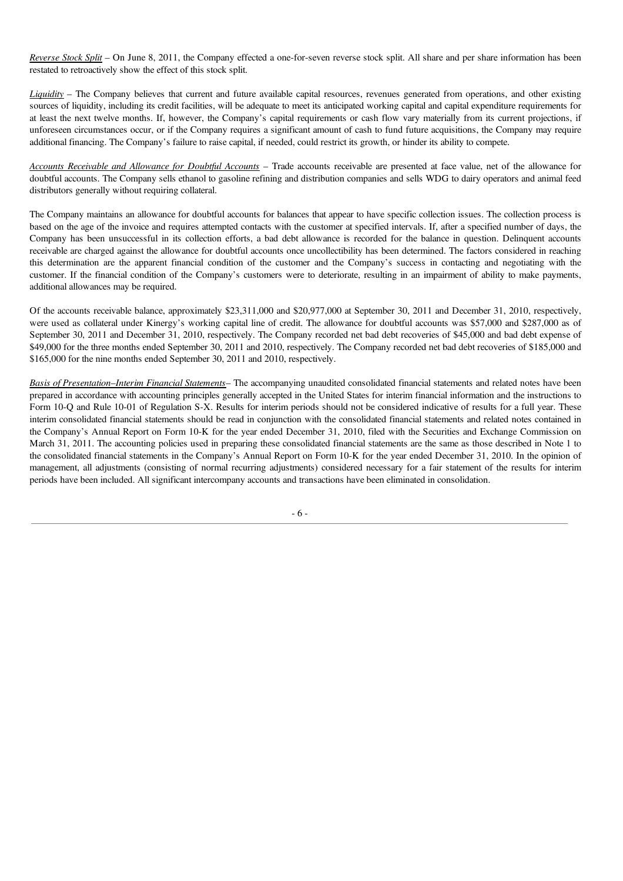*Reverse Stock Split* – On June 8, 2011, the Company effected a one-for-seven reverse stock split. All share and per share information has been restated to retroactively show the effect of this stock split.

*Liquidity* – The Company believes that current and future available capital resources, revenues generated from operations, and other existing sources of liquidity, including its credit facilities, will be adequate to meet its anticipated working capital and capital expenditure requirements for at least the next twelve months. If, however, the Company's capital requirements or cash flow vary materially from its current projections, if unforeseen circumstances occur, or if the Company requires a significant amount of cash to fund future acquisitions, the Company may require additional financing. The Company's failure to raise capital, if needed, could restrict its growth, or hinder its ability to compete.

*Accounts Receivable and Allowance for Doubtful Accounts* – Trade accounts receivable are presented at face value, net of the allowance for doubtful accounts. The Company sells ethanol to gasoline refining and distribution companies and sells WDG to dairy operators and animal feed distributors generally without requiring collateral.

The Company maintains an allowance for doubtful accounts for balances that appear to have specific collection issues. The collection process is based on the age of the invoice and requires attempted contacts with the customer at specified intervals. If, after a specified number of days, the Company has been unsuccessful in its collection efforts, a bad debt allowance is recorded for the balance in question. Delinquent accounts receivable are charged against the allowance for doubtful accounts once uncollectibility has been determined. The factors considered in reaching this determination are the apparent financial condition of the customer and the Company's success in contacting and negotiating with the customer. If the financial condition of the Company's customers were to deteriorate, resulting in an impairment of ability to make payments, additional allowances may be required.

Of the accounts receivable balance, approximately $23,311,000 and $20,977,000 at September 30, 2011 and December 31, 2010, respectively, were used as collateral under Kinergy's working capital line of credit. The allowance for doubtful accounts was $57,000 and $287,000 as of September 30, 2011 and December 31, 2010, respectively. The Company recorded net bad debt recoveries of $45,000 and bad debt expense of $49,000 for the three months ended September 30, 2011 and 2010, respectively. The Company recorded net bad debt recoveries of $185,000 and $165,000 for the nine months ended September 30, 2011 and 2010, respectively.

*Basis of Presentation–Interim Financial Statements*– The accompanying unaudited consolidated financial statements and related notes have been prepared in accordance with accounting principles generally accepted in the United States for interim financial information and the instructions to Form 10-Q and Rule 10-01 of Regulation S-X. Results for interim periods should not be considered indicative of results for a full year. These interim consolidated financial statements should be read in conjunction with the consolidated financial statements and related notes contained in the Company's Annual Report on Form 10-K for the year ended December 31, 2010, filed with the Securities and Exchange Commission on March 31, 2011. The accounting policies used in preparing these consolidated financial statements are the same as those described in Note 1 to the consolidated financial statements in the Company's Annual Report on Form 10-K for the year ended December 31, 2010. In the opinion of management, all adjustments (consisting of normal recurring adjustments) considered necessary for a fair statement of the results for interim periods have been included. All significant intercompany accounts and transactions have been eliminated in consolidation.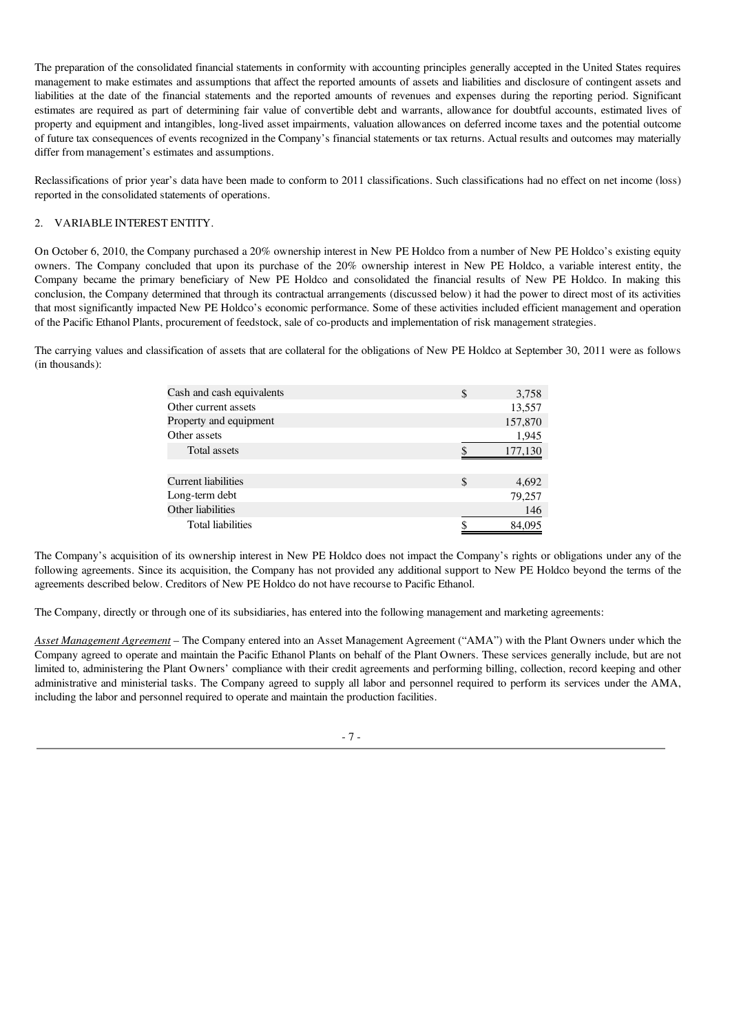The preparation of the consolidated financial statements in conformity with accounting principles generally accepted in the United States requires management to make estimates and assumptions that affect the reported amounts of assets and liabilities and disclosure of contingent assets and liabilities at the date of the financial statements and the reported amounts of revenues and expenses during the reporting period. Significant estimates are required as part of determining fair value of convertible debt and warrants, allowance for doubtful accounts, estimated lives of property and equipment and intangibles, long-lived asset impairments, valuation allowances on deferred income taxes and the potential outcome of future tax consequences of events recognized in the Company's financial statements or tax returns. Actual results and outcomes may materially differ from management's estimates and assumptions.

Reclassifications of prior year's data have been made to conform to 2011 classifications. Such classifications had no effect on net income (loss) reported in the consolidated statements of operations.

2. VARIABLE INTEREST ENTITY.

On October 6, 2010, the Company purchased a 20% ownership interest in New PE Holdco from a number of New PE Holdco's existing equity owners. The Company concluded that upon its purchase of the 20% ownership interest in New PE Holdco, a variable interest entity, the Company became the primary beneficiary of New PE Holdco and consolidated the financial results of New PE Holdco. In making this conclusion, the Company determined that through its contractual arrangements (discussed below) it had the power to direct most of its activities that most significantly impacted New PE Holdco's economic performance. Some of these activities included efficient management and operation of the Pacific Ethanol Plants, procurement of feedstock, sale of co-products and implementation of risk management strategies.

The carrying values and classification of assets that are collateral for the obligations of New PE Holdco at September 30, 2011 were as follows (in thousands):

| | |
|---|---|
| Cash and cash equivalents | $ 3,758 |
| Other current assets | 13,557 |
| Property and equipment | 157,870 |
| Other assets | 1,945 |
| Total assets | $ 177,130 |
| | |
| Current liabilities | $ 4,692 |
| Long-term debt | 79,257 |
| Other liabilities | 146 |
| Total liabilities | $ 84,095 |

The Company's acquisition of its ownership interest in New PE Holdco does not impact the Company's rights or obligations under any of the following agreements. Since its acquisition, the Company has not provided any additional support to New PE Holdco beyond the terms of the agreements described below. Creditors of New PE Holdco do not have recourse to Pacific Ethanol.

The Company, directly or through one of its subsidiaries, has entered into the following management and marketing agreements:

*Asset Management Agreement* – The Company entered into an Asset Management Agreement ("AMA") with the Plant Owners under which the Company agreed to operate and maintain the Pacific Ethanol Plants on behalf of the Plant Owners. These services generally include, but are not limited to, administering the Plant Owners' compliance with their credit agreements and performing billing, collection, record keeping and other administrative and ministerial tasks. The Company agreed to supply all labor and personnel required to perform its services under the AMA, including the labor and personnel required to operate and maintain the production facilities.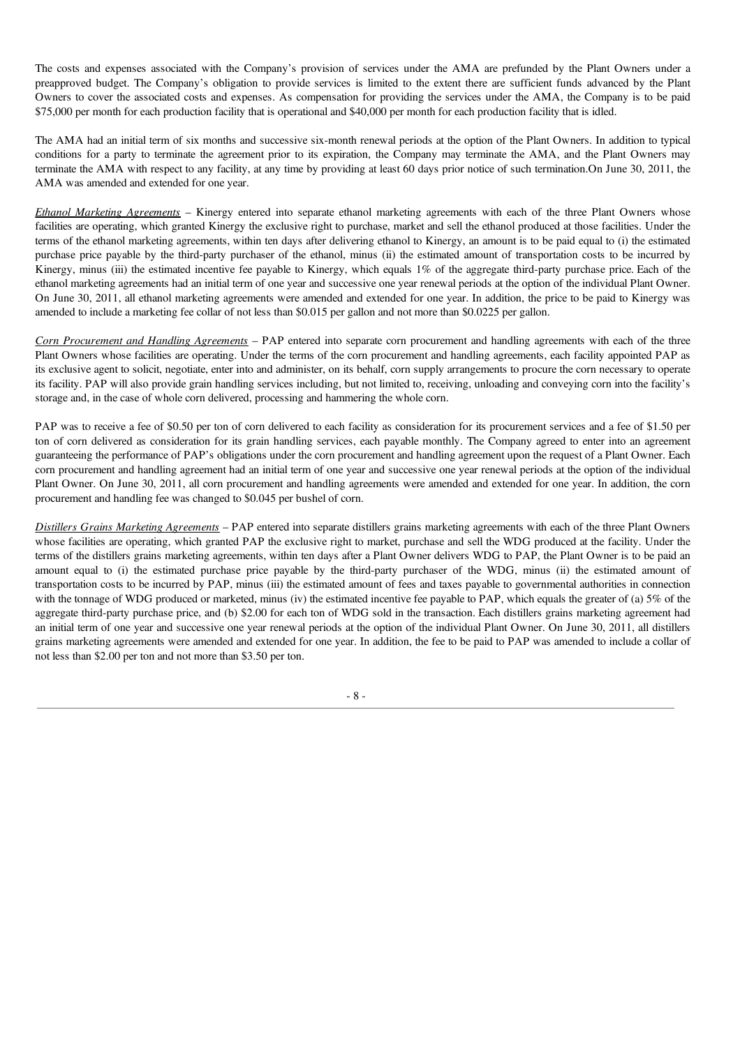The costs and expenses associated with the Company's provision of services under the AMA are prefunded by the Plant Owners under a preapproved budget. The Company's obligation to provide services is limited to the extent there are sufficient funds advanced by the Plant Owners to cover the associated costs and expenses. As compensation for providing the services under the AMA, the Company is to be paid $75,000 per month for each production facility that is operational and $40,000 per month for each production facility that is idled.

The AMA had an initial term of six months and successive six-month renewal periods at the option of the Plant Owners. In addition to typical conditions for a party to terminate the agreement prior to its expiration, the Company may terminate the AMA, and the Plant Owners may terminate the AMA with respect to any facility, at any time by providing at least 60 days prior notice of such termination.On June 30, 2011, the AMA was amended and extended for one year.

*Ethanol Marketing Agreements* – Kinergy entered into separate ethanol marketing agreements with each of the three Plant Owners whose facilities are operating, which granted Kinergy the exclusive right to purchase, market and sell the ethanol produced at those facilities. Under the terms of the ethanol marketing agreements, within ten days after delivering ethanol to Kinergy, an amount is to be paid equal to (i) the estimated purchase price payable by the third-party purchaser of the ethanol, minus (ii) the estimated amount of transportation costs to be incurred by Kinergy, minus (iii) the estimated incentive fee payable to Kinergy, which equals 1% of the aggregate third-party purchase price. Each of the ethanol marketing agreements had an initial term of one year and successive one year renewal periods at the option of the individual Plant Owner. On June 30, 2011, all ethanol marketing agreements were amended and extended for one year. In addition, the price to be paid to Kinergy was amended to include a marketing fee collar of not less than $0.015 per gallon and not more than $0.0225 per gallon.

*Corn Procurement and Handling Agreements* – PAP entered into separate corn procurement and handling agreements with each of the three Plant Owners whose facilities are operating. Under the terms of the corn procurement and handling agreements, each facility appointed PAP as its exclusive agent to solicit, negotiate, enter into and administer, on its behalf, corn supply arrangements to procure the corn necessary to operate its facility. PAP will also provide grain handling services including, but not limited to, receiving, unloading and conveying corn into the facility's storage and, in the case of whole corn delivered, processing and hammering the whole corn.

PAP was to receive a fee of $0.50 per ton of corn delivered to each facility as consideration for its procurement services and a fee of $1.50 per ton of corn delivered as consideration for its grain handling services, each payable monthly. The Company agreed to enter into an agreement guaranteeing the performance of PAP's obligations under the corn procurement and handling agreement upon the request of a Plant Owner. Each corn procurement and handling agreement had an initial term of one year and successive one year renewal periods at the option of the individual Plant Owner. On June 30, 2011, all corn procurement and handling agreements were amended and extended for one year. In addition, the corn procurement and handling fee was changed to $0.045 per bushel of corn.

*Distillers Grains Marketing Agreements* – PAP entered into separate distillers grains marketing agreements with each of the three Plant Owners whose facilities are operating, which granted PAP the exclusive right to market, purchase and sell the WDG produced at the facility. Under the terms of the distillers grains marketing agreements, within ten days after a Plant Owner delivers WDG to PAP, the Plant Owner is to be paid an amount equal to (i) the estimated purchase price payable by the third-party purchaser of the WDG, minus (ii) the estimated amount of transportation costs to be incurred by PAP, minus (iii) the estimated amount of fees and taxes payable to governmental authorities in connection with the tonnage of WDG produced or marketed, minus (iv) the estimated incentive fee payable to PAP, which equals the greater of (a) 5% of the aggregate third-party purchase price, and (b) $2.00 for each ton of WDG sold in the transaction. Each distillers grains marketing agreement had an initial term of one year and successive one year renewal periods at the option of the individual Plant Owner. On June 30, 2011, all distillers grains marketing agreements were amended and extended for one year. In addition, the fee to be paid to PAP was amended to include a collar of not less than $2.00 per ton and not more than $3.50 per ton.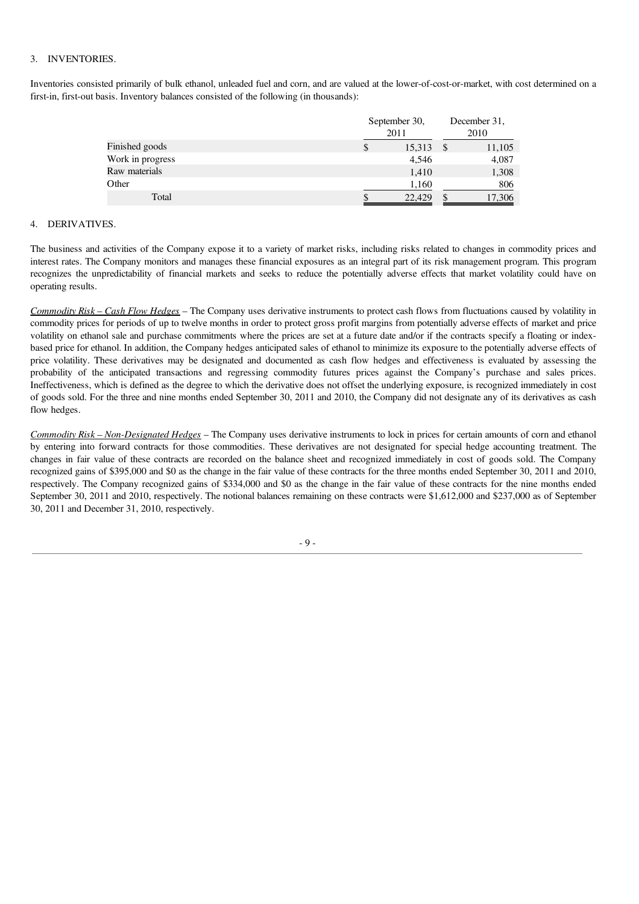3. INVENTORIES.

Inventories consisted primarily of bulk ethanol, unleaded fuel and corn, and are valued at the lower-of-cost-or-market, with cost determined on a first-in, first-out basis. Inventory balances consisted of the following (in thousands):

| | September 30, 2011 | December 31, 2010 |
|---|---|---|
| Finished goods | $ 15,313 | $ 11,105 |
| Work in progress | 4,546 | 4,087 |
| Raw materials | 1,410 | 1,308 |
| Other | 1,160 | 806 |
| Total | $ 22,429 | $ 17,306 |

4. DERIVATIVES.

The business and activities of the Company expose it to a variety of market risks, including risks related to changes in commodity prices and interest rates. The Company monitors and manages these financial exposures as an integral part of its risk management program. This program recognizes the unpredictability of financial markets and seeks to reduce the potentially adverse effects that market volatility could have on operating results.

*Commodity Risk – Cash Flow Hedges* – The Company uses derivative instruments to protect cash flows from fluctuations caused by volatility in commodity prices for periods of up to twelve months in order to protect gross profit margins from potentially adverse effects of market and price volatility on ethanol sale and purchase commitments where the prices are set at a future date and/or if the contracts specify a floating or index-based price for ethanol. In addition, the Company hedges anticipated sales of ethanol to minimize its exposure to the potentially adverse effects of price volatility. These derivatives may be designated and documented as cash flow hedges and effectiveness is evaluated by assessing the probability of the anticipated transactions and regressing commodity futures prices against the Company's purchase and sales prices. Ineffectiveness, which is defined as the degree to which the derivative does not offset the underlying exposure, is recognized immediately in cost of goods sold. For the three and nine months ended September 30, 2011 and 2010, the Company did not designate any of its derivatives as cash flow hedges.

*Commodity Risk – Non-Designated Hedges* – The Company uses derivative instruments to lock in prices for certain amounts of corn and ethanol by entering into forward contracts for those commodities. These derivatives are not designated for special hedge accounting treatment. The changes in fair value of these contracts are recorded on the balance sheet and recognized immediately in cost of goods sold. The Company recognized gains of $395,000 and $0 as the change in the fair value of these contracts for the three months ended September 30, 2011 and 2010, respectively. The Company recognized gains of $334,000 and $0 as the change in the fair value of these contracts for the nine months ended September 30, 2011 and 2010, respectively. The notional balances remaining on these contracts were $1,612,000 and $237,000 as of September 30, 2011 and December 31, 2010, respectively.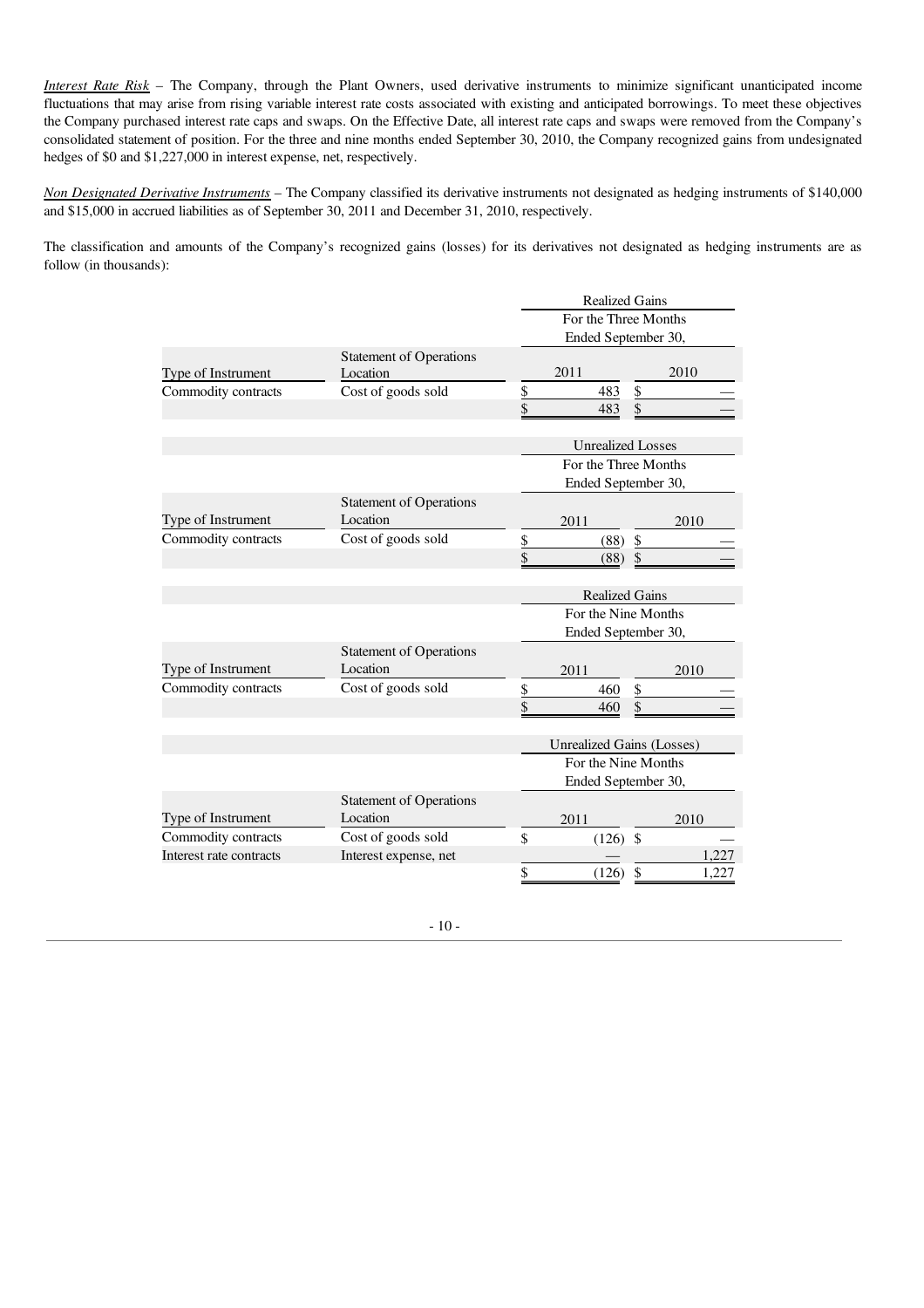*Interest Rate Risk* – The Company, through the Plant Owners, used derivative instruments to minimize significant unanticipated income fluctuations that may arise from rising variable interest rate costs associated with existing and anticipated borrowings. To meet these objectives the Company purchased interest rate caps and swaps. On the Effective Date, all interest rate caps and swaps were removed from the Company's consolidated statement of position. For the three and nine months ended September 30, 2010, the Company recognized gains from undesignated hedges of $0 and $1,227,000 in interest expense, net, respectively.

*Non Designated Derivative Instruments* – The Company classified its derivative instruments not designated as hedging instruments of $140,000 and $15,000 in accrued liabilities as of September 30, 2011 and December 31, 2010, respectively.

The classification and amounts of the Company's recognized gains (losses) for its derivatives not designated as hedging instruments are as follow (in thousands):

| | | Realized Gains | |
|---|---|---|---|
| | | For the Three Months Ended September 30, | |
| Type of Instrument | Statement of Operations Location | 2011 | 2010 |
| Commodity contracts | Cost of goods sold | $ 483 | $ — |
| | | $ 483 | $ — |

| | | Unrealized Losses | |
|---|---|---|---|
| | | For the Three Months Ended September 30, | |
| Type of Instrument | Statement of Operations Location | 2011 | 2010 |
| Commodity contracts | Cost of goods sold | $ (88) | $ — |
| | | $ (88) | $ — |

| | | Realized Gains | |
|---|---|---|---|
| | | For the Nine Months Ended September 30, | |
| Type of Instrument | Statement of Operations Location | 2011 | 2010 |
| Commodity contracts | Cost of goods sold | $ 460 | $ — |
| | | $ 460 | $ — |

| | | Unrealized Gains (Losses) | |
|---|---|---|---|
| | | For the Nine Months Ended September 30, | |
| Type of Instrument | Statement of Operations Location | 2011 | 2010 |
| Commodity contracts | Cost of goods sold | $ (126) | $ — |
| Interest rate contracts | Interest expense, net | — | 1,227 |
| | | $ (126) | $ 1,227 |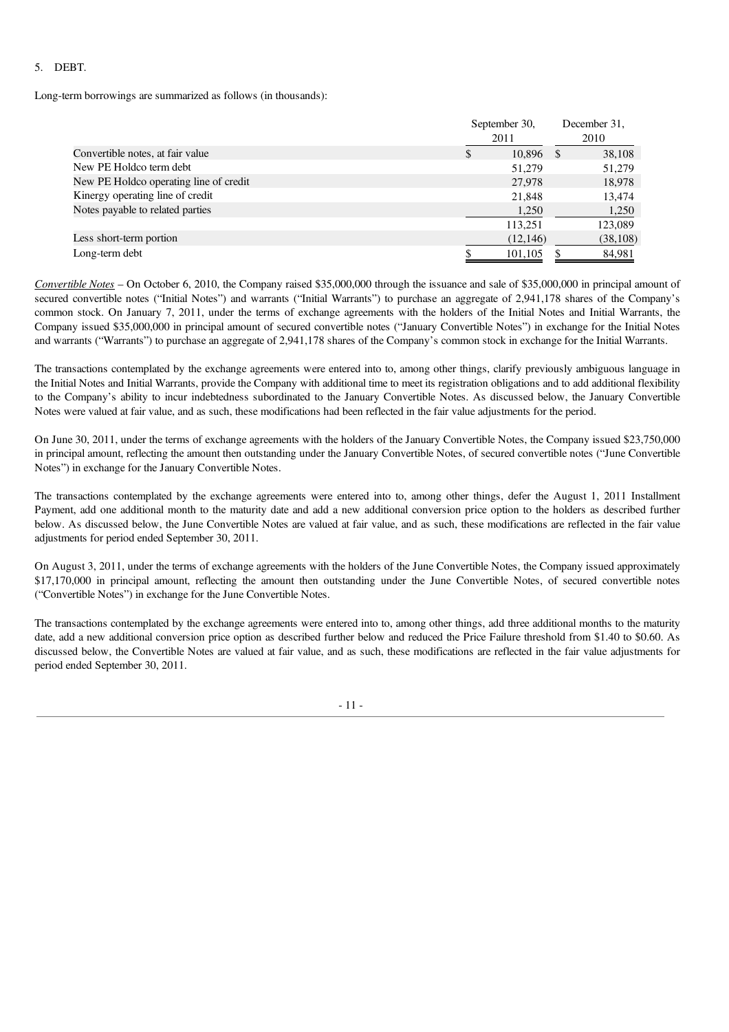5. DEBT.

Long-term borrowings are summarized as follows (in thousands):

| | September 30, 2011 | December 31, 2010 |
|---|---|---|
| Convertible notes, at fair value | $ 10,896 | $ 38,108 |
| New PE Holdco term debt | 51,279 | 51,279 |
| New PE Holdco operating line of credit | 27,978 | 18,978 |
| Kinergy operating line of credit | 21,848 | 13,474 |
| Notes payable to related parties | 1,250 | 1,250 |
| | 113,251 | 123,089 |
| Less short-term portion | (12,146) | (38,108) |
| Long-term debt | $ 101,105 | $ 84,981 |

*Convertible Notes* – On October 6, 2010, the Company raised $35,000,000 through the issuance and sale of $35,000,000 in principal amount of secured convertible notes ("Initial Notes") and warrants ("Initial Warrants") to purchase an aggregate of 2,941,178 shares of the Company's common stock. On January 7, 2011, under the terms of exchange agreements with the holders of the Initial Notes and Initial Warrants, the Company issued $35,000,000 in principal amount of secured convertible notes ("January Convertible Notes") in exchange for the Initial Notes and warrants ("Warrants") to purchase an aggregate of 2,941,178 shares of the Company's common stock in exchange for the Initial Warrants.

The transactions contemplated by the exchange agreements were entered into to, among other things, clarify previously ambiguous language in the Initial Notes and Initial Warrants, provide the Company with additional time to meet its registration obligations and to add additional flexibility to the Company's ability to incur indebtedness subordinated to the January Convertible Notes. As discussed below, the January Convertible Notes were valued at fair value, and as such, these modifications had been reflected in the fair value adjustments for the period.

On June 30, 2011, under the terms of exchange agreements with the holders of the January Convertible Notes, the Company issued $23,750,000 in principal amount, reflecting the amount then outstanding under the January Convertible Notes, of secured convertible notes ("June Convertible Notes") in exchange for the January Convertible Notes.

The transactions contemplated by the exchange agreements were entered into to, among other things, defer the August 1, 2011 Installment Payment, add one additional month to the maturity date and add a new additional conversion price option to the holders as described further below. As discussed below, the June Convertible Notes are valued at fair value, and as such, these modifications are reflected in the fair value adjustments for period ended September 30, 2011.

On August 3, 2011, under the terms of exchange agreements with the holders of the June Convertible Notes, the Company issued approximately $17,170,000 in principal amount, reflecting the amount then outstanding under the June Convertible Notes, of secured convertible notes ("Convertible Notes") in exchange for the June Convertible Notes.

The transactions contemplated by the exchange agreements were entered into to, among other things, add three additional months to the maturity date, add a new additional conversion price option as described further below and reduced the Price Failure threshold from $1.40 to $0.60. As discussed below, the Convertible Notes are valued at fair value, and as such, these modifications are reflected in the fair value adjustments for period ended September 30, 2011.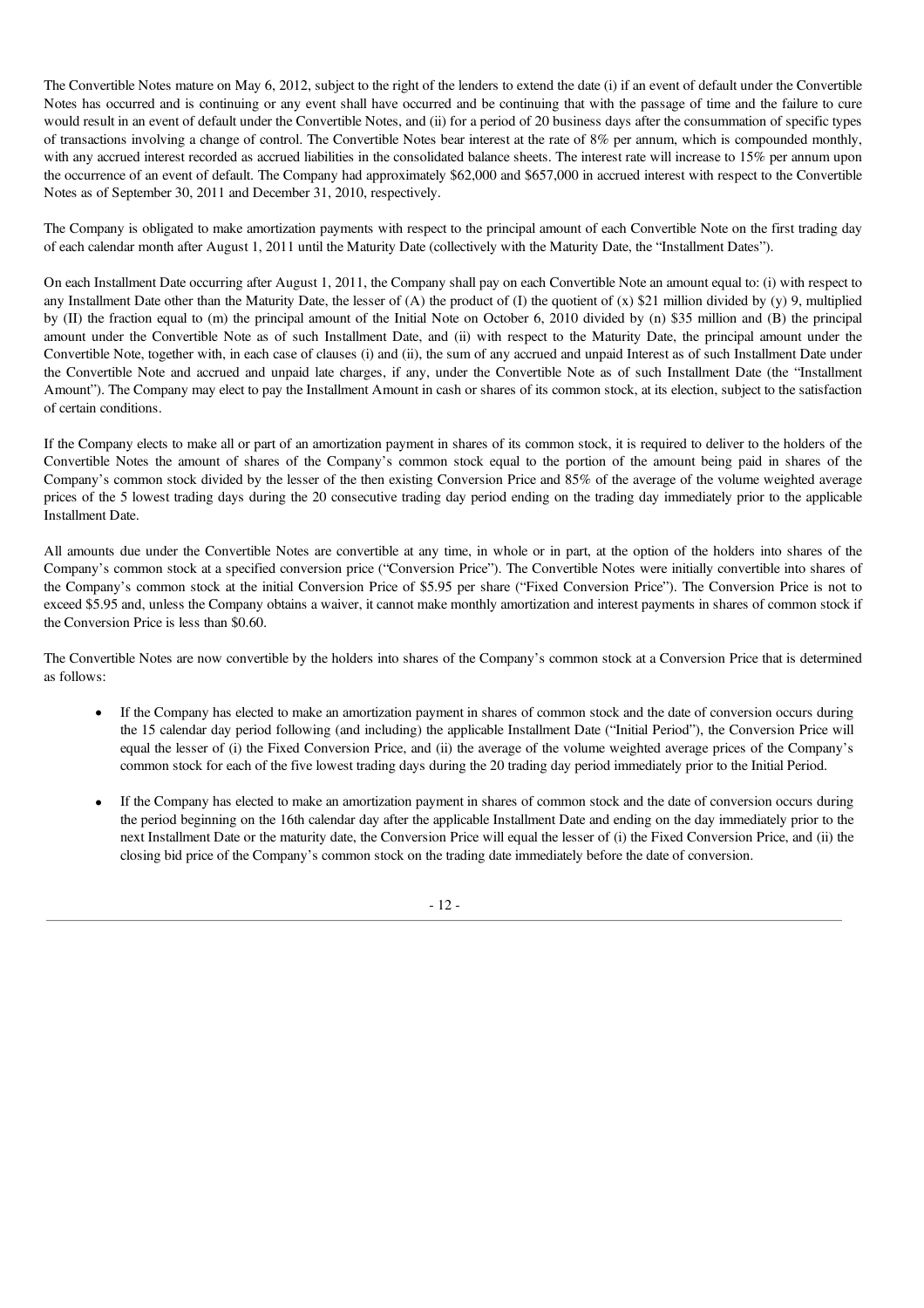The Convertible Notes mature on May 6, 2012, subject to the right of the lenders to extend the date (i) if an event of default under the Convertible Notes has occurred and is continuing or any event shall have occurred and be continuing that with the passage of time and the failure to cure would result in an event of default under the Convertible Notes, and (ii) for a period of 20 business days after the consummation of specific types of transactions involving a change of control. The Convertible Notes bear interest at the rate of 8% per annum, which is compounded monthly, with any accrued interest recorded as accrued liabilities in the consolidated balance sheets. The interest rate will increase to 15% per annum upon the occurrence of an event of default. The Company had approximately $62,000 and $657,000 in accrued interest with respect to the Convertible Notes as of September 30, 2011 and December 31, 2010, respectively.

The Company is obligated to make amortization payments with respect to the principal amount of each Convertible Note on the first trading day of each calendar month after August 1, 2011 until the Maturity Date (collectively with the Maturity Date, the "Installment Dates").

On each Installment Date occurring after August 1, 2011, the Company shall pay on each Convertible Note an amount equal to: (i) with respect to any Installment Date other than the Maturity Date, the lesser of (A) the product of (I) the quotient of (x) $21 million divided by (y) 9, multiplied by (II) the fraction equal to (m) the principal amount of the Initial Note on October 6, 2010 divided by (n) $35 million and (B) the principal amount under the Convertible Note as of such Installment Date, and (ii) with respect to the Maturity Date, the principal amount under the Convertible Note, together with, in each case of clauses (i) and (ii), the sum of any accrued and unpaid Interest as of such Installment Date under the Convertible Note and accrued and unpaid late charges, if any, under the Convertible Note as of such Installment Date (the "Installment Amount"). The Company may elect to pay the Installment Amount in cash or shares of its common stock, at its election, subject to the satisfaction of certain conditions.

If the Company elects to make all or part of an amortization payment in shares of its common stock, it is required to deliver to the holders of the Convertible Notes the amount of shares of the Company's common stock equal to the portion of the amount being paid in shares of the Company's common stock divided by the lesser of the then existing Conversion Price and 85% of the average of the volume weighted average prices of the 5 lowest trading days during the 20 consecutive trading day period ending on the trading day immediately prior to the applicable Installment Date.

All amounts due under the Convertible Notes are convertible at any time, in whole or in part, at the option of the holders into shares of the Company's common stock at a specified conversion price ("Conversion Price"). The Convertible Notes were initially convertible into shares of the Company's common stock at the initial Conversion Price of $5.95 per share ("Fixed Conversion Price"). The Conversion Price is not to exceed $5.95 and, unless the Company obtains a waiver, it cannot make monthly amortization and interest payments in shares of common stock if the Conversion Price is less than $0.60.

The Convertible Notes are now convertible by the holders into shares of the Company's common stock at a Conversion Price that is determined as follows:

- If the Company has elected to make an amortization payment in shares of common stock and the date of conversion occurs during the 15 calendar day period following (and including) the applicable Installment Date ("Initial Period"), the Conversion Price will equal the lesser of (i) the Fixed Conversion Price, and (ii) the average of the volume weighted average prices of the Company's common stock for each of the five lowest trading days during the 20 trading day period immediately prior to the Initial Period.

- If the Company has elected to make an amortization payment in shares of common stock and the date of conversion occurs during the period beginning on the 16th calendar day after the applicable Installment Date and ending on the day immediately prior to the next Installment Date or the maturity date, the Conversion Price will equal the lesser of (i) the Fixed Conversion Price, and (ii) the closing bid price of the Company's common stock on the trading date immediately before the date of conversion.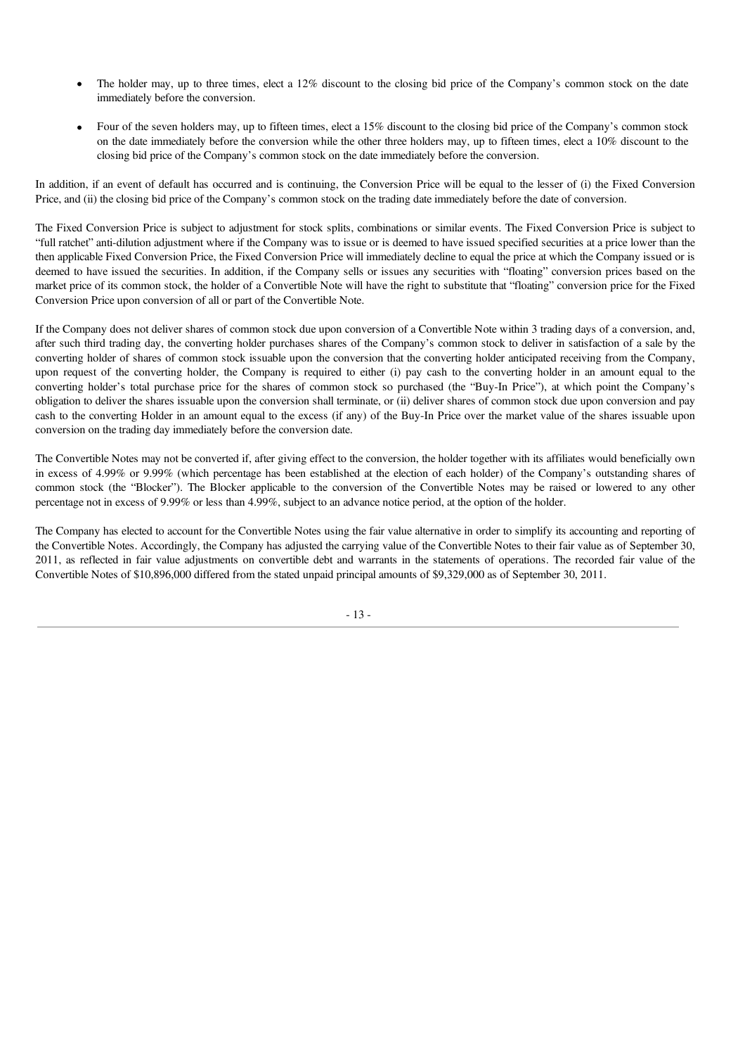- The holder may, up to three times, elect a 12% discount to the closing bid price of the Company's common stock on the date immediately before the conversion.

- Four of the seven holders may, up to fifteen times, elect a 15% discount to the closing bid price of the Company's common stock on the date immediately before the conversion while the other three holders may, up to fifteen times, elect a 10% discount to the closing bid price of the Company's common stock on the date immediately before the conversion.

In addition, if an event of default has occurred and is continuing, the Conversion Price will be equal to the lesser of (i) the Fixed Conversion Price, and (ii) the closing bid price of the Company's common stock on the trading date immediately before the date of conversion.

The Fixed Conversion Price is subject to adjustment for stock splits, combinations or similar events. The Fixed Conversion Price is subject to "full ratchet" anti-dilution adjustment where if the Company was to issue or is deemed to have issued specified securities at a price lower than the then applicable Fixed Conversion Price, the Fixed Conversion Price will immediately decline to equal the price at which the Company issued or is deemed to have issued the securities. In addition, if the Company sells or issues any securities with "floating" conversion prices based on the market price of its common stock, the holder of a Convertible Note will have the right to substitute that "floating" conversion price for the Fixed Conversion Price upon conversion of all or part of the Convertible Note.

If the Company does not deliver shares of common stock due upon conversion of a Convertible Note within 3 trading days of a conversion, and, after such third trading day, the converting holder purchases shares of the Company's common stock to deliver in satisfaction of a sale by the converting holder of shares of common stock issuable upon the conversion that the converting holder anticipated receiving from the Company, upon request of the converting holder, the Company is required to either (i) pay cash to the converting holder in an amount equal to the converting holder's total purchase price for the shares of common stock so purchased (the "Buy-In Price"), at which point the Company's obligation to deliver the shares issuable upon the conversion shall terminate, or (ii) deliver shares of common stock due upon conversion and pay cash to the converting Holder in an amount equal to the excess (if any) of the Buy-In Price over the market value of the shares issuable upon conversion on the trading day immediately before the conversion date.

The Convertible Notes may not be converted if, after giving effect to the conversion, the holder together with its affiliates would beneficially own in excess of 4.99% or 9.99% (which percentage has been established at the election of each holder) of the Company's outstanding shares of common stock (the "Blocker"). The Blocker applicable to the conversion of the Convertible Notes may be raised or lowered to any other percentage not in excess of 9.99% or less than 4.99%, subject to an advance notice period, at the option of the holder.

The Company has elected to account for the Convertible Notes using the fair value alternative in order to simplify its accounting and reporting of the Convertible Notes. Accordingly, the Company has adjusted the carrying value of the Convertible Notes to their fair value as of September 30, 2011, as reflected in fair value adjustments on convertible debt and warrants in the statements of operations. The recorded fair value of the Convertible Notes of $10,896,000 differed from the stated unpaid principal amounts of $9,329,000 as of September 30, 2011.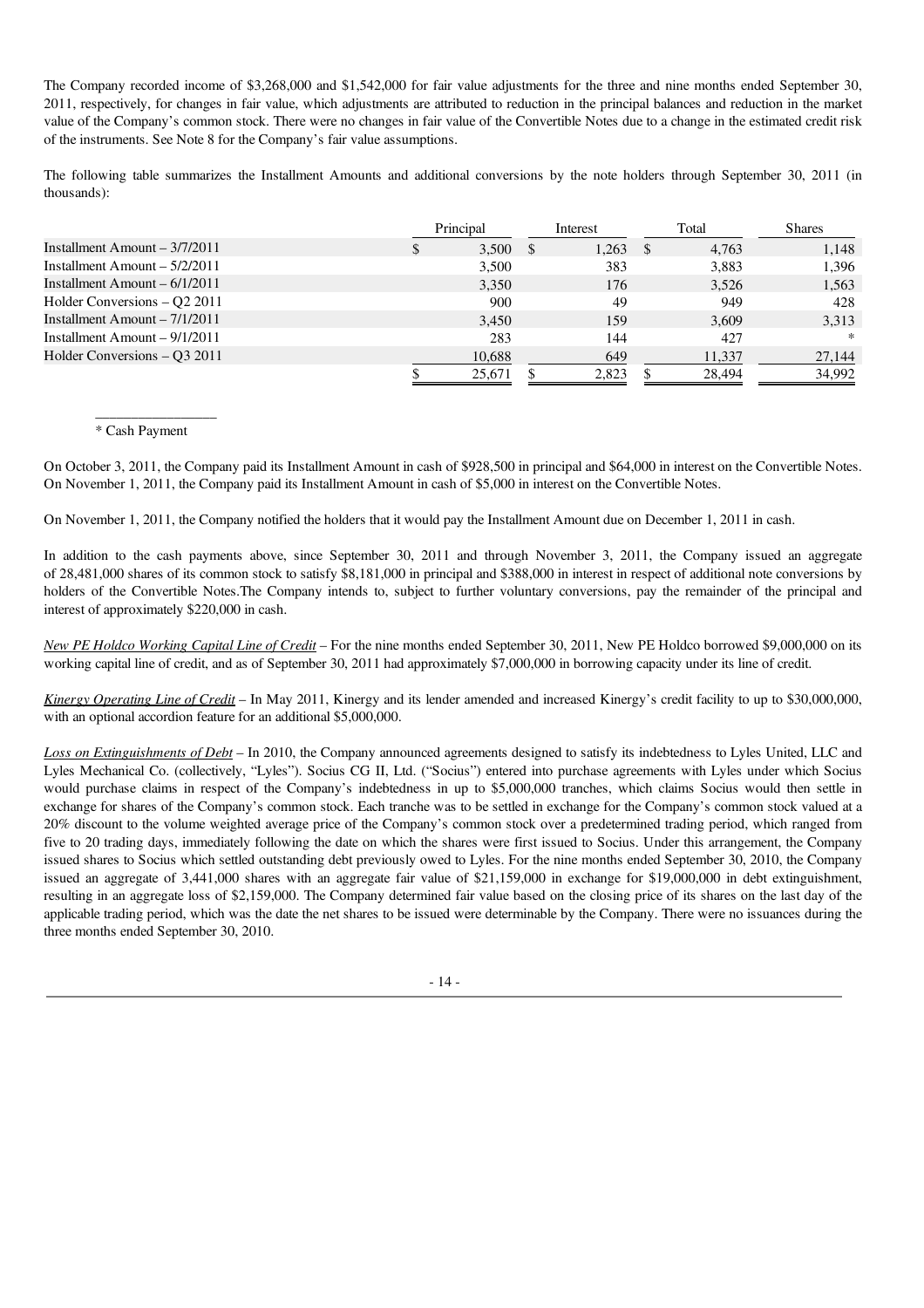The Company recorded income of $3,268,000 and $1,542,000 for fair value adjustments for the three and nine months ended September 30, 2011, respectively, for changes in fair value, which adjustments are attributed to reduction in the principal balances and reduction in the market value of the Company's common stock. There were no changes in fair value of the Convertible Notes due to a change in the estimated credit risk of the instruments. See Note 8 for the Company's fair value assumptions.

The following table summarizes the Installment Amounts and additional conversions by the note holders through September 30, 2011 (in thousands):

| | Principal | Interest | Total | Shares |
|---|---|---|---|---|
| Installment Amount – 3/7/2011 | $ 3,500 | $ 1,263 | $ 4,763 | 1,148 |
| Installment Amount – 5/2/2011 | 3,500 | 383 | 3,883 | 1,396 |
| Installment Amount – 6/1/2011 | 3,350 | 176 | 3,526 | 1,563 |
| Holder Conversions – Q2 2011 | 900 | 49 | 949 | 428 |
| Installment Amount – 7/1/2011 | 3,450 | 159 | 3,609 | 3,313 |
| Installment Amount – 9/1/2011 | 283 | 144 | 427 | * |
| Holder Conversions – Q3 2011 | 10,688 | 649 | 11,337 | 27,144 |
| | $ 25,671 | $ 2,823 | $ 28,494 | 34,992 |

\* Cash Payment

On October 3, 2011, the Company paid its Installment Amount in cash of $928,500 in principal and $64,000 in interest on the Convertible Notes. On November 1, 2011, the Company paid its Installment Amount in cash of $5,000 in interest on the Convertible Notes.

On November 1, 2011, the Company notified the holders that it would pay the Installment Amount due on December 1, 2011 in cash.

In addition to the cash payments above, since September 30, 2011 and through November 3, 2011, the Company issued an aggregate of 28,481,000 shares of its common stock to satisfy $8,181,000 in principal and $388,000 in interest in respect of additional note conversions by holders of the Convertible Notes.The Company intends to, subject to further voluntary conversions, pay the remainder of the principal and interest of approximately $220,000 in cash.

*New PE Holdco Working Capital Line of Credit* – For the nine months ended September 30, 2011, New PE Holdco borrowed $9,000,000 on its working capital line of credit, and as of September 30, 2011 had approximately $7,000,000 in borrowing capacity under its line of credit.

*Kinergy Operating Line of Credit* – In May 2011, Kinergy and its lender amended and increased Kinergy's credit facility to up to $30,000,000, with an optional accordion feature for an additional $5,000,000.

*Loss on Extinguishments of Debt* – In 2010, the Company announced agreements designed to satisfy its indebtedness to Lyles United, LLC and Lyles Mechanical Co. (collectively, "Lyles"). Socius CG II, Ltd. ("Socius") entered into purchase agreements with Lyles under which Socius would purchase claims in respect of the Company's indebtedness in up to $5,000,000 tranches, which claims Socius would then settle in exchange for shares of the Company's common stock. Each tranche was to be settled in exchange for the Company's common stock valued at a 20% discount to the volume weighted average price of the Company's common stock over a predetermined trading period, which ranged from five to 20 trading days, immediately following the date on which the shares were first issued to Socius. Under this arrangement, the Company issued shares to Socius which settled outstanding debt previously owed to Lyles. For the nine months ended September 30, 2010, the Company issued an aggregate of 3,441,000 shares with an aggregate fair value of $21,159,000 in exchange for $19,000,000 in debt extinguishment, resulting in an aggregate loss of $2,159,000. The Company determined fair value based on the closing price of its shares on the last day of the applicable trading period, which was the date the net shares to be issued were determinable by the Company. There were no issuances during the three months ended September 30, 2010.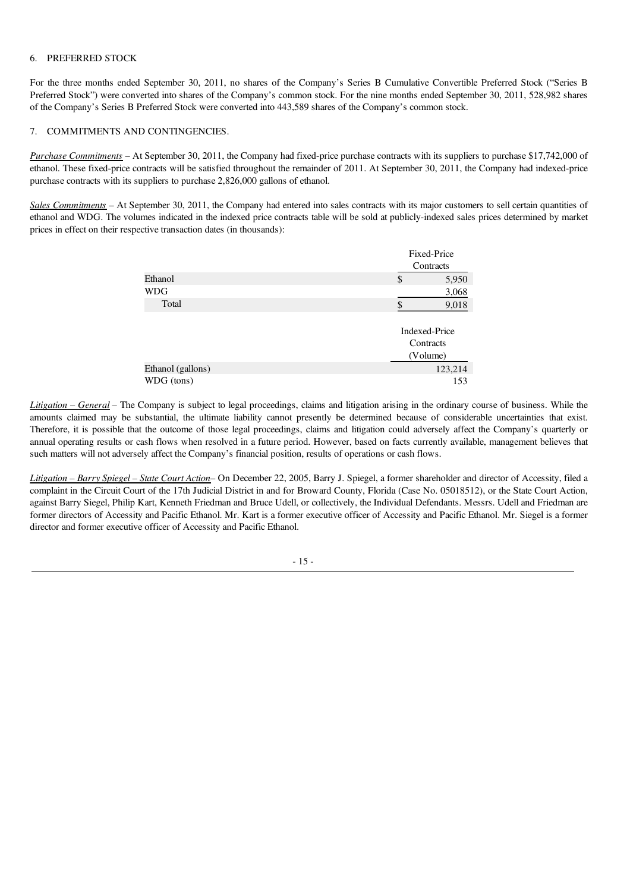6. PREFERRED STOCK

For the three months ended September 30, 2011, no shares of the Company's Series B Cumulative Convertible Preferred Stock ("Series B Preferred Stock") were converted into shares of the Company's common stock. For the nine months ended September 30, 2011, 528,982 shares of the Company's Series B Preferred Stock were converted into 443,589 shares of the Company's common stock.

7. COMMITMENTS AND CONTINGENCIES.

*Purchase Commitments* – At September 30, 2011, the Company had fixed-price purchase contracts with its suppliers to purchase $17,742,000 of ethanol. These fixed-price contracts will be satisfied throughout the remainder of 2011. At September 30, 2011, the Company had indexed-price purchase contracts with its suppliers to purchase 2,826,000 gallons of ethanol.

*Sales Commitments* – At September 30, 2011, the Company had entered into sales contracts with its major customers to sell certain quantities of ethanol and WDG. The volumes indicated in the indexed price contracts table will be sold at publicly-indexed sales prices determined by market prices in effect on their respective transaction dates (in thousands):

| | Fixed-Price Contracts |
|---|---|
| Ethanol | $ 5,950 |
| WDG | 3,068 |
| Total | $ 9,018 |

| | Indexed-Price Contracts (Volume) |
|---|---|
| Ethanol (gallons) | 123,214 |
| WDG (tons) | 153 |

*Litigation – General* – The Company is subject to legal proceedings, claims and litigation arising in the ordinary course of business. While the amounts claimed may be substantial, the ultimate liability cannot presently be determined because of considerable uncertainties that exist. Therefore, it is possible that the outcome of those legal proceedings, claims and litigation could adversely affect the Company's quarterly or annual operating results or cash flows when resolved in a future period. However, based on facts currently available, management believes that such matters will not adversely affect the Company's financial position, results of operations or cash flows.

*Litigation – Barry Spiegel – State Court Action*– On December 22, 2005, Barry J. Spiegel, a former shareholder and director of Accessity, filed a complaint in the Circuit Court of the 17th Judicial District in and for Broward County, Florida (Case No. 05018512), or the State Court Action, against Barry Siegel, Philip Kart, Kenneth Friedman and Bruce Udell, or collectively, the Individual Defendants. Messrs. Udell and Friedman are former directors of Accessity and Pacific Ethanol. Mr. Kart is a former executive officer of Accessity and Pacific Ethanol. Mr. Siegel is a former director and former executive officer of Accessity and Pacific Ethanol.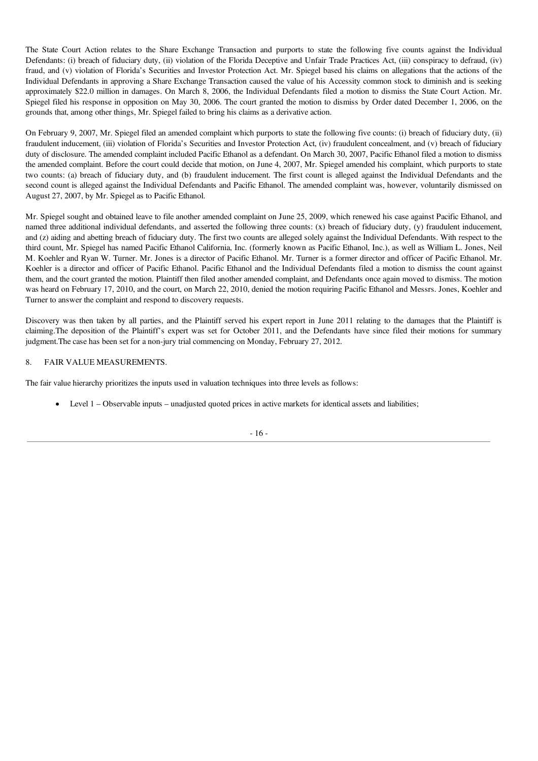The State Court Action relates to the Share Exchange Transaction and purports to state the following five counts against the Individual Defendants: (i) breach of fiduciary duty, (ii) violation of the Florida Deceptive and Unfair Trade Practices Act, (iii) conspiracy to defraud, (iv) fraud, and (v) violation of Florida's Securities and Investor Protection Act. Mr. Spiegel based his claims on allegations that the actions of the Individual Defendants in approving a Share Exchange Transaction caused the value of his Accessity common stock to diminish and is seeking approximately $22.0 million in damages. On March 8, 2006, the Individual Defendants filed a motion to dismiss the State Court Action. Mr. Spiegel filed his response in opposition on May 30, 2006. The court granted the motion to dismiss by Order dated December 1, 2006, on the grounds that, among other things, Mr. Spiegel failed to bring his claims as a derivative action.

On February 9, 2007, Mr. Spiegel filed an amended complaint which purports to state the following five counts: (i) breach of fiduciary duty, (ii) fraudulent inducement, (iii) violation of Florida's Securities and Investor Protection Act, (iv) fraudulent concealment, and (v) breach of fiduciary duty of disclosure. The amended complaint included Pacific Ethanol as a defendant. On March 30, 2007, Pacific Ethanol filed a motion to dismiss the amended complaint. Before the court could decide that motion, on June 4, 2007, Mr. Spiegel amended his complaint, which purports to state two counts: (a) breach of fiduciary duty, and (b) fraudulent inducement. The first count is alleged against the Individual Defendants and the second count is alleged against the Individual Defendants and Pacific Ethanol. The amended complaint was, however, voluntarily dismissed on August 27, 2007, by Mr. Spiegel as to Pacific Ethanol.

Mr. Spiegel sought and obtained leave to file another amended complaint on June 25, 2009, which renewed his case against Pacific Ethanol, and named three additional individual defendants, and asserted the following three counts: (x) breach of fiduciary duty, (y) fraudulent inducement, and (z) aiding and abetting breach of fiduciary duty. The first two counts are alleged solely against the Individual Defendants. With respect to the third count, Mr. Spiegel has named Pacific Ethanol California, Inc. (formerly known as Pacific Ethanol, Inc.), as well as William L. Jones, Neil M. Koehler and Ryan W. Turner. Mr. Jones is a director of Pacific Ethanol. Mr. Turner is a former director and officer of Pacific Ethanol. Mr. Koehler is a director and officer of Pacific Ethanol. Pacific Ethanol and the Individual Defendants filed a motion to dismiss the count against them, and the court granted the motion. Plaintiff then filed another amended complaint, and Defendants once again moved to dismiss. The motion was heard on February 17, 2010, and the court, on March 22, 2010, denied the motion requiring Pacific Ethanol and Messrs. Jones, Koehler and Turner to answer the complaint and respond to discovery requests.

Discovery was then taken by all parties, and the Plaintiff served his expert report in June 2011 relating to the damages that the Plaintiff is claiming.The deposition of the Plaintiff's expert was set for October 2011, and the Defendants have since filed their motions for summary judgment.The case has been set for a non-jury trial commencing on Monday, February 27, 2012.

## 8. FAIR VALUE MEASUREMENTS.

The fair value hierarchy prioritizes the inputs used in valuation techniques into three levels as follows:

- Level 1 – Observable inputs – unadjusted quoted prices in active markets for identical assets and liabilities;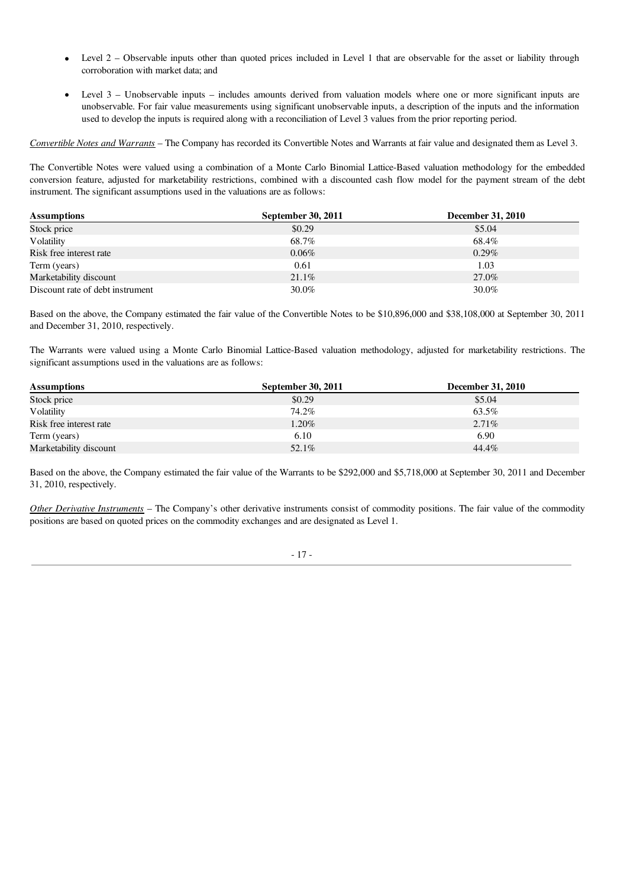- Level 2 – Observable inputs other than quoted prices included in Level 1 that are observable for the asset or liability through corroboration with market data; and
- Level 3 – Unobservable inputs – includes amounts derived from valuation models where one or more significant inputs are unobservable. For fair value measurements using significant unobservable inputs, a description of the inputs and the information used to develop the inputs is required along with a reconciliation of Level 3 values from the prior reporting period.

*Convertible Notes and Warrants* – The Company has recorded its Convertible Notes and Warrants at fair value and designated them as Level 3.

The Convertible Notes were valued using a combination of a Monte Carlo Binomial Lattice-Based valuation methodology for the embedded conversion feature, adjusted for marketability restrictions, combined with a discounted cash flow model for the payment stream of the debt instrument. The significant assumptions used in the valuations are as follows:

| Assumptions | September 30, 2011 | December 31, 2010 |
|---|---|---|
| Stock price | $0.29 | $5.04 |
| Volatility | 68.7% | 68.4% |
| Risk free interest rate | 0.06% | 0.29% |
| Term (years) | 0.61 | 1.03 |
| Marketability discount | 21.1% | 27.0% |
| Discount rate of debt instrument | 30.0% | 30.0% |

Based on the above, the Company estimated the fair value of the Convertible Notes to be $10,896,000 and $38,108,000 at September 30, 2011 and December 31, 2010, respectively.

The Warrants were valued using a Monte Carlo Binomial Lattice-Based valuation methodology, adjusted for marketability restrictions. The significant assumptions used in the valuations are as follows:

| Assumptions | September 30, 2011 | December 31, 2010 |
|---|---|---|
| Stock price | $0.29 | $5.04 |
| Volatility | 74.2% | 63.5% |
| Risk free interest rate | 1.20% | 2.71% |
| Term (years) | 6.10 | 6.90 |
| Marketability discount | 52.1% | 44.4% |

Based on the above, the Company estimated the fair value of the Warrants to be $292,000 and $5,718,000 at September 30, 2011 and December 31, 2010, respectively.

*Other Derivative Instruments* – The Company's other derivative instruments consist of commodity positions. The fair value of the commodity positions are based on quoted prices on the commodity exchanges and are designated as Level 1.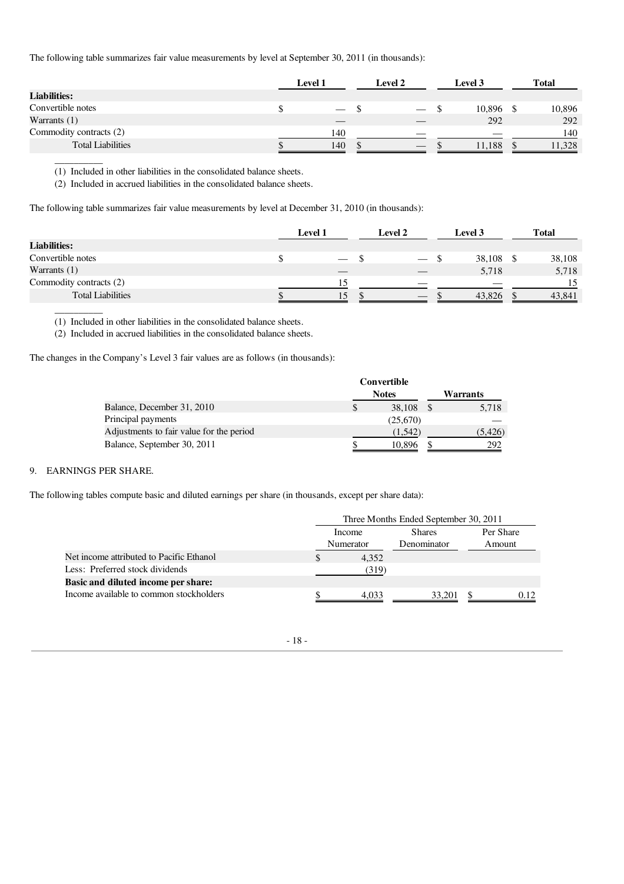The following table summarizes fair value measurements by level at September 30, 2011 (in thousands):

| | Level 1 | Level 2 | Level 3 | Total |
|---|---|---|---|---|
| **Liabilities:** | | | | |
| Convertible notes | $ — | $ — | $ 10,896 | $ 10,896 |
| Warrants (1) | — | — | 292 | 292 |
| Commodity contracts (2) | 140 | — | — | 140 |
| Total Liabilities | $ 140 | $ — | $ 11,188 | $ 11,328 |

(1) Included in other liabilities in the consolidated balance sheets.

(2) Included in accrued liabilities in the consolidated balance sheets.

The following table summarizes fair value measurements by level at December 31, 2010 (in thousands):

| | Level 1 | Level 2 | Level 3 | Total |
|---|---|---|---|---|
| **Liabilities:** | | | | |
| Convertible notes | $ — | $ — | $ 38,108 | $ 38,108 |
| Warrants (1) | — | — | 5,718 | 5,718 |
| Commodity contracts (2) | 15 | — | — | 15 |
| Total Liabilities | $ 15 | $ — | $ 43,826 | $ 43,841 |

(1) Included in other liabilities in the consolidated balance sheets.

(2) Included in accrued liabilities in the consolidated balance sheets.

The changes in the Company's Level 3 fair values are as follows (in thousands):

| | Convertible Notes | Warrants |
|---|---|---|
| Balance, December 31, 2010 | $ 38,108 | $ 5,718 |
| Principal payments | (25,670) | — |
| Adjustments to fair value for the period | (1,542) | (5,426) |
| Balance, September 30, 2011 | $ 10,896 | $ 292 |

9. EARNINGS PER SHARE.

The following tables compute basic and diluted earnings per share (in thousands, except per share data):

| | Three Months Ended September 30, 2011 | | |
|---|---|---|---|
| | Income Numerator | Shares Denominator | Per Share Amount |
| Net income attributed to Pacific Ethanol | $ 4,352 | | |
| Less: Preferred stock dividends | (319) | | |
| **Basic and diluted income per share:** | | | |
| Income available to common stockholders | $ 4,033 | 33,201 | $ 0.12 |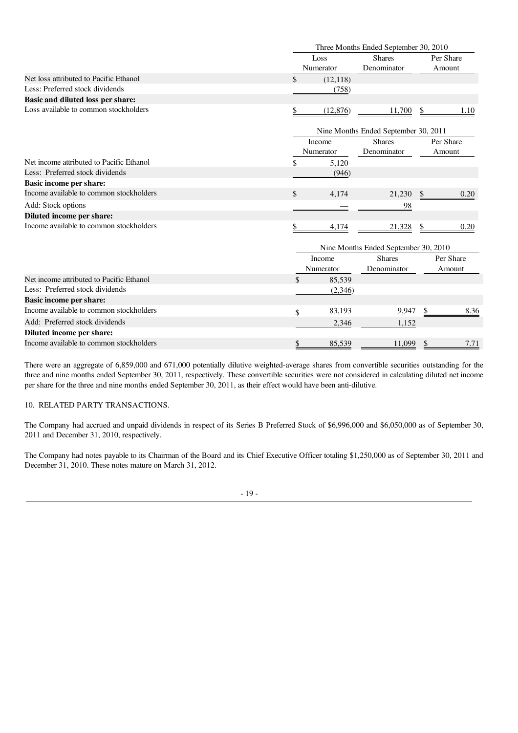| | Three Months Ended September 30, 2010 | | |
|---|---|---|---|
| | Loss Numerator | Shares Denominator | Per Share Amount |
| Net loss attributed to Pacific Ethanol | $ (12,118) | | |
| Less: Preferred stock dividends | (758) | | |
| **Basic and diluted loss per share:** | | | |
| Loss available to common stockholders | $ (12,876) | 11,700 | $ 1.10 |

| | Nine Months Ended September 30, 2011 | | |
|---|---|---|---|
| | Income Numerator | Shares Denominator | Per Share Amount |
| Net income attributed to Pacific Ethanol | $ 5,120 | | |
| Less: Preferred stock dividends | (946) | | |
| **Basic income per share:** | | | |
| Income available to common stockholders | $ 4,174 | 21,230 | $ 0.20 |
| Add: Stock options | — | 98 | |
| **Diluted income per share:** | | | |
| Income available to common stockholders | $ 4,174 | 21,328 | $ 0.20 |

| | Nine Months Ended September 30, 2010 | | |
|---|---|---|---|
| | Income Numerator | Shares Denominator | Per Share Amount |
| Net income attributed to Pacific Ethanol | $ 85,539 | | |
| Less: Preferred stock dividends | (2,346) | | |
| **Basic income per share:** | | | |
| Income available to common stockholders | $ 83,193 | 9,947 | $ 8.36 |
| Add: Preferred stock dividends | 2,346 | 1,152 | |
| **Diluted income per share:** | | | |
| Income available to common stockholders | $ 85,539 | 11,099 | $ 7.71 |

There were an aggregate of 6,859,000 and 671,000 potentially dilutive weighted-average shares from convertible securities outstanding for the three and nine months ended September 30, 2011, respectively. These convertible securities were not considered in calculating diluted net income per share for the three and nine months ended September 30, 2011, as their effect would have been anti-dilutive.

10. RELATED PARTY TRANSACTIONS.

The Company had accrued and unpaid dividends in respect of its Series B Preferred Stock of $6,996,000 and $6,050,000 as of September 30, 2011 and December 31, 2010, respectively.

The Company had notes payable to its Chairman of the Board and its Chief Executive Officer totaling $1,250,000 as of September 30, 2011 and December 31, 2010. These notes mature on March 31, 2012.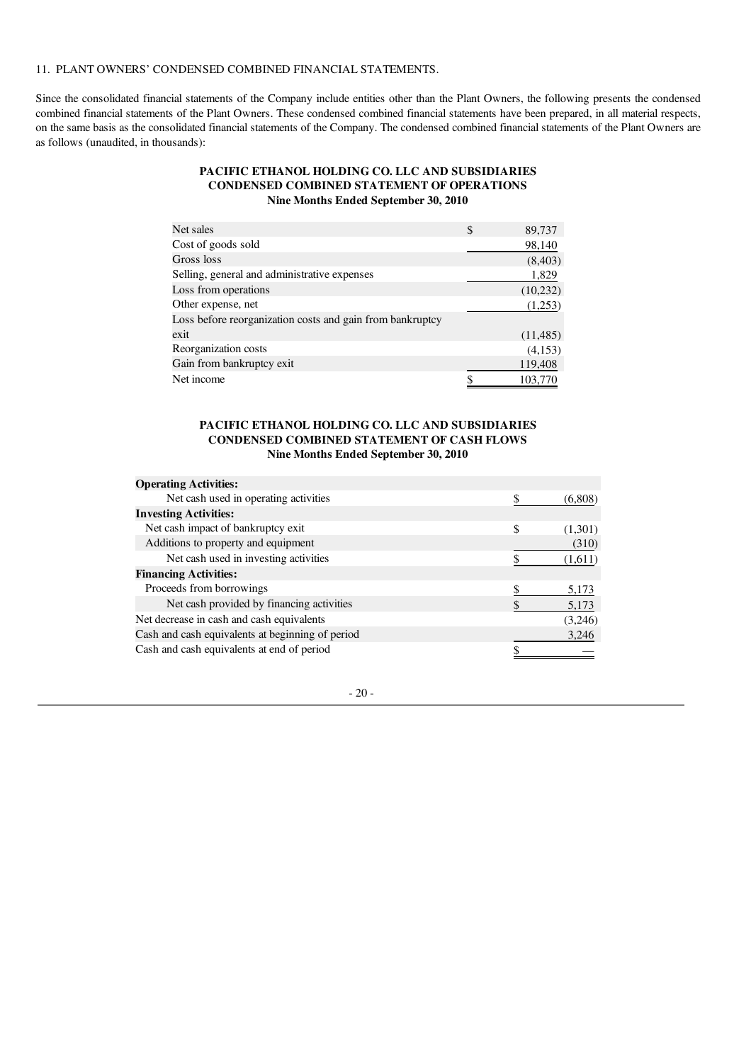11. PLANT OWNERS' CONDENSED COMBINED FINANCIAL STATEMENTS.

Since the consolidated financial statements of the Company include entities other than the Plant Owners, the following presents the condensed combined financial statements of the Plant Owners. These condensed combined financial statements have been prepared, in all material respects, on the same basis as the consolidated financial statements of the Company. The condensed combined financial statements of the Plant Owners are as follows (unaudited, in thousands):

**PACIFIC ETHANOL HOLDING CO. LLC AND SUBSIDIARIES**
**CONDENSED COMBINED STATEMENT OF OPERATIONS**
**Nine Months Ended September 30, 2010**

| | |
|---|---|
| Net sales | $ 89,737 |
| Cost of goods sold | 98,140 |
| Gross loss | (8,403) |
| Selling, general and administrative expenses | 1,829 |
| Loss from operations | (10,232) |
| Other expense, net | (1,253) |
| Loss before reorganization costs and gain from bankruptcy exit | (11,485) |
| Reorganization costs | (4,153) |
| Gain from bankruptcy exit | 119,408 |
| Net income | $ 103,770 |

**PACIFIC ETHANOL HOLDING CO. LLC AND SUBSIDIARIES**
**CONDENSED COMBINED STATEMENT OF CASH FLOWS**
**Nine Months Ended September 30, 2010**

| | |
|---|---|
| **Operating Activities:** | |
| Net cash used in operating activities | $ (6,808) |
| **Investing Activities:** | |
| Net cash impact of bankruptcy exit | $ (1,301) |
| Additions to property and equipment | (310) |
| Net cash used in investing activities | $ (1,611) |
| **Financing Activities:** | |
| Proceeds from borrowings | $ 5,173 |
| Net cash provided by financing activities | $ 5,173 |
| Net decrease in cash and cash equivalents | (3,246) |
| Cash and cash equivalents at beginning of period | 3,246 |
| Cash and cash equivalents at end of period | $ — |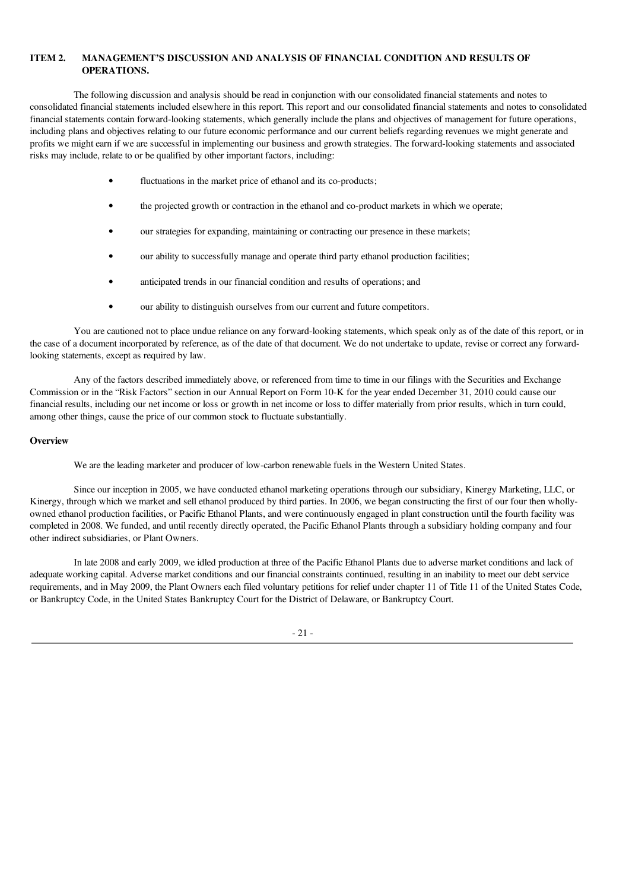## ITEM 2. MANAGEMENT'S DISCUSSION AND ANALYSIS OF FINANCIAL CONDITION AND RESULTS OF OPERATIONS.

The following discussion and analysis should be read in conjunction with our consolidated financial statements and notes to consolidated financial statements included elsewhere in this report. This report and our consolidated financial statements and notes to consolidated financial statements contain forward-looking statements, which generally include the plans and objectives of management for future operations, including plans and objectives relating to our future economic performance and our current beliefs regarding revenues we might generate and profits we might earn if we are successful in implementing our business and growth strategies. The forward-looking statements and associated risks may include, relate to or be qualified by other important factors, including:

- fluctuations in the market price of ethanol and its co-products;
- the projected growth or contraction in the ethanol and co-product markets in which we operate;
- our strategies for expanding, maintaining or contracting our presence in these markets;
- our ability to successfully manage and operate third party ethanol production facilities;
- anticipated trends in our financial condition and results of operations; and
- our ability to distinguish ourselves from our current and future competitors.

You are cautioned not to place undue reliance on any forward-looking statements, which speak only as of the date of this report, or in the case of a document incorporated by reference, as of the date of that document. We do not undertake to update, revise or correct any forward-looking statements, except as required by law.

Any of the factors described immediately above, or referenced from time to time in our filings with the Securities and Exchange Commission or in the "Risk Factors" section in our Annual Report on Form 10-K for the year ended December 31, 2010 could cause our financial results, including our net income or loss or growth in net income or loss to differ materially from prior results, which in turn could, among other things, cause the price of our common stock to fluctuate substantially.

**Overview**

We are the leading marketer and producer of low-carbon renewable fuels in the Western United States.

Since our inception in 2005, we have conducted ethanol marketing operations through our subsidiary, Kinergy Marketing, LLC, or Kinergy, through which we market and sell ethanol produced by third parties. In 2006, we began constructing the first of our four then wholly-owned ethanol production facilities, or Pacific Ethanol Plants, and were continuously engaged in plant construction until the fourth facility was completed in 2008. We funded, and until recently directly operated, the Pacific Ethanol Plants through a subsidiary holding company and four other indirect subsidiaries, or Plant Owners.

In late 2008 and early 2009, we idled production at three of the Pacific Ethanol Plants due to adverse market conditions and lack of adequate working capital. Adverse market conditions and our financial constraints continued, resulting in an inability to meet our debt service requirements, and in May 2009, the Plant Owners each filed voluntary petitions for relief under chapter 11 of Title 11 of the United States Code, or Bankruptcy Code, in the United States Bankruptcy Court for the District of Delaware, or Bankruptcy Court.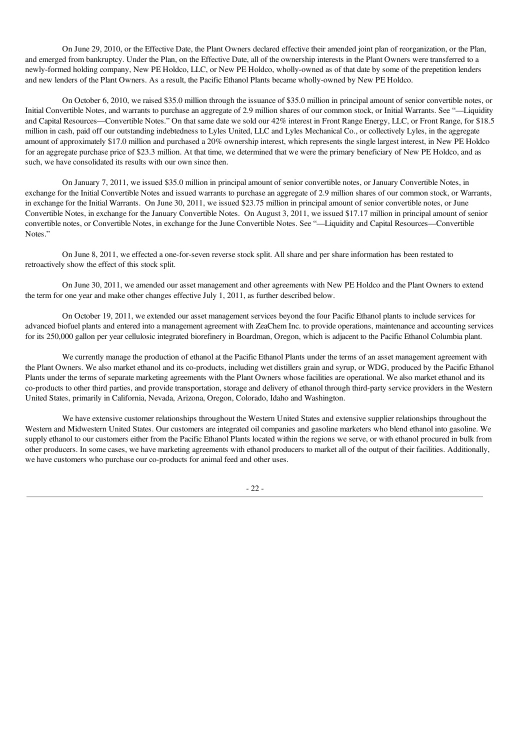On June 29, 2010, or the Effective Date, the Plant Owners declared effective their amended joint plan of reorganization, or the Plan, and emerged from bankruptcy. Under the Plan, on the Effective Date, all of the ownership interests in the Plant Owners were transferred to a newly-formed holding company, New PE Holdco, LLC, or New PE Holdco, wholly-owned as of that date by some of the prepetition lenders and new lenders of the Plant Owners. As a result, the Pacific Ethanol Plants became wholly-owned by New PE Holdco.

On October 6, 2010, we raised $35.0 million through the issuance of $35.0 million in principal amount of senior convertible notes, or Initial Convertible Notes, and warrants to purchase an aggregate of 2.9 million shares of our common stock, or Initial Warrants. See "—Liquidity and Capital Resources—Convertible Notes." On that same date we sold our 42% interest in Front Range Energy, LLC, or Front Range, for $18.5 million in cash, paid off our outstanding indebtedness to Lyles United, LLC and Lyles Mechanical Co., or collectively Lyles, in the aggregate amount of approximately $17.0 million and purchased a 20% ownership interest, which represents the single largest interest, in New PE Holdco for an aggregate purchase price of $23.3 million. At that time, we determined that we were the primary beneficiary of New PE Holdco, and as such, we have consolidated its results with our own since then.

On January 7, 2011, we issued $35.0 million in principal amount of senior convertible notes, or January Convertible Notes, in exchange for the Initial Convertible Notes and issued warrants to purchase an aggregate of 2.9 million shares of our common stock, or Warrants, in exchange for the Initial Warrants. On June 30, 2011, we issued $23.75 million in principal amount of senior convertible notes, or June Convertible Notes, in exchange for the January Convertible Notes. On August 3, 2011, we issued $17.17 million in principal amount of senior convertible notes, or Convertible Notes, in exchange for the June Convertible Notes. See "—Liquidity and Capital Resources—Convertible Notes."

On June 8, 2011, we effected a one-for-seven reverse stock split. All share and per share information has been restated to retroactively show the effect of this stock split.

On June 30, 2011, we amended our asset management and other agreements with New PE Holdco and the Plant Owners to extend the term for one year and make other changes effective July 1, 2011, as further described below.

On October 19, 2011, we extended our asset management services beyond the four Pacific Ethanol plants to include services for advanced biofuel plants and entered into a management agreement with ZeaChem Inc. to provide operations, maintenance and accounting services for its 250,000 gallon per year cellulosic integrated biorefinery in Boardman, Oregon, which is adjacent to the Pacific Ethanol Columbia plant.

We currently manage the production of ethanol at the Pacific Ethanol Plants under the terms of an asset management agreement with the Plant Owners. We also market ethanol and its co-products, including wet distillers grain and syrup, or WDG, produced by the Pacific Ethanol Plants under the terms of separate marketing agreements with the Plant Owners whose facilities are operational. We also market ethanol and its co-products to other third parties, and provide transportation, storage and delivery of ethanol through third-party service providers in the Western United States, primarily in California, Nevada, Arizona, Oregon, Colorado, Idaho and Washington.

We have extensive customer relationships throughout the Western United States and extensive supplier relationships throughout the Western and Midwestern United States. Our customers are integrated oil companies and gasoline marketers who blend ethanol into gasoline. We supply ethanol to our customers either from the Pacific Ethanol Plants located within the regions we serve, or with ethanol procured in bulk from other producers. In some cases, we have marketing agreements with ethanol producers to market all of the output of their facilities. Additionally, we have customers who purchase our co-products for animal feed and other uses.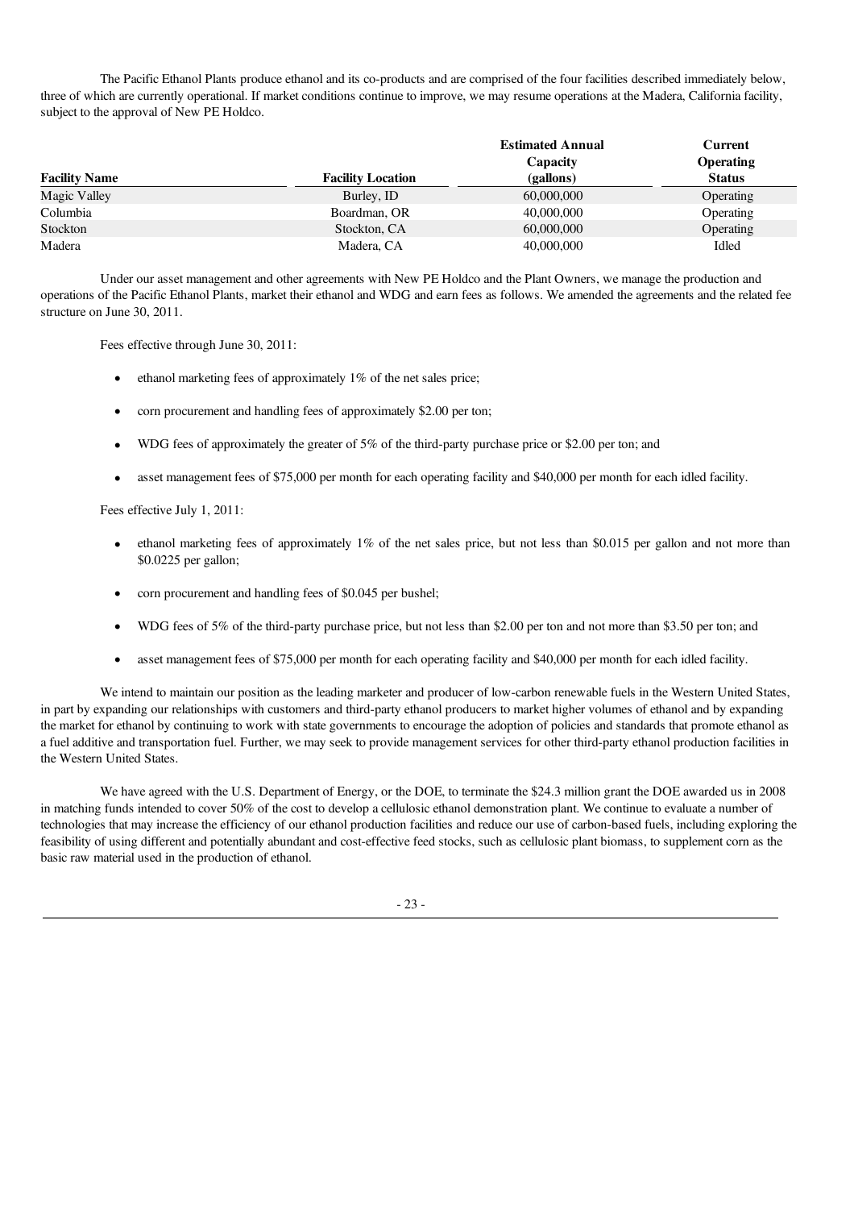The Pacific Ethanol Plants produce ethanol and its co-products and are comprised of the four facilities described immediately below, three of which are currently operational. If market conditions continue to improve, we may resume operations at the Madera, California facility, subject to the approval of New PE Holdco.

| Facility Name | Facility Location | Estimated Annual Capacity (gallons) | Current Operating Status |
|---|---|---|---|
| Magic Valley | Burley, ID | 60,000,000 | Operating |
| Columbia | Boardman, OR | 40,000,000 | Operating |
| Stockton | Stockton, CA | 60,000,000 | Operating |
| Madera | Madera, CA | 40,000,000 | Idled |

Under our asset management and other agreements with New PE Holdco and the Plant Owners, we manage the production and operations of the Pacific Ethanol Plants, market their ethanol and WDG and earn fees as follows. We amended the agreements and the related fee structure on June 30, 2011.

Fees effective through June 30, 2011:

- ethanol marketing fees of approximately 1% of the net sales price;
- corn procurement and handling fees of approximately $2.00 per ton;
- WDG fees of approximately the greater of 5% of the third-party purchase price or $2.00 per ton; and
- asset management fees of $75,000 per month for each operating facility and $40,000 per month for each idled facility.

Fees effective July 1, 2011:

- ethanol marketing fees of approximately 1% of the net sales price, but not less than $0.015 per gallon and not more than $0.0225 per gallon;
- corn procurement and handling fees of $0.045 per bushel;
- WDG fees of 5% of the third-party purchase price, but not less than $2.00 per ton and not more than $3.50 per ton; and
- asset management fees of $75,000 per month for each operating facility and $40,000 per month for each idled facility.

We intend to maintain our position as the leading marketer and producer of low-carbon renewable fuels in the Western United States, in part by expanding our relationships with customers and third-party ethanol producers to market higher volumes of ethanol and by expanding the market for ethanol by continuing to work with state governments to encourage the adoption of policies and standards that promote ethanol as a fuel additive and transportation fuel. Further, we may seek to provide management services for other third-party ethanol production facilities in the Western United States.

We have agreed with the U.S. Department of Energy, or the DOE, to terminate the $24.3 million grant the DOE awarded us in 2008 in matching funds intended to cover 50% of the cost to develop a cellulosic ethanol demonstration plant. We continue to evaluate a number of technologies that may increase the efficiency of our ethanol production facilities and reduce our use of carbon-based fuels, including exploring the feasibility of using different and potentially abundant and cost-effective feed stocks, such as cellulosic plant biomass, to supplement corn as the basic raw material used in the production of ethanol.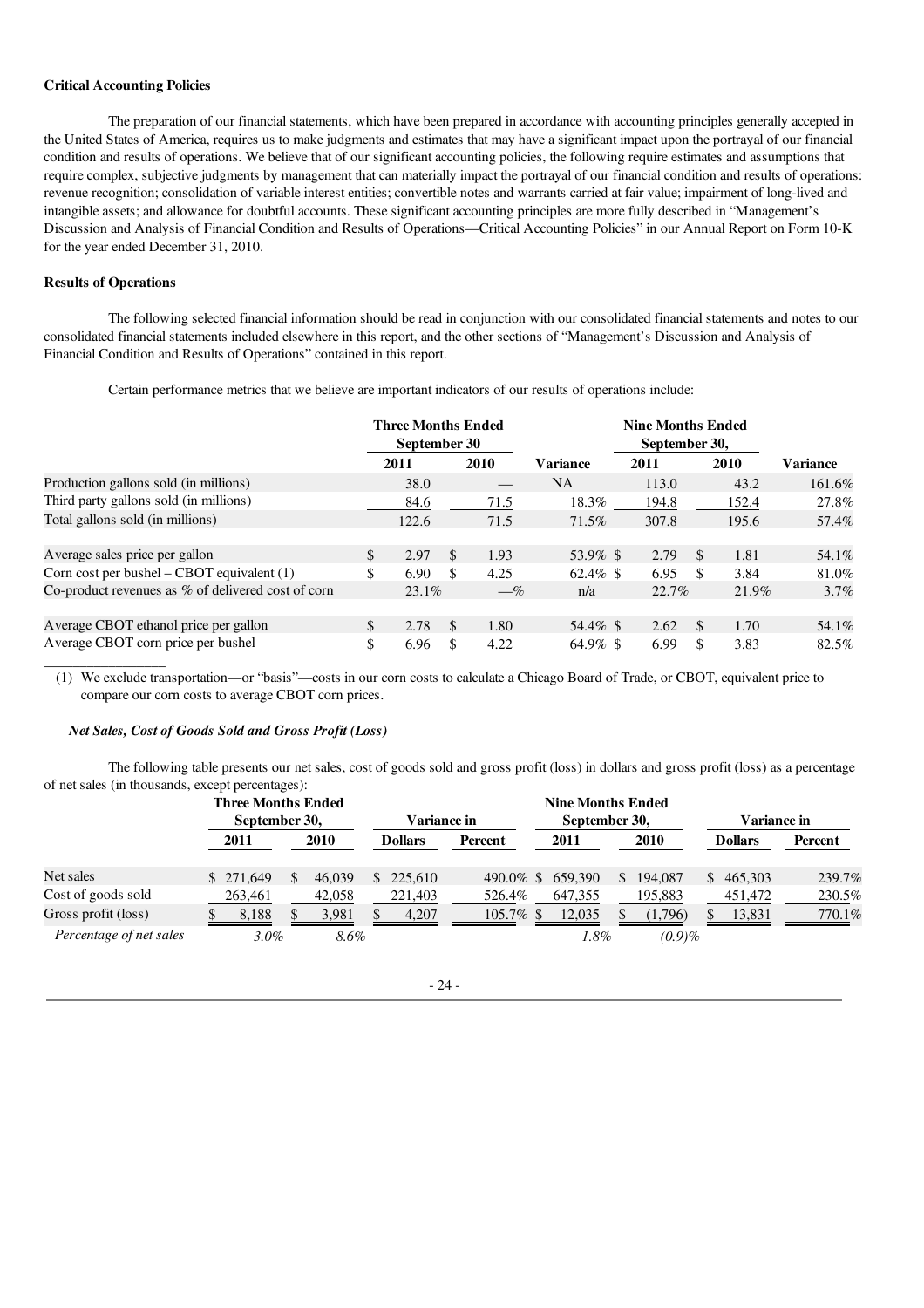**Critical Accounting Policies**

The preparation of our financial statements, which have been prepared in accordance with accounting principles generally accepted in the United States of America, requires us to make judgments and estimates that may have a significant impact upon the portrayal of our financial condition and results of operations. We believe that of our significant accounting policies, the following require estimates and assumptions that require complex, subjective judgments by management that can materially impact the portrayal of our financial condition and results of operations: revenue recognition; consolidation of variable interest entities; convertible notes and warrants carried at fair value; impairment of long-lived and intangible assets; and allowance for doubtful accounts. These significant accounting principles are more fully described in "Management's Discussion and Analysis of Financial Condition and Results of Operations—Critical Accounting Policies" in our Annual Report on Form 10-K for the year ended December 31, 2010.

**Results of Operations**

The following selected financial information should be read in conjunction with our consolidated financial statements and notes to our consolidated financial statements included elsewhere in this report, and the other sections of "Management's Discussion and Analysis of Financial Condition and Results of Operations" contained in this report.

Certain performance metrics that we believe are important indicators of our results of operations include:

| | Three Months Ended September 30 | | | Nine Months Ended September 30, | | |
|---|---|---|---|---|---|---|
| | 2011 | 2010 | Variance | 2011 | 2010 | Variance |
| Production gallons sold (in millions) | 38.0 | — | NA | 113.0 | 43.2 | 161.6% |
| Third party gallons sold (in millions) | 84.6 | 71.5 | 18.3% | 194.8 | 152.4 | 27.8% |
| Total gallons sold (in millions) | 122.6 | 71.5 | 71.5% | 307.8 | 195.6 | 57.4% |
| | | | | | | |
| Average sales price per gallon | $ 2.97 | $ 1.93 | 53.9% | $ 2.79 | $ 1.81 | 54.1% |
| Corn cost per bushel – CBOT equivalent (1) | $ 6.90 | $ 4.25 | 62.4% | $ 6.95 | $ 3.84 | 81.0% |
| Co-product revenues as % of delivered cost of corn | 23.1% | —% | n/a | 22.7% | 21.9% | 3.7% |
| | | | | | | |
| Average CBOT ethanol price per gallon | $ 2.78 | $ 1.80 | 54.4% | $ 2.62 | $ 1.70 | 54.1% |
| Average CBOT corn price per bushel | $ 6.96 | $ 4.22 | 64.9% | $ 6.99 | $ 3.83 | 82.5% |

(1) We exclude transportation—or "basis"—costs in our corn costs to calculate a Chicago Board of Trade, or CBOT, equivalent price to compare our corn costs to average CBOT corn prices.

***Net Sales, Cost of Goods Sold and Gross Profit (Loss)***

The following table presents our net sales, cost of goods sold and gross profit (loss) in dollars and gross profit (loss) as a percentage of net sales (in thousands, except percentages):

| | Three Months Ended September 30, | | Variance in | | Nine Months Ended September 30, | | Variance in | |
|---|---|---|---|---|---|---|---|---|
| | 2011 | 2010 | Dollars | Percent | 2011 | 2010 | Dollars | Percent |
| Net sales | $ 271,649 | $ 46,039 | $ 225,610 | 490.0% | $ 659,390 | $ 194,087 | $ 465,303 | 239.7% |
| Cost of goods sold | 263,461 | 42,058 | 221,403 | 526.4% | 647,355 | 195,883 | 451,472 | 230.5% |
| Gross profit (loss) | $ 8,188 | $ 3,981 | $ 4,207 | 105.7% | $ 12,035 | $ (1,796) | $ 13,831 | 770.1% |
| *Percentage of net sales* | *3.0%* | *8.6%* | | | *1.8%* | *(0.9)%* | | |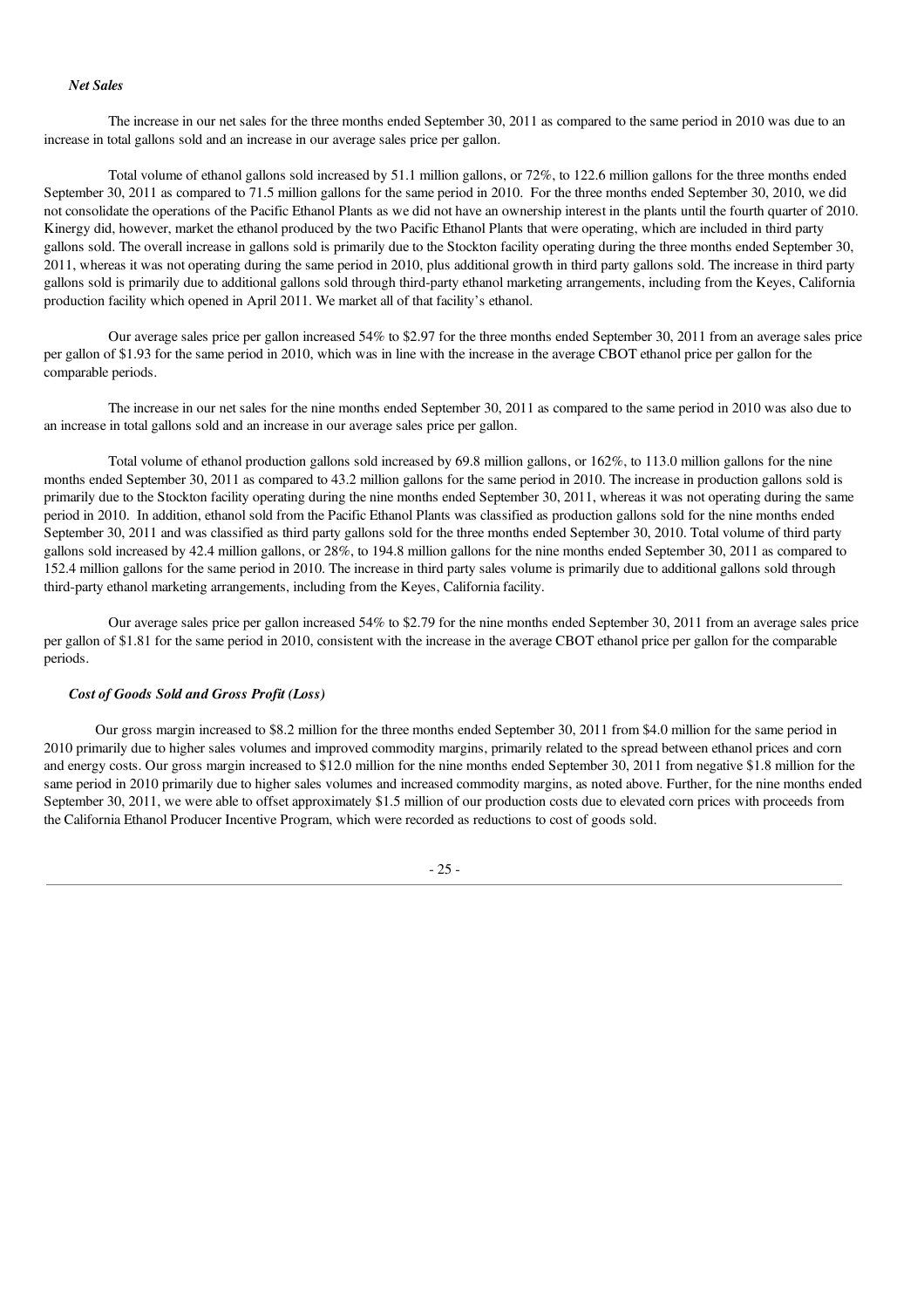### *Net Sales*

The increase in our net sales for the three months ended September 30, 2011 as compared to the same period in 2010 was due to an increase in total gallons sold and an increase in our average sales price per gallon.

Total volume of ethanol gallons sold increased by 51.1 million gallons, or 72%, to 122.6 million gallons for the three months ended September 30, 2011 as compared to 71.5 million gallons for the same period in 2010. For the three months ended September 30, 2010, we did not consolidate the operations of the Pacific Ethanol Plants as we did not have an ownership interest in the plants until the fourth quarter of 2010. Kinergy did, however, market the ethanol produced by the two Pacific Ethanol Plants that were operating, which are included in third party gallons sold. The overall increase in gallons sold is primarily due to the Stockton facility operating during the three months ended September 30, 2011, whereas it was not operating during the same period in 2010, plus additional growth in third party gallons sold. The increase in third party gallons sold is primarily due to additional gallons sold through third-party ethanol marketing arrangements, including from the Keyes, California production facility which opened in April 2011. We market all of that facility's ethanol.

Our average sales price per gallon increased 54% to $2.97 for the three months ended September 30, 2011 from an average sales price per gallon of $1.93 for the same period in 2010, which was in line with the increase in the average CBOT ethanol price per gallon for the comparable periods.

The increase in our net sales for the nine months ended September 30, 2011 as compared to the same period in 2010 was also due to an increase in total gallons sold and an increase in our average sales price per gallon.

Total volume of ethanol production gallons sold increased by 69.8 million gallons, or 162%, to 113.0 million gallons for the nine months ended September 30, 2011 as compared to 43.2 million gallons for the same period in 2010. The increase in production gallons sold is primarily due to the Stockton facility operating during the nine months ended September 30, 2011, whereas it was not operating during the same period in 2010. In addition, ethanol sold from the Pacific Ethanol Plants was classified as production gallons sold for the nine months ended September 30, 2011 and was classified as third party gallons sold for the three months ended September 30, 2010. Total volume of third party gallons sold increased by 42.4 million gallons, or 28%, to 194.8 million gallons for the nine months ended September 30, 2011 as compared to 152.4 million gallons for the same period in 2010. The increase in third party sales volume is primarily due to additional gallons sold through third-party ethanol marketing arrangements, including from the Keyes, California facility.

Our average sales price per gallon increased 54% to $2.79 for the nine months ended September 30, 2011 from an average sales price per gallon of $1.81 for the same period in 2010, consistent with the increase in the average CBOT ethanol price per gallon for the comparable periods.

### *Cost of Goods Sold and Gross Profit (Loss)*

Our gross margin increased to $8.2 million for the three months ended September 30, 2011 from $4.0 million for the same period in 2010 primarily due to higher sales volumes and improved commodity margins, primarily related to the spread between ethanol prices and corn and energy costs. Our gross margin increased to $12.0 million for the nine months ended September 30, 2011 from negative $1.8 million for the same period in 2010 primarily due to higher sales volumes and increased commodity margins, as noted above. Further, for the nine months ended September 30, 2011, we were able to offset approximately $1.5 million of our production costs due to elevated corn prices with proceeds from the California Ethanol Producer Incentive Program, which were recorded as reductions to cost of goods sold.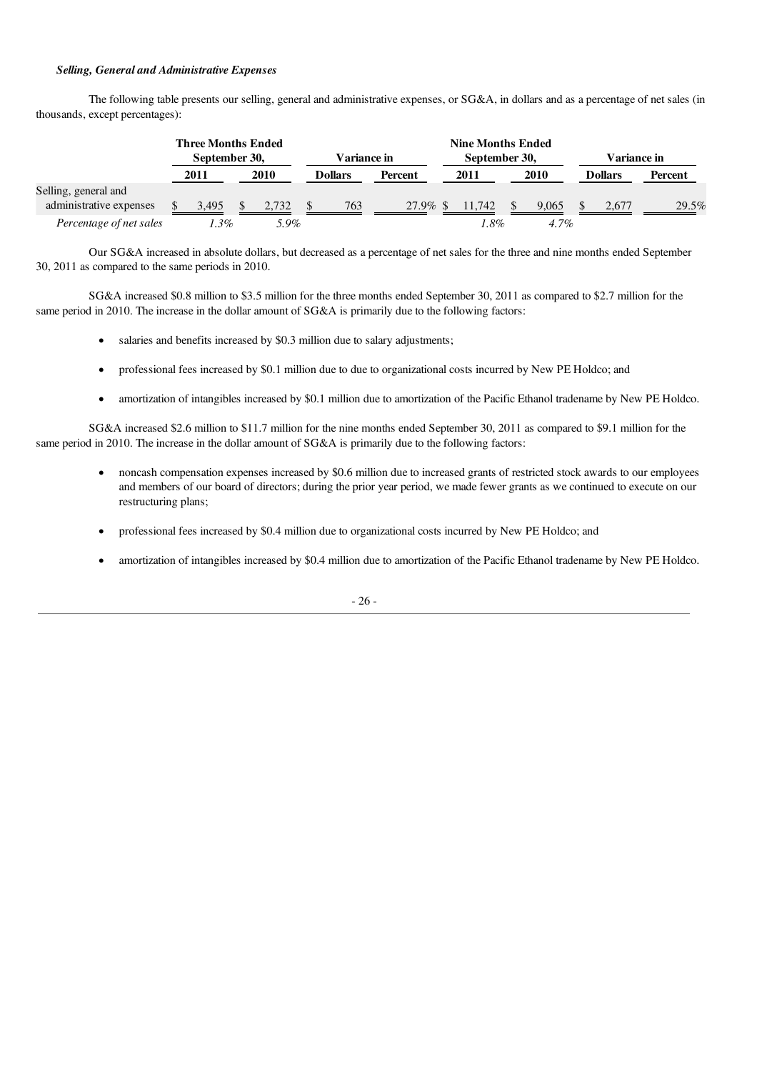***Selling, General and Administrative Expenses***

The following table presents our selling, general and administrative expenses, or SG&A, in dollars and as a percentage of net sales (in thousands, except percentages):

| | Three Months Ended September 30, | | Variance in | | Nine Months Ended September 30, | | Variance in | |
|---|---|---|---|---|---|---|---|---|
| | 2011 | 2010 | Dollars | Percent | 2011 | 2010 | Dollars | Percent |
| Selling, general and administrative expenses | $ 3,495 | $ 2,732 | $ 763 | 27.9% | $ 11,742 | $ 9,065 | $ 2,677 | 29.5% |
| *Percentage of net sales* | *1.3%* | *5.9%* | | | *1.8%* | *4.7%* | | |

Our SG&A increased in absolute dollars, but decreased as a percentage of net sales for the three and nine months ended September 30, 2011 as compared to the same periods in 2010.

SG&A increased $0.8 million to $3.5 million for the three months ended September 30, 2011 as compared to $2.7 million for the same period in 2010. The increase in the dollar amount of SG&A is primarily due to the following factors:

- salaries and benefits increased by $0.3 million due to salary adjustments;
- professional fees increased by $0.1 million due to due to organizational costs incurred by New PE Holdco; and
- amortization of intangibles increased by $0.1 million due to amortization of the Pacific Ethanol tradename by New PE Holdco.

SG&A increased $2.6 million to $11.7 million for the nine months ended September 30, 2011 as compared to $9.1 million for the same period in 2010. The increase in the dollar amount of SG&A is primarily due to the following factors:

- noncash compensation expenses increased by $0.6 million due to increased grants of restricted stock awards to our employees and members of our board of directors; during the prior year period, we made fewer grants as we continued to execute on our restructuring plans;
- professional fees increased by $0.4 million due to organizational costs incurred by New PE Holdco; and
- amortization of intangibles increased by $0.4 million due to amortization of the Pacific Ethanol tradename by New PE Holdco.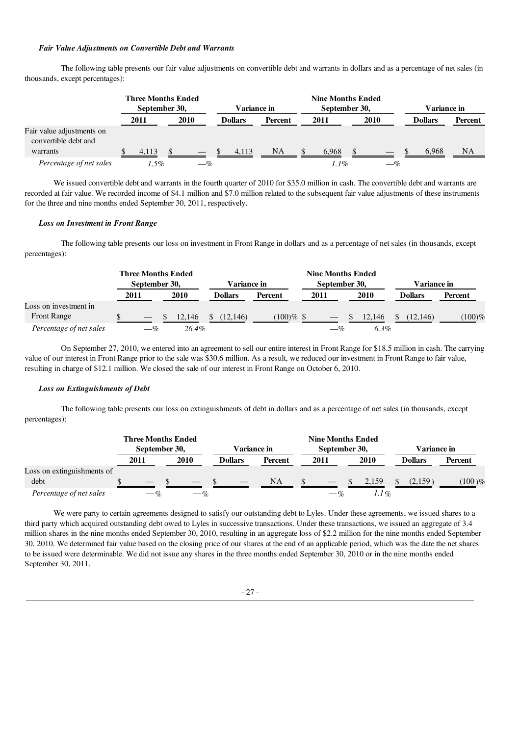***Fair Value Adjustments on Convertible Debt and Warrants***

The following table presents our fair value adjustments on convertible debt and warrants in dollars and as a percentage of net sales (in thousands, except percentages):

| | Three Months Ended September 30, | | Variance in | | Nine Months Ended September 30, | | Variance in | |
|---|---|---|---|---|---|---|---|---|
| | 2011 | 2010 | Dollars | Percent | 2011 | 2010 | Dollars | Percent |
| Fair value adjustments on convertible debt and warrants | $ 4,113 | $ — | $ 4,113 | NA | $ 6,968 | $ — | $ 6,968 | NA |
| *Percentage of net sales* | *1.5%* | *—%* | | | *1.1%* | *—%* | | |

We issued convertible debt and warrants in the fourth quarter of 2010 for $35.0 million in cash. The convertible debt and warrants are recorded at fair value. We recorded income of $4.1 million and $7.0 million related to the subsequent fair value adjustments of these instruments for the three and nine months ended September 30, 2011, respectively.

***Loss on Investment in Front Range***

The following table presents our loss on investment in Front Range in dollars and as a percentage of net sales (in thousands, except percentages):

| | Three Months Ended September 30, | | Variance in | | Nine Months Ended September 30, | | Variance in | |
|---|---|---|---|---|---|---|---|---|
| | 2011 | 2010 | Dollars | Percent | 2011 | 2010 | Dollars | Percent |
| Loss on investment in Front Range | $ — | $ 12,146 | $ (12,146) | (100)% | $ — | $ 12,146 | $ (12,146) | (100)% |
| *Percentage of net sales* | *—%* | *26.4%* | | | *—%* | *6.3%* | | |

On September 27, 2010, we entered into an agreement to sell our entire interest in Front Range for $18.5 million in cash. The carrying value of our interest in Front Range prior to the sale was $30.6 million. As a result, we reduced our investment in Front Range to fair value, resulting in charge of $12.1 million. We closed the sale of our interest in Front Range on October 6, 2010.

***Loss on Extinguishments of Debt***

The following table presents our loss on extinguishments of debt in dollars and as a percentage of net sales (in thousands, except percentages):

| | Three Months Ended September 30, | | Variance in | | Nine Months Ended September 30, | | Variance in | |
|---|---|---|---|---|---|---|---|---|
| | 2011 | 2010 | Dollars | Percent | 2011 | 2010 | Dollars | Percent |
| Loss on extinguishments of debt | $ — | $ — | $ — | NA | $ — | $ 2,159 | $ (2,159) | (100)% |
| *Percentage of net sales* | *—%* | *—%* | | | *—%* | *1.1%* | | |

We were party to certain agreements designed to satisfy our outstanding debt to Lyles. Under these agreements, we issued shares to a third party which acquired outstanding debt owed to Lyles in successive transactions. Under these transactions, we issued an aggregate of 3.4 million shares in the nine months ended September 30, 2010, resulting in an aggregate loss of $2.2 million for the nine months ended September 30, 2010. We determined fair value based on the closing price of our shares at the end of an applicable period, which was the date the net shares to be issued were determinable. We did not issue any shares in the three months ended September 30, 2010 or in the nine months ended September 30, 2011.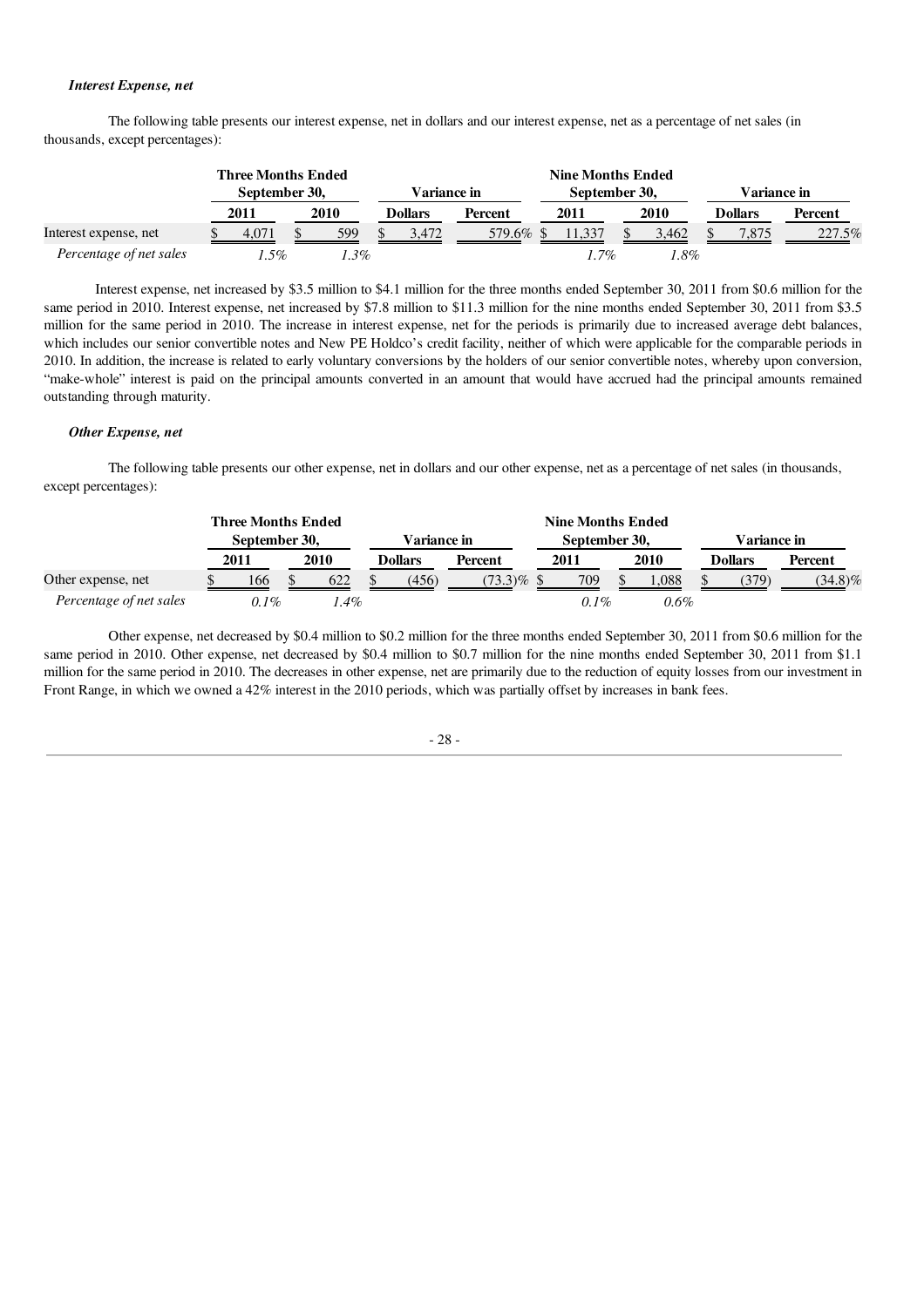***Interest Expense, net***

The following table presents our interest expense, net in dollars and our interest expense, net as a percentage of net sales (in thousands, except percentages):

| | Three Months Ended September 30, | | Variance in | | Nine Months Ended September 30, | | Variance in | |
|---|---|---|---|---|---|---|---|---|
| | 2011 | 2010 | Dollars | Percent | 2011 | 2010 | Dollars | Percent |
| Interest expense, net | $ 4,071 | $ 599 | $ 3,472 | 579.6% | $ 11,337 | $ 3,462 | $ 7,875 | 227.5% |
| *Percentage of net sales* | *1.5%* | *1.3%* | | | *1.7%* | *1.8%* | | |

Interest expense, net increased by $3.5 million to $4.1 million for the three months ended September 30, 2011 from $0.6 million for the same period in 2010. Interest expense, net increased by $7.8 million to $11.3 million for the nine months ended September 30, 2011 from $3.5 million for the same period in 2010. The increase in interest expense, net for the periods is primarily due to increased average debt balances, which includes our senior convertible notes and New PE Holdco's credit facility, neither of which were applicable for the comparable periods in 2010. In addition, the increase is related to early voluntary conversions by the holders of our senior convertible notes, whereby upon conversion, "make-whole" interest is paid on the principal amounts converted in an amount that would have accrued had the principal amounts remained outstanding through maturity.

***Other Expense, net***

The following table presents our other expense, net in dollars and our other expense, net as a percentage of net sales (in thousands, except percentages):

| | Three Months Ended September 30, | | Variance in | | Nine Months Ended September 30, | | Variance in | |
|---|---|---|---|---|---|---|---|---|
| | 2011 | 2010 | Dollars | Percent | 2011 | 2010 | Dollars | Percent |
| Other expense, net | $ 166 | $ 622 | $ (456) | (73.3)% | $ 709 | $ 1,088 | $ (379) | (34.8)% |
| *Percentage of net sales* | *0.1%* | *1.4%* | | | *0.1%* | *0.6%* | | |

Other expense, net decreased by $0.4 million to $0.2 million for the three months ended September 30, 2011 from $0.6 million for the same period in 2010. Other expense, net decreased by $0.4 million to $0.7 million for the nine months ended September 30, 2011 from $1.1 million for the same period in 2010. The decreases in other expense, net are primarily due to the reduction of equity losses from our investment in Front Range, in which we owned a 42% interest in the 2010 periods, which was partially offset by increases in bank fees.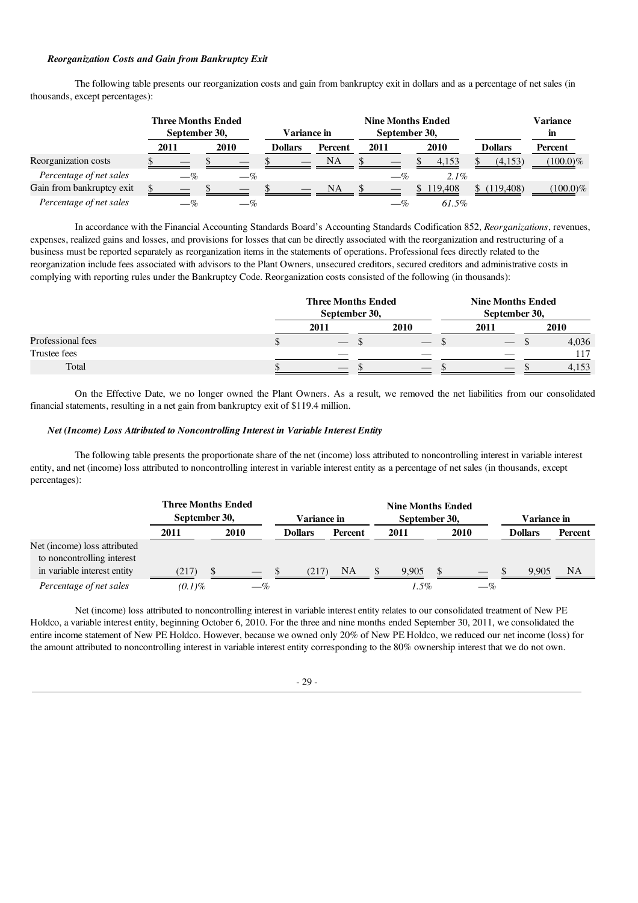***Reorganization Costs and Gain from Bankruptcy Exit***

The following table presents our reorganization costs and gain from bankruptcy exit in dollars and as a percentage of net sales (in thousands, except percentages):

| | Three Months Ended September 30, | | Variance in | | Nine Months Ended September 30, | | Variance in | |
|---|---|---|---|---|---|---|---|---|
| | 2011 | 2010 | Dollars | Percent | 2011 | 2010 | Dollars | Percent |
| Reorganization costs | $ — | $ — | $ — | NA | $ — | $ 4,153 | $ (4,153) | (100.0)% |
| *Percentage of net sales* | —% | —% | | | —% | 2.1% | | |
| Gain from bankruptcy exit | $ — | $ — | $ — | NA | $ — | $ 119,408 | $ (119,408) | (100.0)% |
| *Percentage of net sales* | —% | —% | | | —% | 61.5% | | |

In accordance with the Financial Accounting Standards Board's Accounting Standards Codification 852, *Reorganizations*, revenues, expenses, realized gains and losses, and provisions for losses that can be directly associated with the reorganization and restructuring of a business must be reported separately as reorganization items in the statements of operations. Professional fees directly related to the reorganization include fees associated with advisors to the Plant Owners, unsecured creditors, secured creditors and administrative costs in complying with reporting rules under the Bankruptcy Code. Reorganization costs consisted of the following (in thousands):

| | Three Months Ended September 30, | | Nine Months Ended September 30, | |
|---|---|---|---|---|
| | 2011 | 2010 | 2011 | 2010 |
| Professional fees | $ — | $ — | $ — | $ 4,036 |
| Trustee fees | — | — | — | 117 |
| Total | $ — | $ — | $ — | $ 4,153 |

On the Effective Date, we no longer owned the Plant Owners. As a result, we removed the net liabilities from our consolidated financial statements, resulting in a net gain from bankruptcy exit of $119.4 million.

***Net (Income) Loss Attributed to Noncontrolling Interest in Variable Interest Entity***

The following table presents the proportionate share of the net (income) loss attributed to noncontrolling interest in variable interest entity, and net (income) loss attributed to noncontrolling interest in variable interest entity as a percentage of net sales (in thousands, except percentages):

| | Three Months Ended September 30, | | Variance in | | Nine Months Ended September 30, | | Variance in | |
|---|---|---|---|---|---|---|---|---|
| | 2011 | 2010 | Dollars | Percent | 2011 | 2010 | Dollars | Percent |
| Net (income) loss attributed to noncontrolling interest in variable interest entity | (217) | $ — | $ (217) | NA | $ 9,905 | $ — | $ 9,905 | NA |
| *Percentage of net sales* | (0.1)% | —% | | | 1.5% | —% | | |

Net (income) loss attributed to noncontrolling interest in variable interest entity relates to our consolidated treatment of New PE Holdco, a variable interest entity, beginning October 6, 2010. For the three and nine months ended September 30, 2011, we consolidated the entire income statement of New PE Holdco. However, because we owned only 20% of New PE Holdco, we reduced our net income (loss) for the amount attributed to noncontrolling interest in variable interest entity corresponding to the 80% ownership interest that we do not own.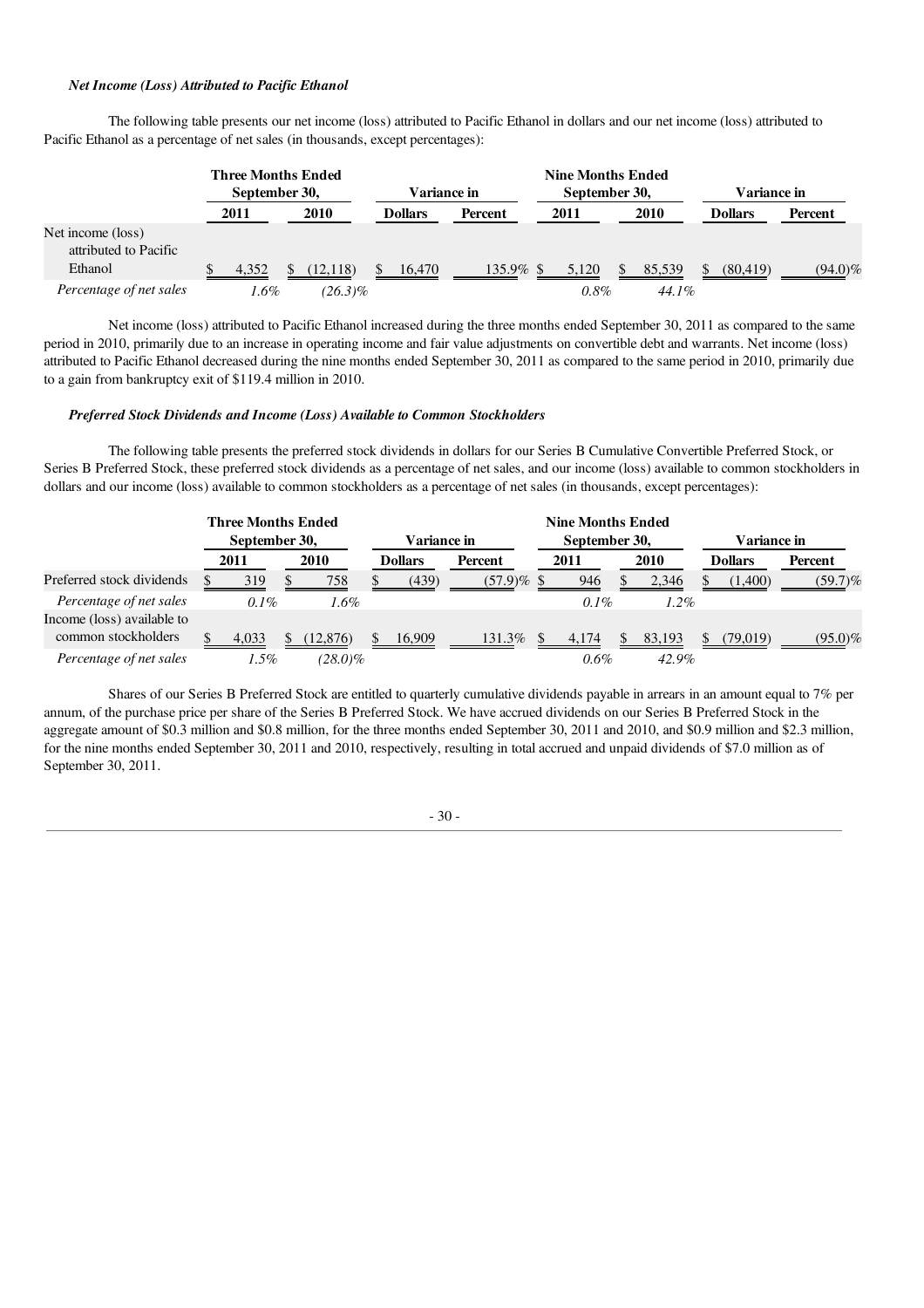### *Net Income (Loss) Attributed to Pacific Ethanol*

The following table presents our net income (loss) attributed to Pacific Ethanol in dollars and our net income (loss) attributed to Pacific Ethanol as a percentage of net sales (in thousands, except percentages):

| | Three Months Ended September 30, | | Variance in | | Nine Months Ended September 30, | | Variance in | |
|---|---|---|---|---|---|---|---|---|
| | 2011 | 2010 | Dollars | Percent | 2011 | 2010 | Dollars | Percent |
| Net income (loss) attributed to Pacific Ethanol | $ 4,352 | $ (12,118) | $ 16,470 | 135.9% | $ 5,120 | $ 85,539 | $ (80,419) | (94.0)% |
| *Percentage of net sales* | *1.6%* | *(26.3)%* | | | *0.8%* | *44.1%* | | |

Net income (loss) attributed to Pacific Ethanol increased during the three months ended September 30, 2011 as compared to the same period in 2010, primarily due to an increase in operating income and fair value adjustments on convertible debt and warrants. Net income (loss) attributed to Pacific Ethanol decreased during the nine months ended September 30, 2011 as compared to the same period in 2010, primarily due to a gain from bankruptcy exit of $119.4 million in 2010.

### *Preferred Stock Dividends and Income (Loss) Available to Common Stockholders*

The following table presents the preferred stock dividends in dollars for our Series B Cumulative Convertible Preferred Stock, or Series B Preferred Stock, these preferred stock dividends as a percentage of net sales, and our income (loss) available to common stockholders in dollars and our income (loss) available to common stockholders as a percentage of net sales (in thousands, except percentages):

| | Three Months Ended September 30, | | Variance in | | Nine Months Ended September 30, | | Variance in | |
|---|---|---|---|---|---|---|---|---|
| | 2011 | 2010 | Dollars | Percent | 2011 | 2010 | Dollars | Percent |
| Preferred stock dividends | $ 319 | $ 758 | $ (439) | (57.9)% | $ 946 | $ 2,346 | $ (1,400) | (59.7)% |
| *Percentage of net sales* | *0.1%* | *1.6%* | | | *0.1%* | *1.2%* | | |
| Income (loss) available to common stockholders | $ 4,033 | $ (12,876) | $ 16,909 | 131.3% | $ 4,174 | $ 83,193 | $ (79,019) | (95.0)% |
| *Percentage of net sales* | *1.5%* | *(28.0)%* | | | *0.6%* | *42.9%* | | |

Shares of our Series B Preferred Stock are entitled to quarterly cumulative dividends payable in arrears in an amount equal to 7% per annum, of the purchase price per share of the Series B Preferred Stock. We have accrued dividends on our Series B Preferred Stock in the aggregate amount of $0.3 million and $0.8 million, for the three months ended September 30, 2011 and 2010, and $0.9 million and $2.3 million, for the nine months ended September 30, 2011 and 2010, respectively, resulting in total accrued and unpaid dividends of $7.0 million as of September 30, 2011.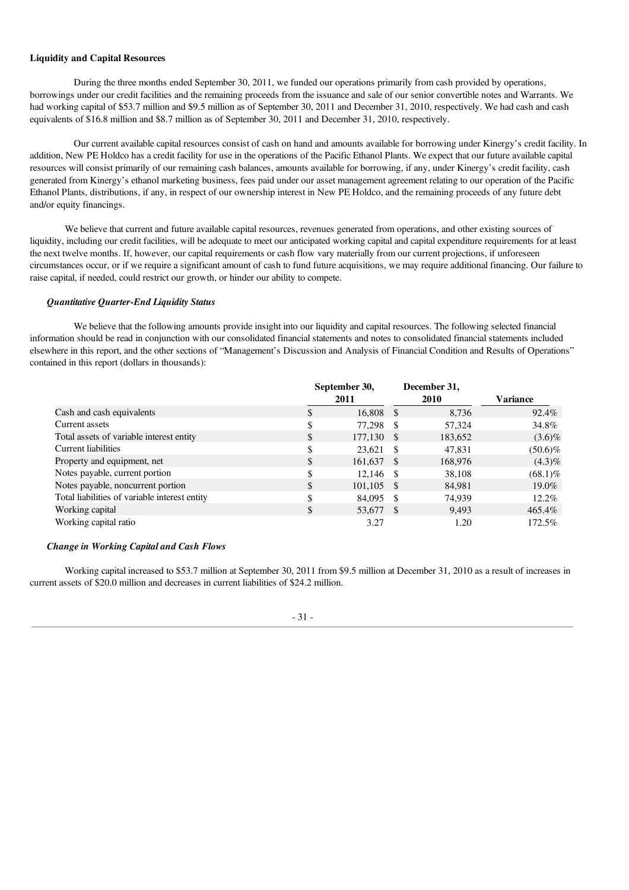**Liquidity and Capital Resources**

During the three months ended September 30, 2011, we funded our operations primarily from cash provided by operations, borrowings under our credit facilities and the remaining proceeds from the issuance and sale of our senior convertible notes and Warrants. We had working capital of $53.7 million and $9.5 million as of September 30, 2011 and December 31, 2010, respectively. We had cash and cash equivalents of $16.8 million and $8.7 million as of September 30, 2011 and December 31, 2010, respectively.

Our current available capital resources consist of cash on hand and amounts available for borrowing under Kinergy's credit facility. In addition, New PE Holdco has a credit facility for use in the operations of the Pacific Ethanol Plants. We expect that our future available capital resources will consist primarily of our remaining cash balances, amounts available for borrowing, if any, under Kinergy's credit facility, cash generated from Kinergy's ethanol marketing business, fees paid under our asset management agreement relating to our operation of the Pacific Ethanol Plants, distributions, if any, in respect of our ownership interest in New PE Holdco, and the remaining proceeds of any future debt and/or equity financings.

We believe that current and future available capital resources, revenues generated from operations, and other existing sources of liquidity, including our credit facilities, will be adequate to meet our anticipated working capital and capital expenditure requirements for at least the next twelve months. If, however, our capital requirements or cash flow vary materially from our current projections, if unforeseen circumstances occur, or if we require a significant amount of cash to fund future acquisitions, we may require additional financing. Our failure to raise capital, if needed, could restrict our growth, or hinder our ability to compete.

***Quantitative Quarter-End Liquidity Status***

We believe that the following amounts provide insight into our liquidity and capital resources. The following selected financial information should be read in conjunction with our consolidated financial statements and notes to consolidated financial statements included elsewhere in this report, and the other sections of "Management's Discussion and Analysis of Financial Condition and Results of Operations" contained in this report (dollars in thousands):

| | September 30, 2011 | December 31, 2010 | Variance |
|---|---|---|---|
| Cash and cash equivalents | $ 16,808 | $ 8,736 | 92.4% |
| Current assets | $ 77,298 | $ 57,324 | 34.8% |
| Total assets of variable interest entity | $ 177,130 | $ 183,652 | (3.6)% |
| Current liabilities | $ 23,621 | $ 47,831 | (50.6)% |
| Property and equipment, net | $ 161,637 | $ 168,976 | (4.3)% |
| Notes payable, current portion | $ 12,146 | $ 38,108 | (68.1)% |
| Notes payable, noncurrent portion | $ 101,105 | $ 84,981 | 19.0% |
| Total liabilities of variable interest entity | $ 84,095 | $ 74,939 | 12.2% |
| Working capital | $ 53,677 | $ 9,493 | 465.4% |
| Working capital ratio | 3.27 | 1.20 | 172.5% |

***Change in Working Capital and Cash Flows***

Working capital increased to $53.7 million at September 30, 2011 from $9.5 million at December 31, 2010 as a result of increases in current assets of $20.0 million and decreases in current liabilities of $24.2 million.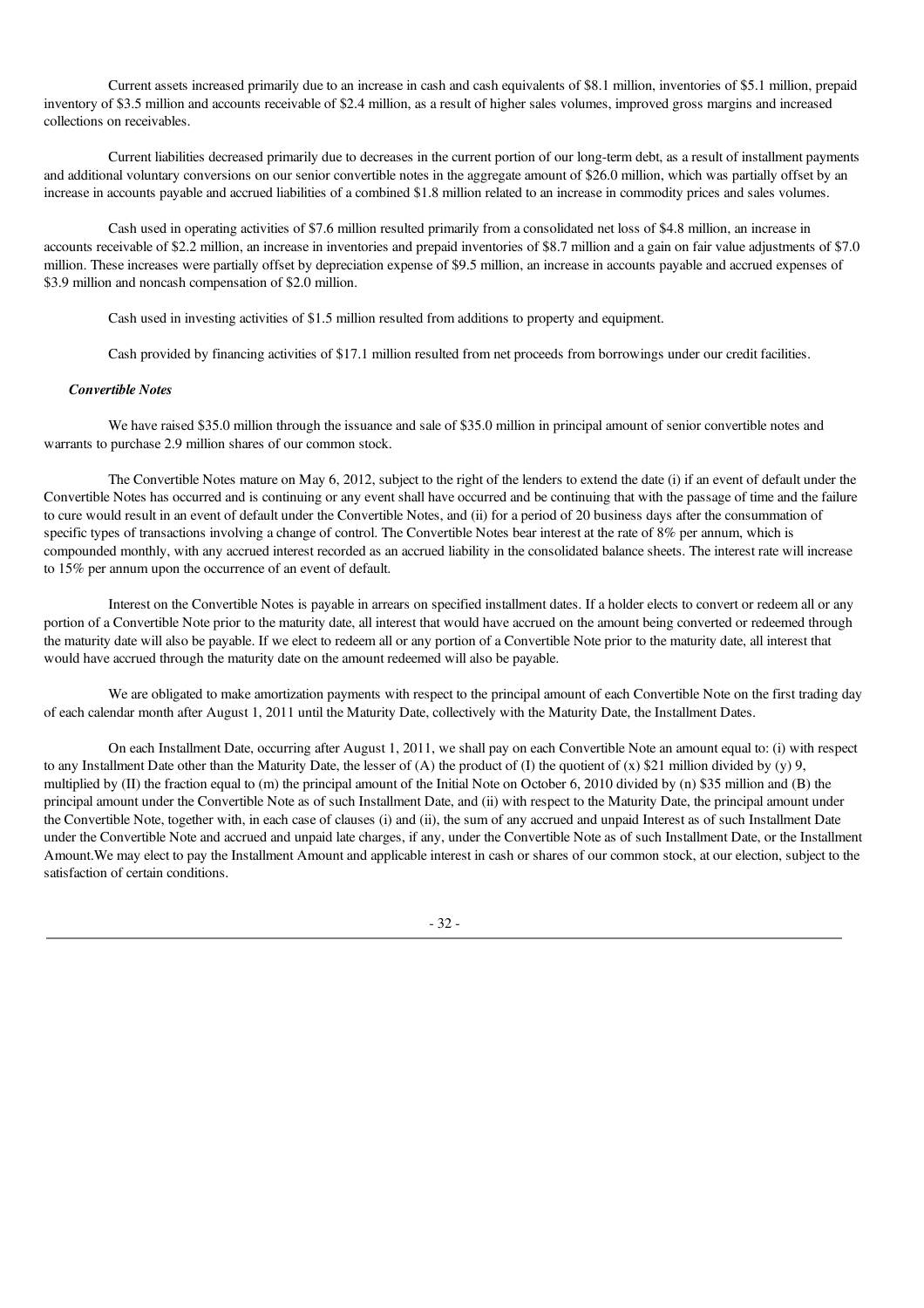Current assets increased primarily due to an increase in cash and cash equivalents of $8.1 million, inventories of $5.1 million, prepaid inventory of $3.5 million and accounts receivable of $2.4 million, as a result of higher sales volumes, improved gross margins and increased collections on receivables.

Current liabilities decreased primarily due to decreases in the current portion of our long-term debt, as a result of installment payments and additional voluntary conversions on our senior convertible notes in the aggregate amount of $26.0 million, which was partially offset by an increase in accounts payable and accrued liabilities of a combined $1.8 million related to an increase in commodity prices and sales volumes.

Cash used in operating activities of $7.6 million resulted primarily from a consolidated net loss of $4.8 million, an increase in accounts receivable of $2.2 million, an increase in inventories and prepaid inventories of $8.7 million and a gain on fair value adjustments of $7.0 million. These increases were partially offset by depreciation expense of $9.5 million, an increase in accounts payable and accrued expenses of $3.9 million and noncash compensation of $2.0 million.

Cash used in investing activities of $1.5 million resulted from additions to property and equipment.

Cash provided by financing activities of $17.1 million resulted from net proceeds from borrowings under our credit facilities.

***Convertible Notes***

We have raised $35.0 million through the issuance and sale of $35.0 million in principal amount of senior convertible notes and warrants to purchase 2.9 million shares of our common stock.

The Convertible Notes mature on May 6, 2012, subject to the right of the lenders to extend the date (i) if an event of default under the Convertible Notes has occurred and is continuing or any event shall have occurred and be continuing that with the passage of time and the failure to cure would result in an event of default under the Convertible Notes, and (ii) for a period of 20 business days after the consummation of specific types of transactions involving a change of control. The Convertible Notes bear interest at the rate of 8% per annum, which is compounded monthly, with any accrued interest recorded as an accrued liability in the consolidated balance sheets. The interest rate will increase to 15% per annum upon the occurrence of an event of default.

Interest on the Convertible Notes is payable in arrears on specified installment dates. If a holder elects to convert or redeem all or any portion of a Convertible Note prior to the maturity date, all interest that would have accrued on the amount being converted or redeemed through the maturity date will also be payable. If we elect to redeem all or any portion of a Convertible Note prior to the maturity date, all interest that would have accrued through the maturity date on the amount redeemed will also be payable.

We are obligated to make amortization payments with respect to the principal amount of each Convertible Note on the first trading day of each calendar month after August 1, 2011 until the Maturity Date, collectively with the Maturity Date, the Installment Dates.

On each Installment Date, occurring after August 1, 2011, we shall pay on each Convertible Note an amount equal to: (i) with respect to any Installment Date other than the Maturity Date, the lesser of (A) the product of (I) the quotient of (x) $21 million divided by (y) 9, multiplied by (II) the fraction equal to (m) the principal amount of the Initial Note on October 6, 2010 divided by (n) $35 million and (B) the principal amount under the Convertible Note as of such Installment Date, and (ii) with respect to the Maturity Date, the principal amount under the Convertible Note, together with, in each case of clauses (i) and (ii), the sum of any accrued and unpaid Interest as of such Installment Date under the Convertible Note and accrued and unpaid late charges, if any, under the Convertible Note as of such Installment Date, or the Installment Amount.We may elect to pay the Installment Amount and applicable interest in cash or shares of our common stock, at our election, subject to the satisfaction of certain conditions.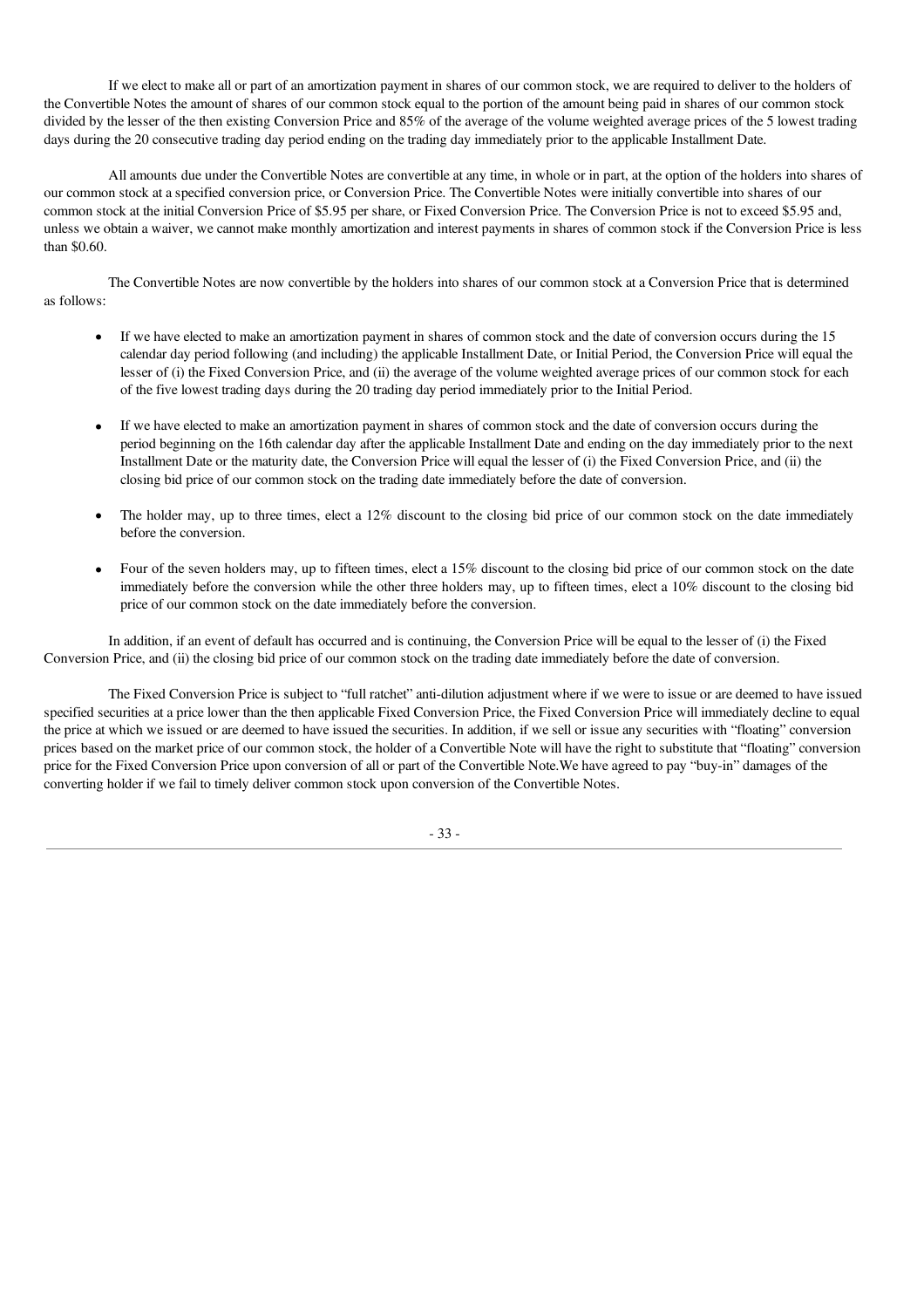If we elect to make all or part of an amortization payment in shares of our common stock, we are required to deliver to the holders of the Convertible Notes the amount of shares of our common stock equal to the portion of the amount being paid in shares of our common stock divided by the lesser of the then existing Conversion Price and 85% of the average of the volume weighted average prices of the 5 lowest trading days during the 20 consecutive trading day period ending on the trading day immediately prior to the applicable Installment Date.

All amounts due under the Convertible Notes are convertible at any time, in whole or in part, at the option of the holders into shares of our common stock at a specified conversion price, or Conversion Price. The Convertible Notes were initially convertible into shares of our common stock at the initial Conversion Price of $5.95 per share, or Fixed Conversion Price. The Conversion Price is not to exceed $5.95 and, unless we obtain a waiver, we cannot make monthly amortization and interest payments in shares of common stock if the Conversion Price is less than $0.60.

The Convertible Notes are now convertible by the holders into shares of our common stock at a Conversion Price that is determined as follows:

- If we have elected to make an amortization payment in shares of common stock and the date of conversion occurs during the 15 calendar day period following (and including) the applicable Installment Date, or Initial Period, the Conversion Price will equal the lesser of (i) the Fixed Conversion Price, and (ii) the average of the volume weighted average prices of our common stock for each of the five lowest trading days during the 20 trading day period immediately prior to the Initial Period.
- If we have elected to make an amortization payment in shares of common stock and the date of conversion occurs during the period beginning on the 16th calendar day after the applicable Installment Date and ending on the day immediately prior to the next Installment Date or the maturity date, the Conversion Price will equal the lesser of (i) the Fixed Conversion Price, and (ii) the closing bid price of our common stock on the trading date immediately before the date of conversion.
- The holder may, up to three times, elect a 12% discount to the closing bid price of our common stock on the date immediately before the conversion.
- Four of the seven holders may, up to fifteen times, elect a 15% discount to the closing bid price of our common stock on the date immediately before the conversion while the other three holders may, up to fifteen times, elect a 10% discount to the closing bid price of our common stock on the date immediately before the conversion.

In addition, if an event of default has occurred and is continuing, the Conversion Price will be equal to the lesser of (i) the Fixed Conversion Price, and (ii) the closing bid price of our common stock on the trading date immediately before the date of conversion.

The Fixed Conversion Price is subject to "full ratchet" anti-dilution adjustment where if we were to issue or are deemed to have issued specified securities at a price lower than the then applicable Fixed Conversion Price, the Fixed Conversion Price will immediately decline to equal the price at which we issued or are deemed to have issued the securities. In addition, if we sell or issue any securities with "floating" conversion prices based on the market price of our common stock, the holder of a Convertible Note will have the right to substitute that "floating" conversion price for the Fixed Conversion Price upon conversion of all or part of the Convertible Note.We have agreed to pay "buy-in" damages of the converting holder if we fail to timely deliver common stock upon conversion of the Convertible Notes.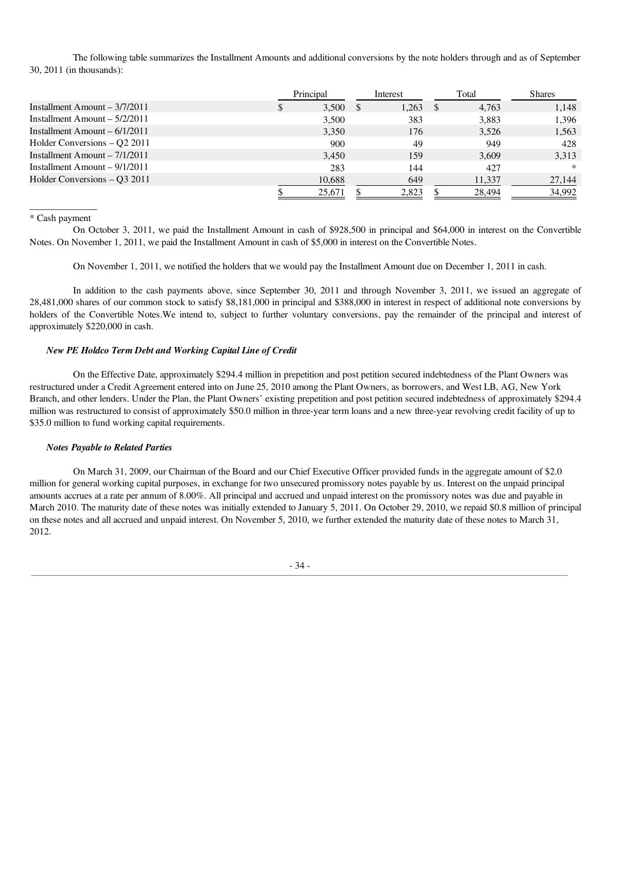The following table summarizes the Installment Amounts and additional conversions by the note holders through and as of September 30, 2011 (in thousands):

| | Principal | Interest | Total | Shares |
|---|---|---|---|---|
| Installment Amount – 3/7/2011 | $ 3,500 | $ 1,263 | $ 4,763 | 1,148 |
| Installment Amount – 5/2/2011 | 3,500 | 383 | 3,883 | 1,396 |
| Installment Amount – 6/1/2011 | 3,350 | 176 | 3,526 | 1,563 |
| Holder Conversions – Q2 2011 | 900 | 49 | 949 | 428 |
| Installment Amount – 7/1/2011 | 3,450 | 159 | 3,609 | 3,313 |
| Installment Amount – 9/1/2011 | 283 | 144 | 427 | * |
| Holder Conversions – Q3 2011 | 10,688 | 649 | 11,337 | 27,144 |
| | $ 25,671 | $ 2,823 | $ 28,494 | 34,992 |

* Cash payment

On October 3, 2011, we paid the Installment Amount in cash of $928,500 in principal and $64,000 in interest on the Convertible Notes. On November 1, 2011, we paid the Installment Amount in cash of $5,000 in interest on the Convertible Notes.

On November 1, 2011, we notified the holders that we would pay the Installment Amount due on December 1, 2011 in cash.

In addition to the cash payments above, since September 30, 2011 and through November 3, 2011, we issued an aggregate of 28,481,000 shares of our common stock to satisfy $8,181,000 in principal and $388,000 in interest in respect of additional note conversions by holders of the Convertible Notes.We intend to, subject to further voluntary conversions, pay the remainder of the principal and interest of approximately $220,000 in cash.

***New PE Holdco Term Debt and Working Capital Line of Credit***

On the Effective Date, approximately $294.4 million in prepetition and post petition secured indebtedness of the Plant Owners was restructured under a Credit Agreement entered into on June 25, 2010 among the Plant Owners, as borrowers, and West LB, AG, New York Branch, and other lenders. Under the Plan, the Plant Owners' existing prepetition and post petition secured indebtedness of approximately $294.4 million was restructured to consist of approximately $50.0 million in three-year term loans and a new three-year revolving credit facility of up to $35.0 million to fund working capital requirements.

***Notes Payable to Related Parties***

On March 31, 2009, our Chairman of the Board and our Chief Executive Officer provided funds in the aggregate amount of $2.0 million for general working capital purposes, in exchange for two unsecured promissory notes payable by us. Interest on the unpaid principal amounts accrues at a rate per annum of 8.00%. All principal and accrued and unpaid interest on the promissory notes was due and payable in March 2010. The maturity date of these notes was initially extended to January 5, 2011. On October 29, 2010, we repaid $0.8 million of principal on these notes and all accrued and unpaid interest. On November 5, 2010, we further extended the maturity date of these notes to March 31, 2012.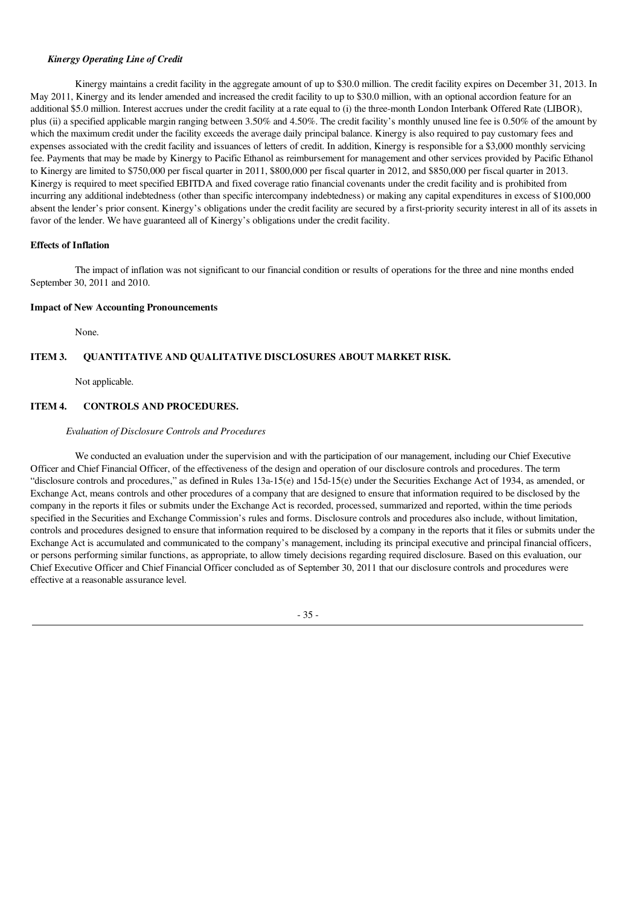*Kinergy Operating Line of Credit*

Kinergy maintains a credit facility in the aggregate amount of up to $30.0 million. The credit facility expires on December 31, 2013. In May 2011, Kinergy and its lender amended and increased the credit facility to up to $30.0 million, with an optional accordion feature for an additional $5.0 million. Interest accrues under the credit facility at a rate equal to (i) the three-month London Interbank Offered Rate (LIBOR), plus (ii) a specified applicable margin ranging between 3.50% and 4.50%. The credit facility's monthly unused line fee is 0.50% of the amount by which the maximum credit under the facility exceeds the average daily principal balance. Kinergy is also required to pay customary fees and expenses associated with the credit facility and issuances of letters of credit. In addition, Kinergy is responsible for a $3,000 monthly servicing fee. Payments that may be made by Kinergy to Pacific Ethanol as reimbursement for management and other services provided by Pacific Ethanol to Kinergy are limited to $750,000 per fiscal quarter in 2011, $800,000 per fiscal quarter in 2012, and $850,000 per fiscal quarter in 2013. Kinergy is required to meet specified EBITDA and fixed coverage ratio financial covenants under the credit facility and is prohibited from incurring any additional indebtedness (other than specific intercompany indebtedness) or making any capital expenditures in excess of $100,000 absent the lender's prior consent. Kinergy's obligations under the credit facility are secured by a first-priority security interest in all of its assets in favor of the lender. We have guaranteed all of Kinergy's obligations under the credit facility.

**Effects of Inflation**

The impact of inflation was not significant to our financial condition or results of operations for the three and nine months ended September 30, 2011 and 2010.

**Impact of New Accounting Pronouncements**

None.

## ITEM 3. QUANTITATIVE AND QUALITATIVE DISCLOSURES ABOUT MARKET RISK.

Not applicable.

## ITEM 4. CONTROLS AND PROCEDURES.

*Evaluation of Disclosure Controls and Procedures*

We conducted an evaluation under the supervision and with the participation of our management, including our Chief Executive Officer and Chief Financial Officer, of the effectiveness of the design and operation of our disclosure controls and procedures. The term "disclosure controls and procedures," as defined in Rules 13a-15(e) and 15d-15(e) under the Securities Exchange Act of 1934, as amended, or Exchange Act, means controls and other procedures of a company that are designed to ensure that information required to be disclosed by the company in the reports it files or submits under the Exchange Act is recorded, processed, summarized and reported, within the time periods specified in the Securities and Exchange Commission's rules and forms. Disclosure controls and procedures also include, without limitation, controls and procedures designed to ensure that information required to be disclosed by a company in the reports that it files or submits under the Exchange Act is accumulated and communicated to the company's management, including its principal executive and principal financial officers, or persons performing similar functions, as appropriate, to allow timely decisions regarding required disclosure. Based on this evaluation, our Chief Executive Officer and Chief Financial Officer concluded as of September 30, 2011 that our disclosure controls and procedures were effective at a reasonable assurance level.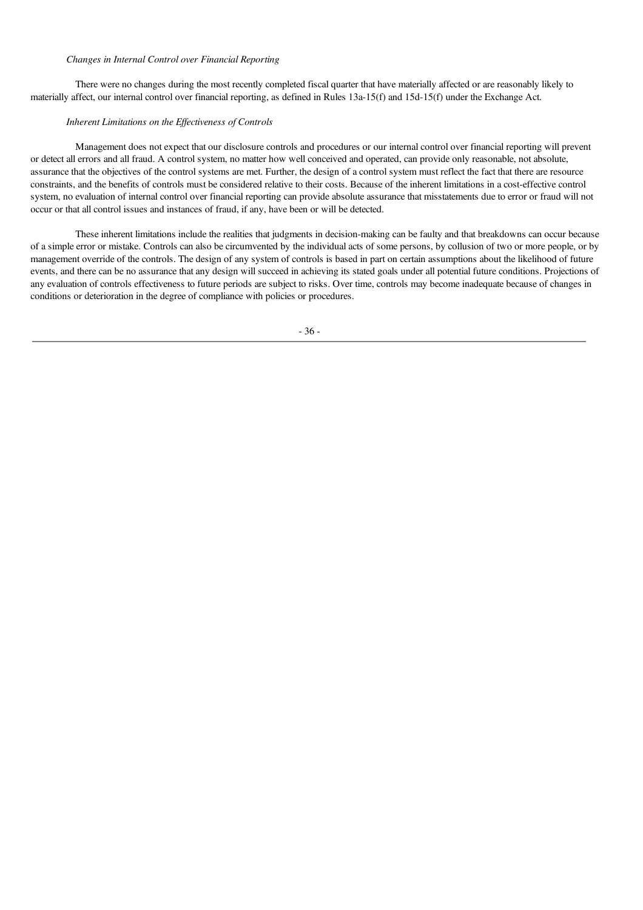*Changes in Internal Control over Financial Reporting*

There were no changes during the most recently completed fiscal quarter that have materially affected or are reasonably likely to materially affect, our internal control over financial reporting, as defined in Rules 13a-15(f) and 15d-15(f) under the Exchange Act.

*Inherent Limitations on the Effectiveness of Controls*

Management does not expect that our disclosure controls and procedures or our internal control over financial reporting will prevent or detect all errors and all fraud. A control system, no matter how well conceived and operated, can provide only reasonable, not absolute, assurance that the objectives of the control systems are met. Further, the design of a control system must reflect the fact that there are resource constraints, and the benefits of controls must be considered relative to their costs. Because of the inherent limitations in a cost-effective control system, no evaluation of internal control over financial reporting can provide absolute assurance that misstatements due to error or fraud will not occur or that all control issues and instances of fraud, if any, have been or will be detected.

These inherent limitations include the realities that judgments in decision-making can be faulty and that breakdowns can occur because of a simple error or mistake. Controls can also be circumvented by the individual acts of some persons, by collusion of two or more people, or by management override of the controls. The design of any system of controls is based in part on certain assumptions about the likelihood of future events, and there can be no assurance that any design will succeed in achieving its stated goals under all potential future conditions. Projections of any evaluation of controls effectiveness to future periods are subject to risks. Over time, controls may become inadequate because of changes in conditions or deterioration in the degree of compliance with policies or procedures.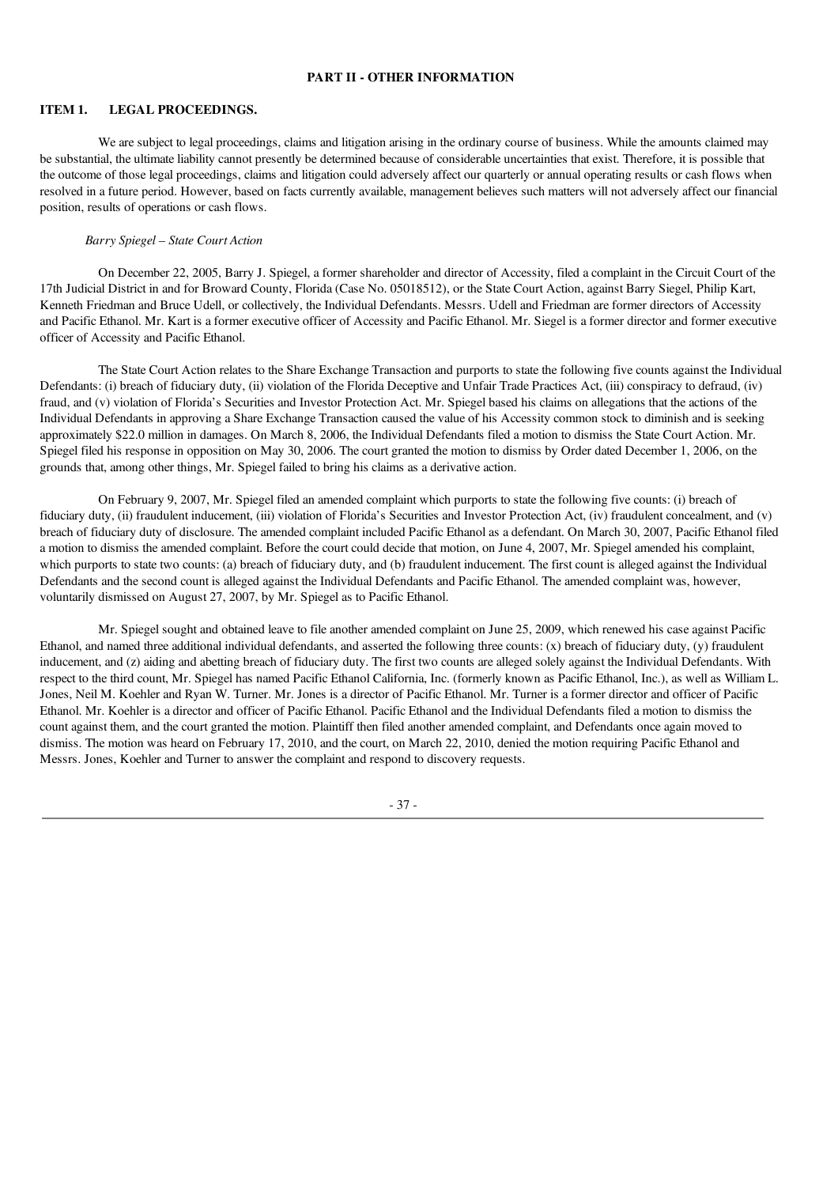## PART II - OTHER INFORMATION

### ITEM 1. LEGAL PROCEEDINGS.

We are subject to legal proceedings, claims and litigation arising in the ordinary course of business. While the amounts claimed may be substantial, the ultimate liability cannot presently be determined because of considerable uncertainties that exist. Therefore, it is possible that the outcome of those legal proceedings, claims and litigation could adversely affect our quarterly or annual operating results or cash flows when resolved in a future period. However, based on facts currently available, management believes such matters will not adversely affect our financial position, results of operations or cash flows.

*Barry Spiegel – State Court Action*

On December 22, 2005, Barry J. Spiegel, a former shareholder and director of Accessity, filed a complaint in the Circuit Court of the 17th Judicial District in and for Broward County, Florida (Case No. 05018512), or the State Court Action, against Barry Siegel, Philip Kart, Kenneth Friedman and Bruce Udell, or collectively, the Individual Defendants. Messrs. Udell and Friedman are former directors of Accessity and Pacific Ethanol. Mr. Kart is a former executive officer of Accessity and Pacific Ethanol. Mr. Siegel is a former director and former executive officer of Accessity and Pacific Ethanol.

The State Court Action relates to the Share Exchange Transaction and purports to state the following five counts against the Individual Defendants: (i) breach of fiduciary duty, (ii) violation of the Florida Deceptive and Unfair Trade Practices Act, (iii) conspiracy to defraud, (iv) fraud, and (v) violation of Florida's Securities and Investor Protection Act. Mr. Spiegel based his claims on allegations that the actions of the Individual Defendants in approving a Share Exchange Transaction caused the value of his Accessity common stock to diminish and is seeking approximately \$22.0 million in damages. On March 8, 2006, the Individual Defendants filed a motion to dismiss the State Court Action. Mr. Spiegel filed his response in opposition on May 30, 2006. The court granted the motion to dismiss by Order dated December 1, 2006, on the grounds that, among other things, Mr. Spiegel failed to bring his claims as a derivative action.

On February 9, 2007, Mr. Spiegel filed an amended complaint which purports to state the following five counts: (i) breach of fiduciary duty, (ii) fraudulent inducement, (iii) violation of Florida's Securities and Investor Protection Act, (iv) fraudulent concealment, and (v) breach of fiduciary duty of disclosure. The amended complaint included Pacific Ethanol as a defendant. On March 30, 2007, Pacific Ethanol filed a motion to dismiss the amended complaint. Before the court could decide that motion, on June 4, 2007, Mr. Spiegel amended his complaint, which purports to state two counts: (a) breach of fiduciary duty, and (b) fraudulent inducement. The first count is alleged against the Individual Defendants and the second count is alleged against the Individual Defendants and Pacific Ethanol. The amended complaint was, however, voluntarily dismissed on August 27, 2007, by Mr. Spiegel as to Pacific Ethanol.

Mr. Spiegel sought and obtained leave to file another amended complaint on June 25, 2009, which renewed his case against Pacific Ethanol, and named three additional individual defendants, and asserted the following three counts: (x) breach of fiduciary duty, (y) fraudulent inducement, and (z) aiding and abetting breach of fiduciary duty. The first two counts are alleged solely against the Individual Defendants. With respect to the third count, Mr. Spiegel has named Pacific Ethanol California, Inc. (formerly known as Pacific Ethanol, Inc.), as well as William L. Jones, Neil M. Koehler and Ryan W. Turner. Mr. Jones is a director of Pacific Ethanol. Mr. Turner is a former director and officer of Pacific Ethanol. Mr. Koehler is a director and officer of Pacific Ethanol. Pacific Ethanol and the Individual Defendants filed a motion to dismiss the count against them, and the court granted the motion. Plaintiff then filed another amended complaint, and Defendants once again moved to dismiss. The motion was heard on February 17, 2010, and the court, on March 22, 2010, denied the motion requiring Pacific Ethanol and Messrs. Jones, Koehler and Turner to answer the complaint and respond to discovery requests.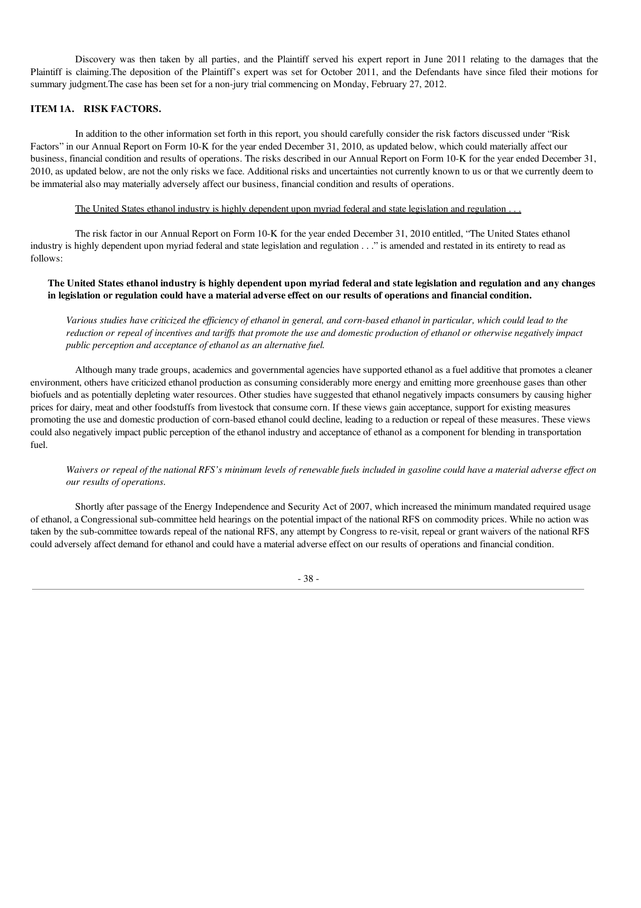Discovery was then taken by all parties, and the Plaintiff served his expert report in June 2011 relating to the damages that the Plaintiff is claiming.The deposition of the Plaintiff's expert was set for October 2011, and the Defendants have since filed their motions for summary judgment.The case has been set for a non-jury trial commencing on Monday, February 27, 2012.

## ITEM 1A. RISK FACTORS.

In addition to the other information set forth in this report, you should carefully consider the risk factors discussed under "Risk Factors" in our Annual Report on Form 10-K for the year ended December 31, 2010, as updated below, which could materially affect our business, financial condition and results of operations. The risks described in our Annual Report on Form 10-K for the year ended December 31, 2010, as updated below, are not the only risks we face. Additional risks and uncertainties not currently known to us or that we currently deem to be immaterial also may materially adversely affect our business, financial condition and results of operations.

The United States ethanol industry is highly dependent upon myriad federal and state legislation and regulation . . .

The risk factor in our Annual Report on Form 10-K for the year ended December 31, 2010 entitled, "The United States ethanol industry is highly dependent upon myriad federal and state legislation and regulation . . ." is amended and restated in its entirety to read as follows:

**The United States ethanol industry is highly dependent upon myriad federal and state legislation and regulation and any changes in legislation or regulation could have a material adverse effect on our results of operations and financial condition.**

*Various studies have criticized the efficiency of ethanol in general, and corn-based ethanol in particular, which could lead to the reduction or repeal of incentives and tariffs that promote the use and domestic production of ethanol or otherwise negatively impact public perception and acceptance of ethanol as an alternative fuel.*

Although many trade groups, academics and governmental agencies have supported ethanol as a fuel additive that promotes a cleaner environment, others have criticized ethanol production as consuming considerably more energy and emitting more greenhouse gases than other biofuels and as potentially depleting water resources. Other studies have suggested that ethanol negatively impacts consumers by causing higher prices for dairy, meat and other foodstuffs from livestock that consume corn. If these views gain acceptance, support for existing measures promoting the use and domestic production of corn-based ethanol could decline, leading to a reduction or repeal of these measures. These views could also negatively impact public perception of the ethanol industry and acceptance of ethanol as a component for blending in transportation fuel.

*Waivers or repeal of the national RFS's minimum levels of renewable fuels included in gasoline could have a material adverse effect on our results of operations.*

Shortly after passage of the Energy Independence and Security Act of 2007, which increased the minimum mandated required usage of ethanol, a Congressional sub-committee held hearings on the potential impact of the national RFS on commodity prices. While no action was taken by the sub-committee towards repeal of the national RFS, any attempt by Congress to re-visit, repeal or grant waivers of the national RFS could adversely affect demand for ethanol and could have a material adverse effect on our results of operations and financial condition.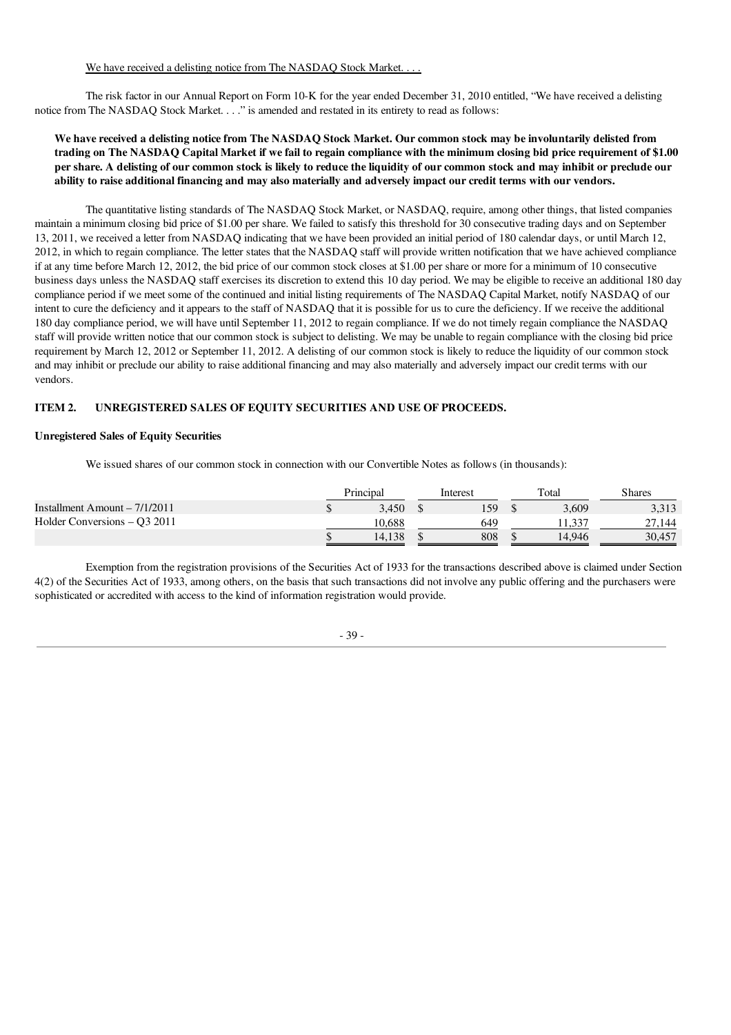We have received a delisting notice from The NASDAQ Stock Market. . . .

The risk factor in our Annual Report on Form 10-K for the year ended December 31, 2010 entitled, "We have received a delisting notice from The NASDAQ Stock Market. . . ." is amended and restated in its entirety to read as follows:

**We have received a delisting notice from The NASDAQ Stock Market. Our common stock may be involuntarily delisted from trading on The NASDAQ Capital Market if we fail to regain compliance with the minimum closing bid price requirement of $1.00 per share. A delisting of our common stock is likely to reduce the liquidity of our common stock and may inhibit or preclude our ability to raise additional financing and may also materially and adversely impact our credit terms with our vendors.**

The quantitative listing standards of The NASDAQ Stock Market, or NASDAQ, require, among other things, that listed companies maintain a minimum closing bid price of $1.00 per share. We failed to satisfy this threshold for 30 consecutive trading days and on September 13, 2011, we received a letter from NASDAQ indicating that we have been provided an initial period of 180 calendar days, or until March 12, 2012, in which to regain compliance. The letter states that the NASDAQ staff will provide written notification that we have achieved compliance if at any time before March 12, 2012, the bid price of our common stock closes at $1.00 per share or more for a minimum of 10 consecutive business days unless the NASDAQ staff exercises its discretion to extend this 10 day period. We may be eligible to receive an additional 180 day compliance period if we meet some of the continued and initial listing requirements of The NASDAQ Capital Market, notify NASDAQ of our intent to cure the deficiency and it appears to the staff of NASDAQ that it is possible for us to cure the deficiency. If we receive the additional 180 day compliance period, we will have until September 11, 2012 to regain compliance. If we do not timely regain compliance the NASDAQ staff will provide written notice that our common stock is subject to delisting. We may be unable to regain compliance with the closing bid price requirement by March 12, 2012 or September 11, 2012. A delisting of our common stock is likely to reduce the liquidity of our common stock and may inhibit or preclude our ability to raise additional financing and may also materially and adversely impact our credit terms with our vendors.

## ITEM 2. UNREGISTERED SALES OF EQUITY SECURITIES AND USE OF PROCEEDS.

**Unregistered Sales of Equity Securities**

We issued shares of our common stock in connection with our Convertible Notes as follows (in thousands):

| | Principal | Interest | Total | Shares |
|---|---|---|---|---|
| Installment Amount – 7/1/2011 | $ 3,450 | $ 159 | $ 3,609 | 3,313 |
| Holder Conversions – Q3 2011 | 10,688 | 649 | 11,337 | 27,144 |
| | $ 14,138 | $ 808 | $ 14,946 | 30,457 |

Exemption from the registration provisions of the Securities Act of 1933 for the transactions described above is claimed under Section 4(2) of the Securities Act of 1933, among others, on the basis that such transactions did not involve any public offering and the purchasers were sophisticated or accredited with access to the kind of information registration would provide.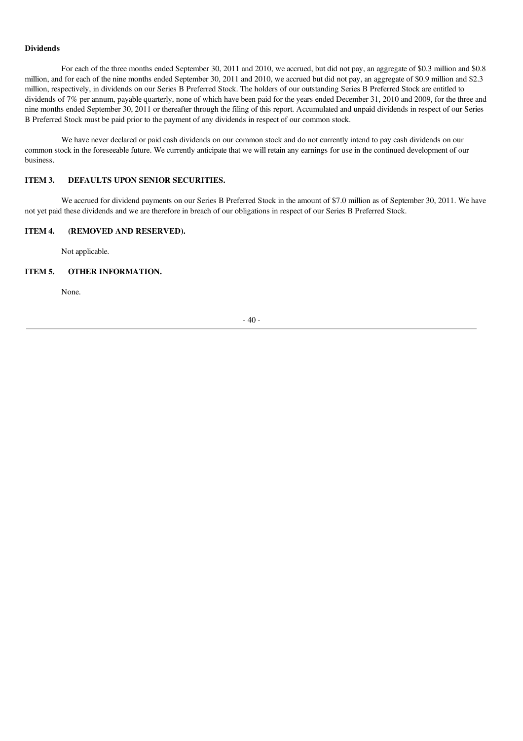**Dividends**

For each of the three months ended September 30, 2011 and 2010, we accrued, but did not pay, an aggregate of $0.3 million and $0.8 million, and for each of the nine months ended September 30, 2011 and 2010, we accrued but did not pay, an aggregate of $0.9 million and $2.3 million, respectively, in dividends on our Series B Preferred Stock. The holders of our outstanding Series B Preferred Stock are entitled to dividends of 7% per annum, payable quarterly, none of which have been paid for the years ended December 31, 2010 and 2009, for the three and nine months ended September 30, 2011 or thereafter through the filing of this report. Accumulated and unpaid dividends in respect of our Series B Preferred Stock must be paid prior to the payment of any dividends in respect of our common stock.

We have never declared or paid cash dividends on our common stock and do not currently intend to pay cash dividends on our common stock in the foreseeable future. We currently anticipate that we will retain any earnings for use in the continued development of our business.

## ITEM 3. DEFAULTS UPON SENIOR SECURITIES.

We accrued for dividend payments on our Series B Preferred Stock in the amount of $7.0 million as of September 30, 2011. We have not yet paid these dividends and we are therefore in breach of our obligations in respect of our Series B Preferred Stock.

## ITEM 4. (REMOVED AND RESERVED).

Not applicable.

## ITEM 5. OTHER INFORMATION.

None.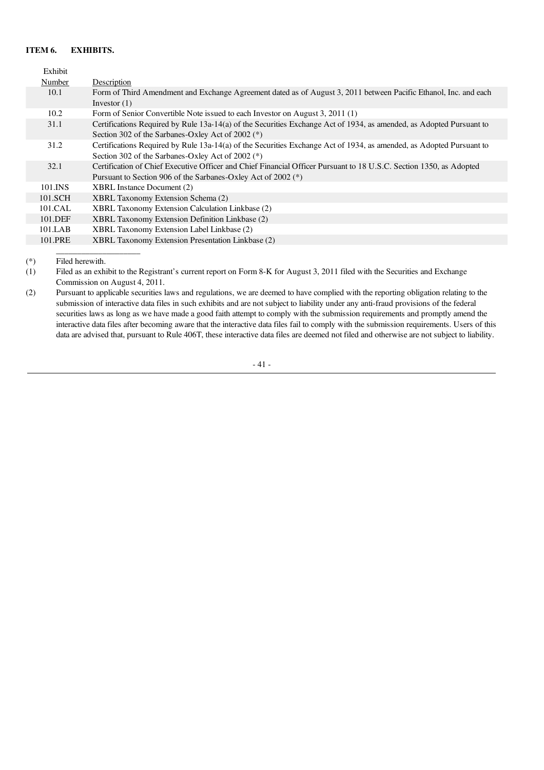## ITEM 6. EXHIBITS.

| Exhibit Number | Description |
|---|---|
| 10.1 | Form of Third Amendment and Exchange Agreement dated as of August 3, 2011 between Pacific Ethanol, Inc. and each Investor (1) |
| 10.2 | Form of Senior Convertible Note issued to each Investor on August 3, 2011 (1) |
| 31.1 | Certifications Required by Rule 13a-14(a) of the Securities Exchange Act of 1934, as amended, as Adopted Pursuant to Section 302 of the Sarbanes-Oxley Act of 2002 (*) |
| 31.2 | Certifications Required by Rule 13a-14(a) of the Securities Exchange Act of 1934, as amended, as Adopted Pursuant to Section 302 of the Sarbanes-Oxley Act of 2002 (*) |
| 32.1 | Certification of Chief Executive Officer and Chief Financial Officer Pursuant to 18 U.S.C. Section 1350, as Adopted Pursuant to Section 906 of the Sarbanes-Oxley Act of 2002 (*) |
| 101.INS | XBRL Instance Document (2) |
| 101.SCH | XBRL Taxonomy Extension Schema (2) |
| 101.CAL | XBRL Taxonomy Extension Calculation Linkbase (2) |
| 101.DEF | XBRL Taxonomy Extension Definition Linkbase (2) |
| 101.LAB | XBRL Taxonomy Extension Label Linkbase (2) |
| 101.PRE | XBRL Taxonomy Extension Presentation Linkbase (2) |

(*) Filed herewith.

(1) Filed as an exhibit to the Registrant's current report on Form 8-K for August 3, 2011 filed with the Securities and Exchange Commission on August 4, 2011.

(2) Pursuant to applicable securities laws and regulations, we are deemed to have complied with the reporting obligation relating to the submission of interactive data files in such exhibits and are not subject to liability under any anti-fraud provisions of the federal securities laws as long as we have made a good faith attempt to comply with the submission requirements and promptly amend the interactive data files after becoming aware that the interactive data files fail to comply with the submission requirements. Users of this data are advised that, pursuant to Rule 406T, these interactive data files are deemed not filed and otherwise are not subject to liability.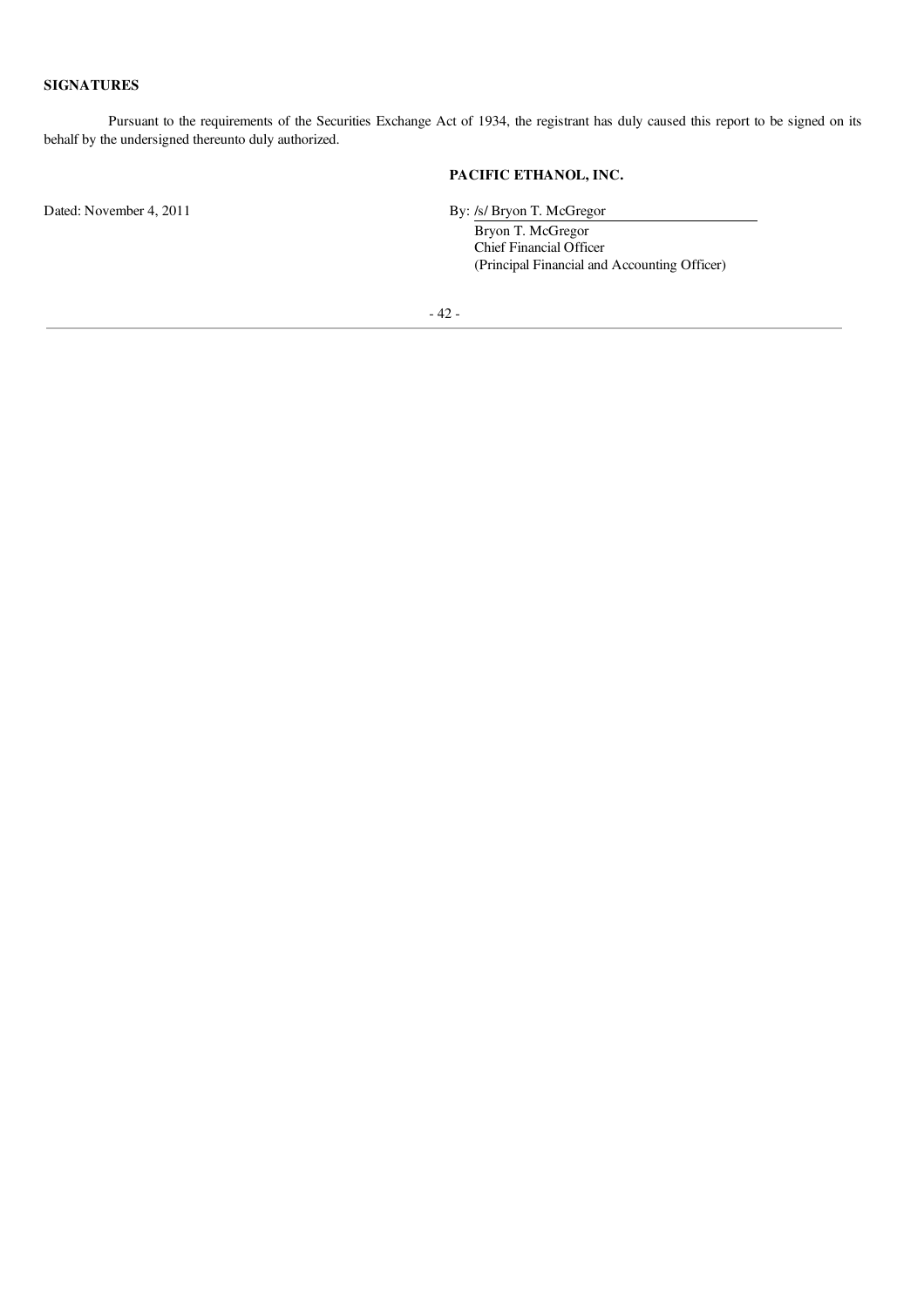**SIGNATURES**

Pursuant to the requirements of the Securities Exchange Act of 1934, the registrant has duly caused this report to be signed on its behalf by the undersigned thereunto duly authorized.

**PACIFIC ETHANOL, INC.**

Dated: November 4, 2011

By: /s/ Bryon T. McGregor
Bryon T. McGregor
Chief Financial Officer
(Principal Financial and Accounting Officer)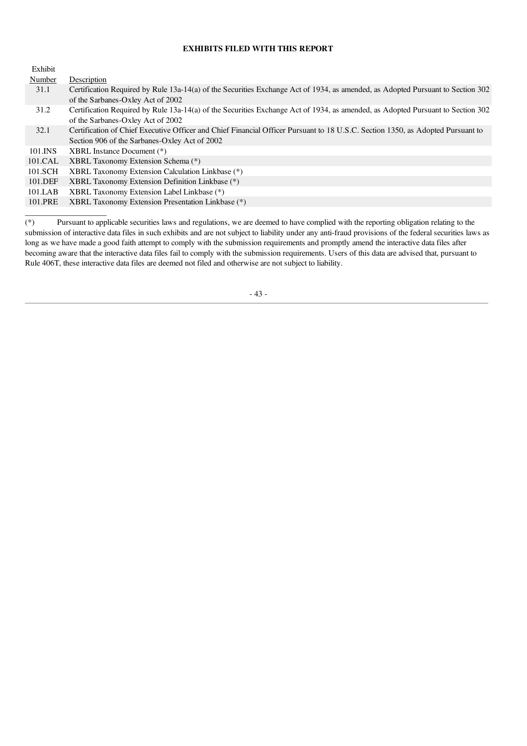**EXHIBITS FILED WITH THIS REPORT**

| Exhibit Number | Description |
|---|---|
| 31.1 | Certification Required by Rule 13a-14(a) of the Securities Exchange Act of 1934, as amended, as Adopted Pursuant to Section 302 of the Sarbanes-Oxley Act of 2002 |
| 31.2 | Certification Required by Rule 13a-14(a) of the Securities Exchange Act of 1934, as amended, as Adopted Pursuant to Section 302 of the Sarbanes-Oxley Act of 2002 |
| 32.1 | Certification of Chief Executive Officer and Chief Financial Officer Pursuant to 18 U.S.C. Section 1350, as Adopted Pursuant to Section 906 of the Sarbanes-Oxley Act of 2002 |
| 101.INS | XBRL Instance Document (*) |
| 101.CAL | XBRL Taxonomy Extension Schema (*) |
| 101.SCH | XBRL Taxonomy Extension Calculation Linkbase (*) |
| 101.DEF | XBRL Taxonomy Extension Definition Linkbase (*) |
| 101.LAB | XBRL Taxonomy Extension Label Linkbase (*) |
| 101.PRE | XBRL Taxonomy Extension Presentation Linkbase (*) |

(*) Pursuant to applicable securities laws and regulations, we are deemed to have complied with the reporting obligation relating to the submission of interactive data files in such exhibits and are not subject to liability under any anti-fraud provisions of the federal securities laws as long as we have made a good faith attempt to comply with the submission requirements and promptly amend the interactive data files after becoming aware that the interactive data files fail to comply with the submission requirements. Users of this data are advised that, pursuant to Rule 406T, these interactive data files are deemed not filed and otherwise are not subject to liability.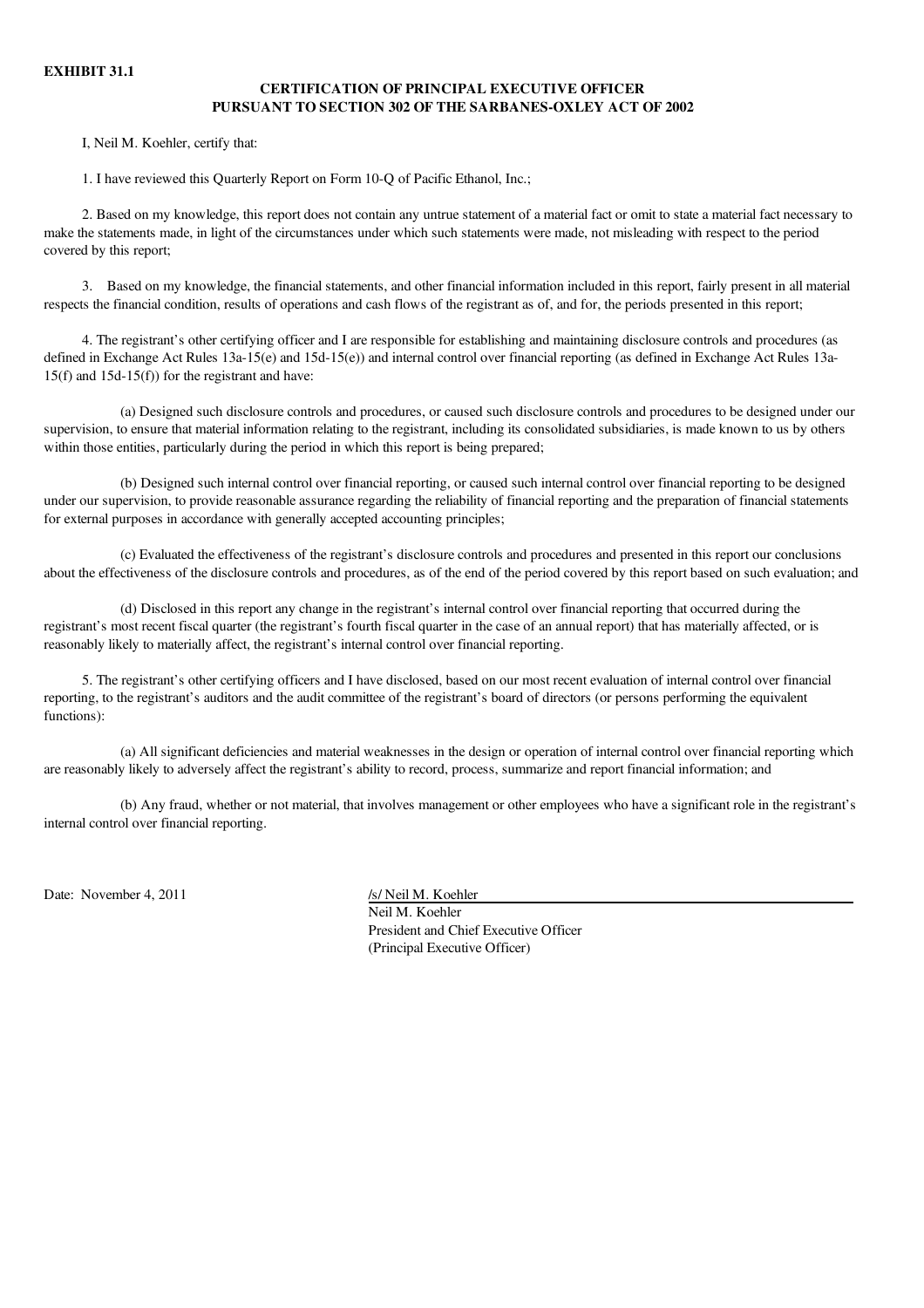**EXHIBIT 31.1**

**CERTIFICATION OF PRINCIPAL EXECUTIVE OFFICER
PURSUANT TO SECTION 302 OF THE SARBANES-OXLEY ACT OF 2002**

I, Neil M. Koehler, certify that:

1. I have reviewed this Quarterly Report on Form 10-Q of Pacific Ethanol, Inc.;

2. Based on my knowledge, this report does not contain any untrue statement of a material fact or omit to state a material fact necessary to make the statements made, in light of the circumstances under which such statements were made, not misleading with respect to the period covered by this report;

3. Based on my knowledge, the financial statements, and other financial information included in this report, fairly present in all material respects the financial condition, results of operations and cash flows of the registrant as of, and for, the periods presented in this report;

4. The registrant's other certifying officer and I are responsible for establishing and maintaining disclosure controls and procedures (as defined in Exchange Act Rules 13a-15(e) and 15d-15(e)) and internal control over financial reporting (as defined in Exchange Act Rules 13a-15(f) and 15d-15(f)) for the registrant and have:

(a) Designed such disclosure controls and procedures, or caused such disclosure controls and procedures to be designed under our supervision, to ensure that material information relating to the registrant, including its consolidated subsidiaries, is made known to us by others within those entities, particularly during the period in which this report is being prepared;

(b) Designed such internal control over financial reporting, or caused such internal control over financial reporting to be designed under our supervision, to provide reasonable assurance regarding the reliability of financial reporting and the preparation of financial statements for external purposes in accordance with generally accepted accounting principles;

(c) Evaluated the effectiveness of the registrant's disclosure controls and procedures and presented in this report our conclusions about the effectiveness of the disclosure controls and procedures, as of the end of the period covered by this report based on such evaluation; and

(d) Disclosed in this report any change in the registrant's internal control over financial reporting that occurred during the registrant's most recent fiscal quarter (the registrant's fourth fiscal quarter in the case of an annual report) that has materially affected, or is reasonably likely to materially affect, the registrant's internal control over financial reporting.

5. The registrant's other certifying officers and I have disclosed, based on our most recent evaluation of internal control over financial reporting, to the registrant's auditors and the audit committee of the registrant's board of directors (or persons performing the equivalent functions):

(a) All significant deficiencies and material weaknesses in the design or operation of internal control over financial reporting which are reasonably likely to adversely affect the registrant's ability to record, process, summarize and report financial information; and

(b) Any fraud, whether or not material, that involves management or other employees who have a significant role in the registrant's internal control over financial reporting.

Date: November 4, 2011

/s/ Neil M. Koehler
Neil M. Koehler
President and Chief Executive Officer
(Principal Executive Officer)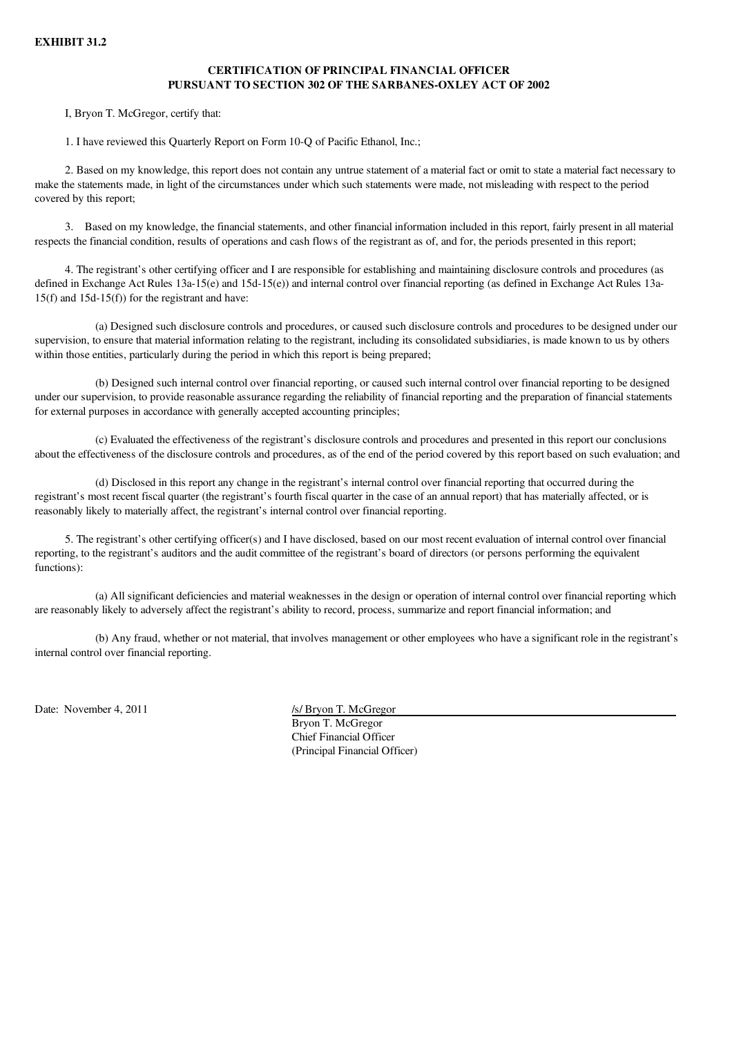**EXHIBIT 31.2**

**CERTIFICATION OF PRINCIPAL FINANCIAL OFFICER**
**PURSUANT TO SECTION 302 OF THE SARBANES-OXLEY ACT OF 2002**

I, Bryon T. McGregor, certify that:

1. I have reviewed this Quarterly Report on Form 10-Q of Pacific Ethanol, Inc.;

2. Based on my knowledge, this report does not contain any untrue statement of a material fact or omit to state a material fact necessary to make the statements made, in light of the circumstances under which such statements were made, not misleading with respect to the period covered by this report;

3. Based on my knowledge, the financial statements, and other financial information included in this report, fairly present in all material respects the financial condition, results of operations and cash flows of the registrant as of, and for, the periods presented in this report;

4. The registrant's other certifying officer and I are responsible for establishing and maintaining disclosure controls and procedures (as defined in Exchange Act Rules 13a-15(e) and 15d-15(e)) and internal control over financial reporting (as defined in Exchange Act Rules 13a-15(f) and 15d-15(f)) for the registrant and have:

(a) Designed such disclosure controls and procedures, or caused such disclosure controls and procedures to be designed under our supervision, to ensure that material information relating to the registrant, including its consolidated subsidiaries, is made known to us by others within those entities, particularly during the period in which this report is being prepared;

(b) Designed such internal control over financial reporting, or caused such internal control over financial reporting to be designed under our supervision, to provide reasonable assurance regarding the reliability of financial reporting and the preparation of financial statements for external purposes in accordance with generally accepted accounting principles;

(c) Evaluated the effectiveness of the registrant's disclosure controls and procedures and presented in this report our conclusions about the effectiveness of the disclosure controls and procedures, as of the end of the period covered by this report based on such evaluation; and

(d) Disclosed in this report any change in the registrant's internal control over financial reporting that occurred during the registrant's most recent fiscal quarter (the registrant's fourth fiscal quarter in the case of an annual report) that has materially affected, or is reasonably likely to materially affect, the registrant's internal control over financial reporting.

5. The registrant's other certifying officer(s) and I have disclosed, based on our most recent evaluation of internal control over financial reporting, to the registrant's auditors and the audit committee of the registrant's board of directors (or persons performing the equivalent functions):

(a) All significant deficiencies and material weaknesses in the design or operation of internal control over financial reporting which are reasonably likely to adversely affect the registrant's ability to record, process, summarize and report financial information; and

(b) Any fraud, whether or not material, that involves management or other employees who have a significant role in the registrant's internal control over financial reporting.

Date: November 4, 2011

/s/ Bryon T. McGregor
Bryon T. McGregor
Chief Financial Officer
(Principal Financial Officer)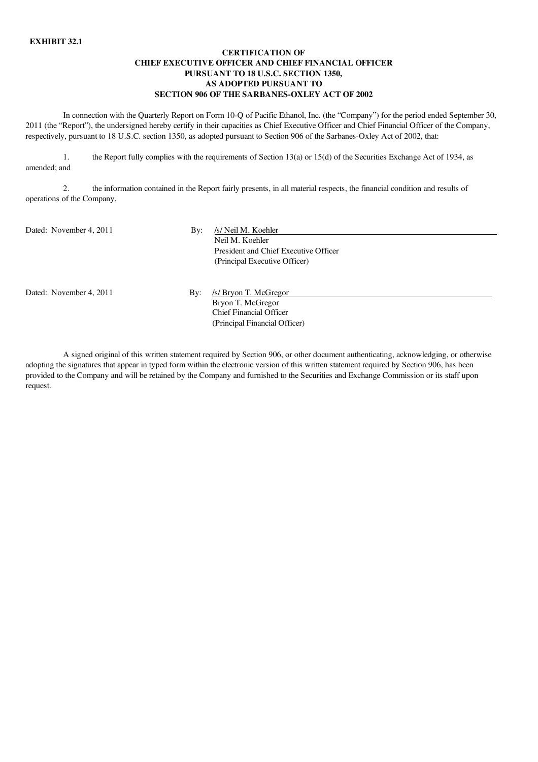**EXHIBIT 32.1**

**CERTIFICATION OF**
**CHIEF EXECUTIVE OFFICER AND CHIEF FINANCIAL OFFICER**
**PURSUANT TO 18 U.S.C. SECTION 1350,**
**AS ADOPTED PURSUANT TO**
**SECTION 906 OF THE SARBANES-OXLEY ACT OF 2002**

In connection with the Quarterly Report on Form 10-Q of Pacific Ethanol, Inc. (the "Company") for the period ended September 30, 2011 (the "Report"), the undersigned hereby certify in their capacities as Chief Executive Officer and Chief Financial Officer of the Company, respectively, pursuant to 18 U.S.C. section 1350, as adopted pursuant to Section 906 of the Sarbanes-Oxley Act of 2002, that:

1. the Report fully complies with the requirements of Section 13(a) or 15(d) of the Securities Exchange Act of 1934, as amended; and

2. the information contained in the Report fairly presents, in all material respects, the financial condition and results of operations of the Company.

Dated: November 4, 2011

By: /s/ Neil M. Koehler
Neil M. Koehler
President and Chief Executive Officer
(Principal Executive Officer)

Dated: November 4, 2011

By: /s/ Bryon T. McGregor
Bryon T. McGregor
Chief Financial Officer
(Principal Financial Officer)

A signed original of this written statement required by Section 906, or other document authenticating, acknowledging, or otherwise adopting the signatures that appear in typed form within the electronic version of this written statement required by Section 906, has been provided to the Company and will be retained by the Company and furnished to the Securities and Exchange Commission or its staff upon request.